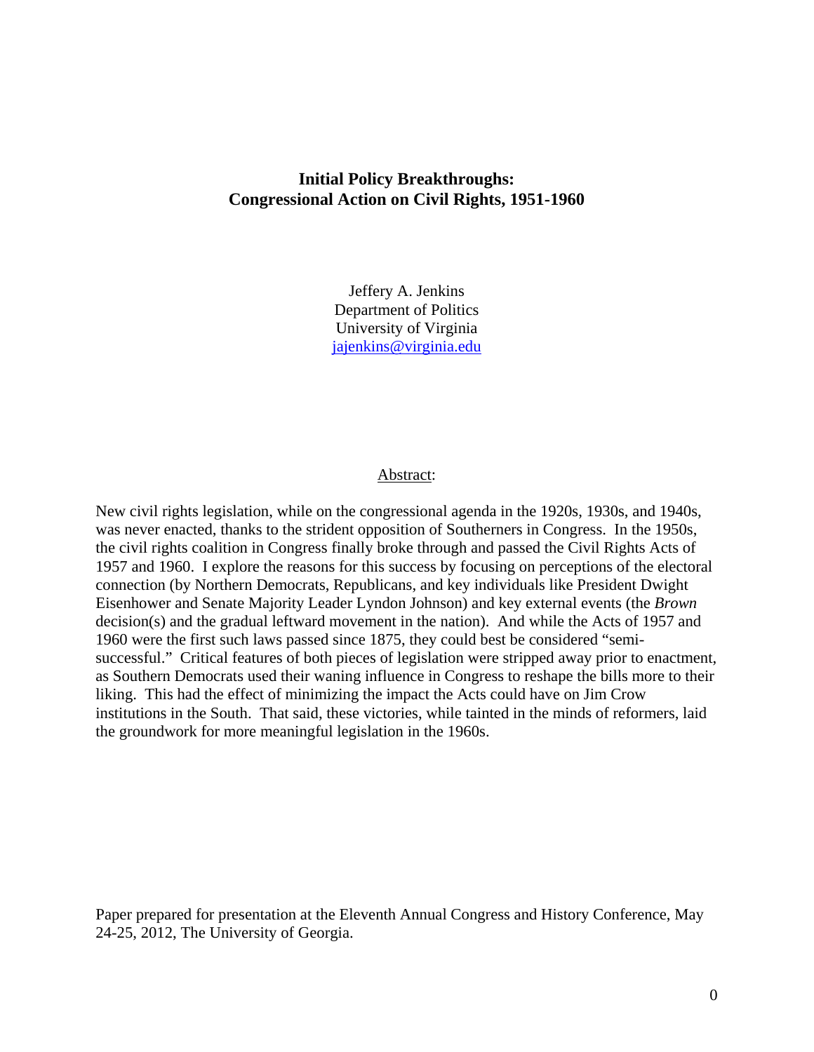# Initial Policy Breakthroughs:
# Congressional Action on Civil Rights, 1951-1960

Jeffery A. Jenkins
Department of Politics
University of Virginia
jajenkins@virginia.edu

Abstract:

New civil rights legislation, while on the congressional agenda in the 1920s, 1930s, and 1940s, was never enacted, thanks to the strident opposition of Southerners in Congress. In the 1950s, the civil rights coalition in Congress finally broke through and passed the Civil Rights Acts of 1957 and 1960. I explore the reasons for this success by focusing on perceptions of the electoral connection (by Northern Democrats, Republicans, and key individuals like President Dwight Eisenhower and Senate Majority Leader Lyndon Johnson) and key external events (the *Brown* decision(s) and the gradual leftward movement in the nation). And while the Acts of 1957 and 1960 were the first such laws passed since 1875, they could best be considered "semi-successful." Critical features of both pieces of legislation were stripped away prior to enactment, as Southern Democrats used their waning influence in Congress to reshape the bills more to their liking. This had the effect of minimizing the impact the Acts could have on Jim Crow institutions in the South. That said, these victories, while tainted in the minds of reformers, laid the groundwork for more meaningful legislation in the 1960s.

Paper prepared for presentation at the Eleventh Annual Congress and History Conference, May 24-25, 2012, The University of Georgia.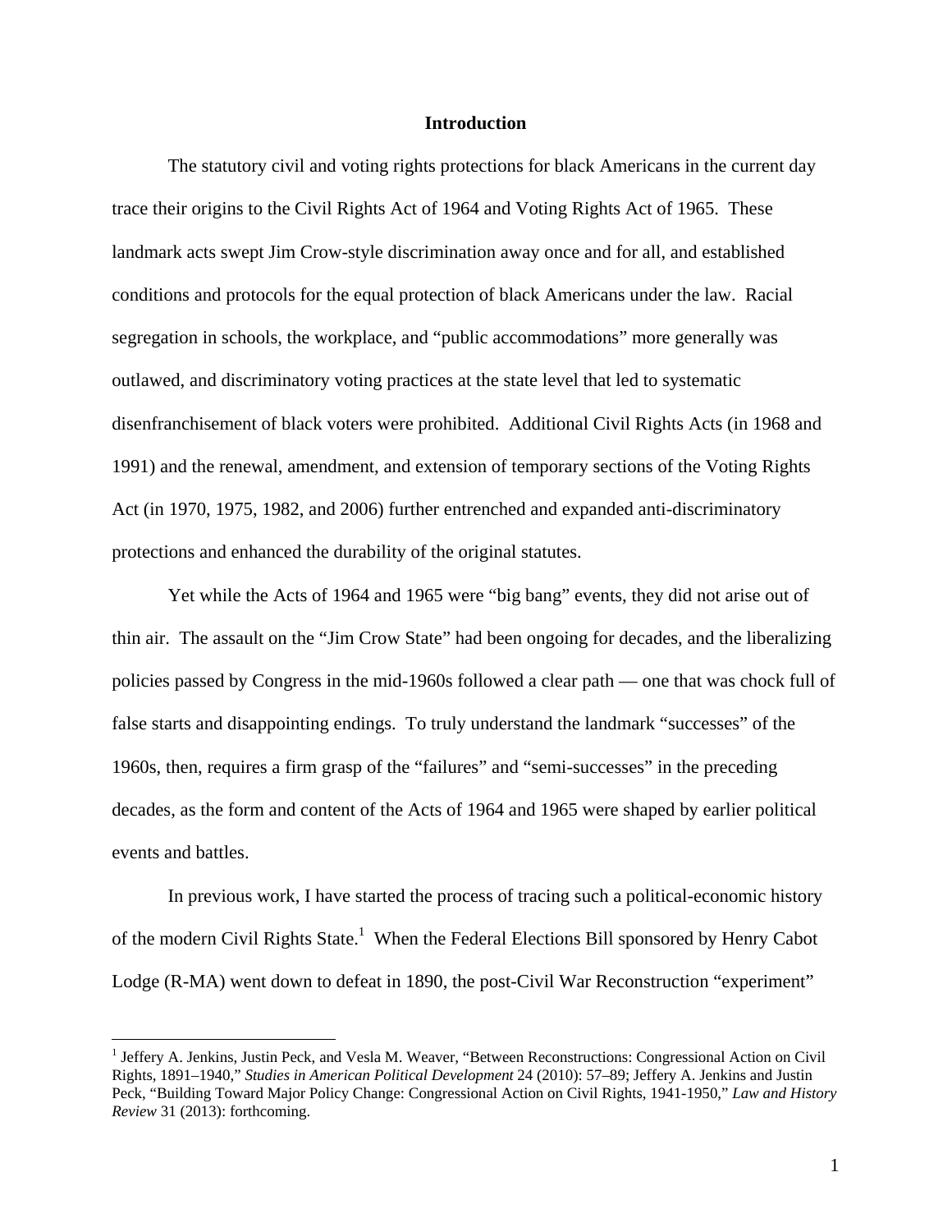## Introduction

The statutory civil and voting rights protections for black Americans in the current day trace their origins to the Civil Rights Act of 1964 and Voting Rights Act of 1965. These landmark acts swept Jim Crow-style discrimination away once and for all, and established conditions and protocols for the equal protection of black Americans under the law. Racial segregation in schools, the workplace, and "public accommodations" more generally was outlawed, and discriminatory voting practices at the state level that led to systematic disenfranchisement of black voters were prohibited. Additional Civil Rights Acts (in 1968 and 1991) and the renewal, amendment, and extension of temporary sections of the Voting Rights Act (in 1970, 1975, 1982, and 2006) further entrenched and expanded anti-discriminatory protections and enhanced the durability of the original statutes.

Yet while the Acts of 1964 and 1965 were "big bang" events, they did not arise out of thin air. The assault on the "Jim Crow State" had been ongoing for decades, and the liberalizing policies passed by Congress in the mid-1960s followed a clear path — one that was chock full of false starts and disappointing endings. To truly understand the landmark "successes" of the 1960s, then, requires a firm grasp of the "failures" and "semi-successes" in the preceding decades, as the form and content of the Acts of 1964 and 1965 were shaped by earlier political events and battles.

In previous work, I have started the process of tracing such a political-economic history of the modern Civil Rights State.[1] When the Federal Elections Bill sponsored by Henry Cabot Lodge (R-MA) went down to defeat in 1890, the post-Civil War Reconstruction "experiment"

[1] Jeffery A. Jenkins, Justin Peck, and Vesla M. Weaver, "Between Reconstructions: Congressional Action on Civil Rights, 1891–1940," *Studies in American Political Development* 24 (2010): 57–89; Jeffery A. Jenkins and Justin Peck, "Building Toward Major Policy Change: Congressional Action on Civil Rights, 1941-1950," *Law and History Review* 31 (2013): forthcoming.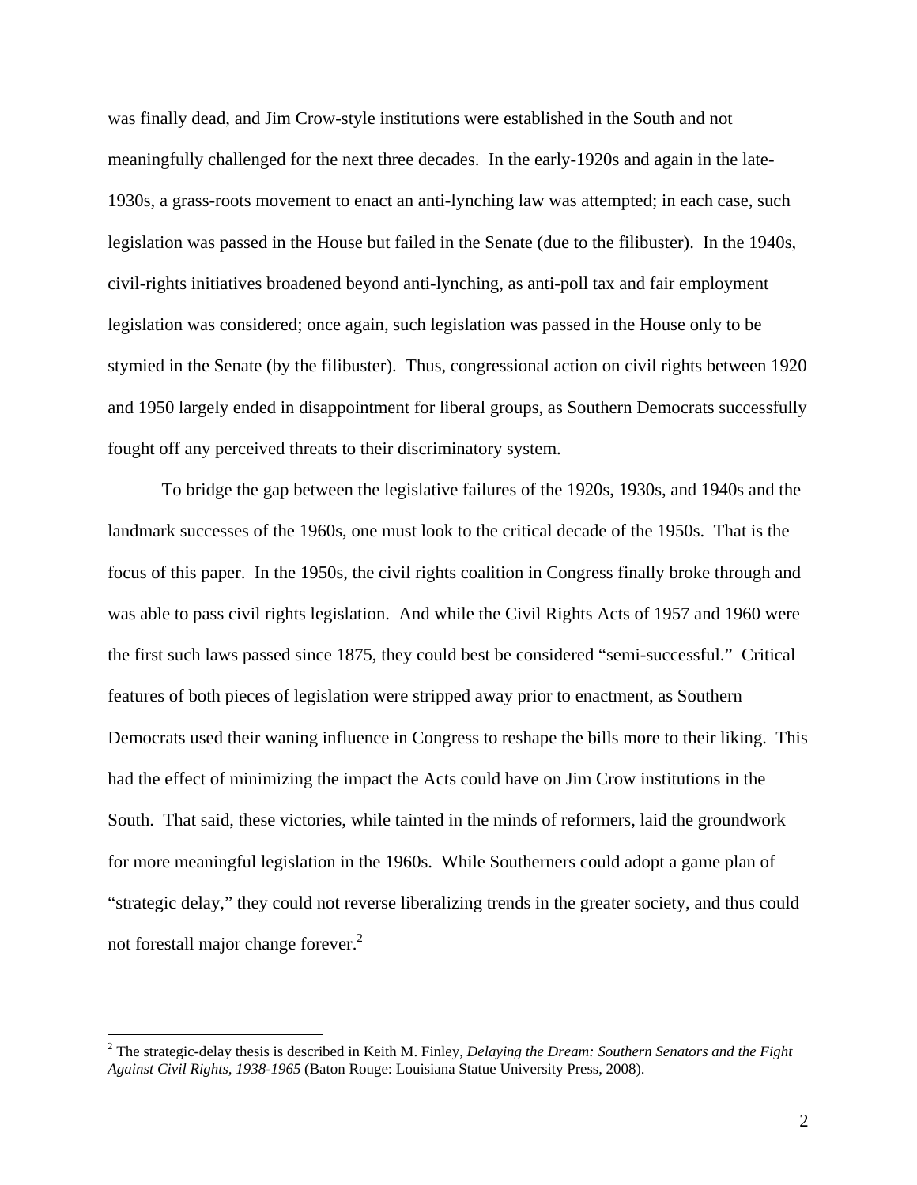was finally dead, and Jim Crow-style institutions were established in the South and not meaningfully challenged for the next three decades. In the early-1920s and again in the late-1930s, a grass-roots movement to enact an anti-lynching law was attempted; in each case, such legislation was passed in the House but failed in the Senate (due to the filibuster). In the 1940s, civil-rights initiatives broadened beyond anti-lynching, as anti-poll tax and fair employment legislation was considered; once again, such legislation was passed in the House only to be stymied in the Senate (by the filibuster). Thus, congressional action on civil rights between 1920 and 1950 largely ended in disappointment for liberal groups, as Southern Democrats successfully fought off any perceived threats to their discriminatory system.

To bridge the gap between the legislative failures of the 1920s, 1930s, and 1940s and the landmark successes of the 1960s, one must look to the critical decade of the 1950s. That is the focus of this paper. In the 1950s, the civil rights coalition in Congress finally broke through and was able to pass civil rights legislation. And while the Civil Rights Acts of 1957 and 1960 were the first such laws passed since 1875, they could best be considered "semi-successful." Critical features of both pieces of legislation were stripped away prior to enactment, as Southern Democrats used their waning influence in Congress to reshape the bills more to their liking. This had the effect of minimizing the impact the Acts could have on Jim Crow institutions in the South. That said, these victories, while tainted in the minds of reformers, laid the groundwork for more meaningful legislation in the 1960s. While Southerners could adopt a game plan of "strategic delay," they could not reverse liberalizing trends in the greater society, and thus could not forestall major change forever.[2]

---

[2] The strategic-delay thesis is described in Keith M. Finley, *Delaying the Dream: Southern Senators and the Fight Against Civil Rights, 1938-1965* (Baton Rouge: Louisiana Statue University Press, 2008).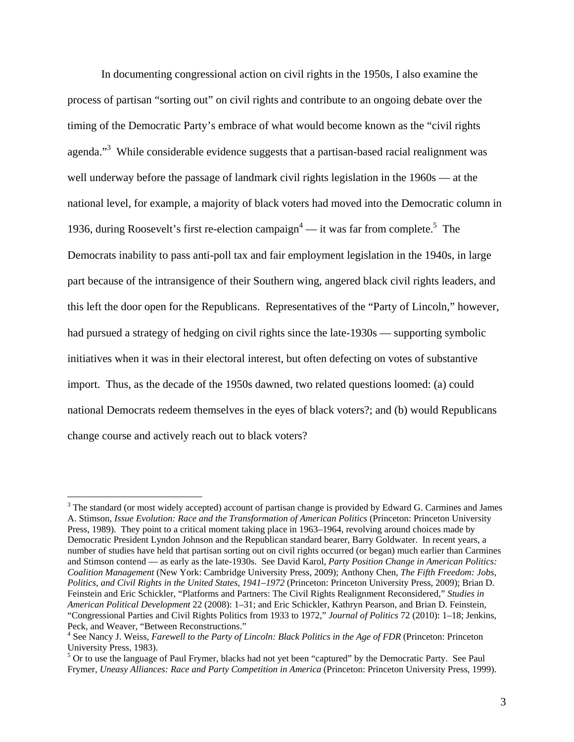In documenting congressional action on civil rights in the 1950s, I also examine the process of partisan "sorting out" on civil rights and contribute to an ongoing debate over the timing of the Democratic Party's embrace of what would become known as the "civil rights agenda."[3] While considerable evidence suggests that a partisan-based racial realignment was well underway before the passage of landmark civil rights legislation in the 1960s — at the national level, for example, a majority of black voters had moved into the Democratic column in 1936, during Roosevelt's first re-election campaign[4] — it was far from complete.[5] The Democrats inability to pass anti-poll tax and fair employment legislation in the 1940s, in large part because of the intransigence of their Southern wing, angered black civil rights leaders, and this left the door open for the Republicans. Representatives of the "Party of Lincoln," however, had pursued a strategy of hedging on civil rights since the late-1930s — supporting symbolic initiatives when it was in their electoral interest, but often defecting on votes of substantive import. Thus, as the decade of the 1950s dawned, two related questions loomed: (a) could national Democrats redeem themselves in the eyes of black voters?; and (b) would Republicans change course and actively reach out to black voters?

---

[3] The standard (or most widely accepted) account of partisan change is provided by Edward G. Carmines and James A. Stimson, *Issue Evolution: Race and the Transformation of American Politics* (Princeton: Princeton University Press, 1989). They point to a critical moment taking place in 1963–1964, revolving around choices made by Democratic President Lyndon Johnson and the Republican standard bearer, Barry Goldwater. In recent years, a number of studies have held that partisan sorting out on civil rights occurred (or began) much earlier than Carmines and Stimson contend — as early as the late-1930s. See David Karol, *Party Position Change in American Politics: Coalition Management* (New York: Cambridge University Press, 2009); Anthony Chen, *The Fifth Freedom: Jobs, Politics, and Civil Rights in the United States, 1941–1972* (Princeton: Princeton University Press, 2009); Brian D. Feinstein and Eric Schickler, "Platforms and Partners: The Civil Rights Realignment Reconsidered," *Studies in American Political Development* 22 (2008): 1–31; and Eric Schickler, Kathryn Pearson, and Brian D. Feinstein, "Congressional Parties and Civil Rights Politics from 1933 to 1972," *Journal of Politics* 72 (2010): 1–18; Jenkins, Peck, and Weaver, "Between Reconstructions."

[4] See Nancy J. Weiss, *Farewell to the Party of Lincoln: Black Politics in the Age of FDR* (Princeton: Princeton University Press, 1983).

[5] Or to use the language of Paul Frymer, blacks had not yet been "captured" by the Democratic Party. See Paul Frymer, *Uneasy Alliances: Race and Party Competition in America* (Princeton: Princeton University Press, 1999).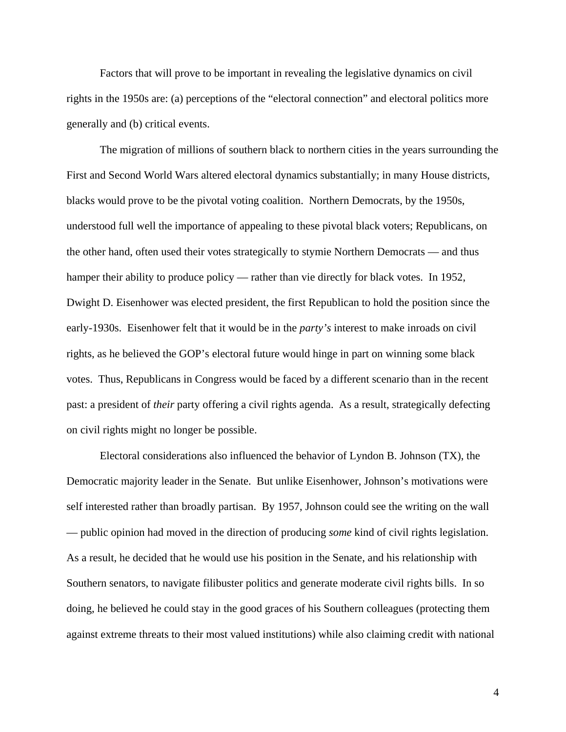Factors that will prove to be important in revealing the legislative dynamics on civil rights in the 1950s are: (a) perceptions of the "electoral connection" and electoral politics more generally and (b) critical events.

The migration of millions of southern black to northern cities in the years surrounding the First and Second World Wars altered electoral dynamics substantially; in many House districts, blacks would prove to be the pivotal voting coalition. Northern Democrats, by the 1950s, understood full well the importance of appealing to these pivotal black voters; Republicans, on the other hand, often used their votes strategically to stymie Northern Democrats — and thus hamper their ability to produce policy — rather than vie directly for black votes. In 1952, Dwight D. Eisenhower was elected president, the first Republican to hold the position since the early-1930s. Eisenhower felt that it would be in the *party's* interest to make inroads on civil rights, as he believed the GOP's electoral future would hinge in part on winning some black votes. Thus, Republicans in Congress would be faced by a different scenario than in the recent past: a president of *their* party offering a civil rights agenda. As a result, strategically defecting on civil rights might no longer be possible.

Electoral considerations also influenced the behavior of Lyndon B. Johnson (TX), the Democratic majority leader in the Senate. But unlike Eisenhower, Johnson's motivations were self interested rather than broadly partisan. By 1957, Johnson could see the writing on the wall — public opinion had moved in the direction of producing *some* kind of civil rights legislation. As a result, he decided that he would use his position in the Senate, and his relationship with Southern senators, to navigate filibuster politics and generate moderate civil rights bills. In so doing, he believed he could stay in the good graces of his Southern colleagues (protecting them against extreme threats to their most valued institutions) while also claiming credit with national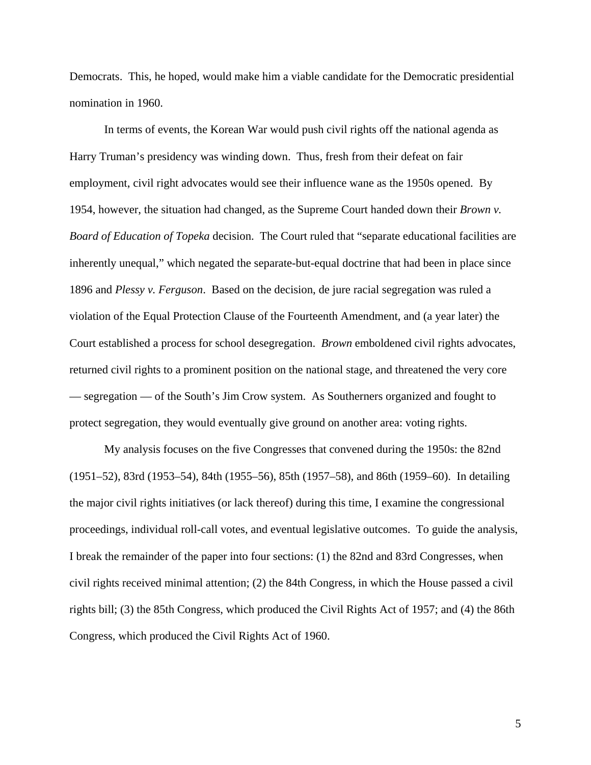Democrats. This, he hoped, would make him a viable candidate for the Democratic presidential nomination in 1960.

In terms of events, the Korean War would push civil rights off the national agenda as Harry Truman's presidency was winding down. Thus, fresh from their defeat on fair employment, civil right advocates would see their influence wane as the 1950s opened. By 1954, however, the situation had changed, as the Supreme Court handed down their *Brown v. Board of Education of Topeka* decision. The Court ruled that "separate educational facilities are inherently unequal," which negated the separate-but-equal doctrine that had been in place since 1896 and *Plessy v. Ferguson*. Based on the decision, de jure racial segregation was ruled a violation of the Equal Protection Clause of the Fourteenth Amendment, and (a year later) the Court established a process for school desegregation. *Brown* emboldened civil rights advocates, returned civil rights to a prominent position on the national stage, and threatened the very core — segregation — of the South's Jim Crow system. As Southerners organized and fought to protect segregation, they would eventually give ground on another area: voting rights.

My analysis focuses on the five Congresses that convened during the 1950s: the 82nd (1951–52), 83rd (1953–54), 84th (1955–56), 85th (1957–58), and 86th (1959–60). In detailing the major civil rights initiatives (or lack thereof) during this time, I examine the congressional proceedings, individual roll-call votes, and eventual legislative outcomes. To guide the analysis, I break the remainder of the paper into four sections: (1) the 82nd and 83rd Congresses, when civil rights received minimal attention; (2) the 84th Congress, in which the House passed a civil rights bill; (3) the 85th Congress, which produced the Civil Rights Act of 1957; and (4) the 86th Congress, which produced the Civil Rights Act of 1960.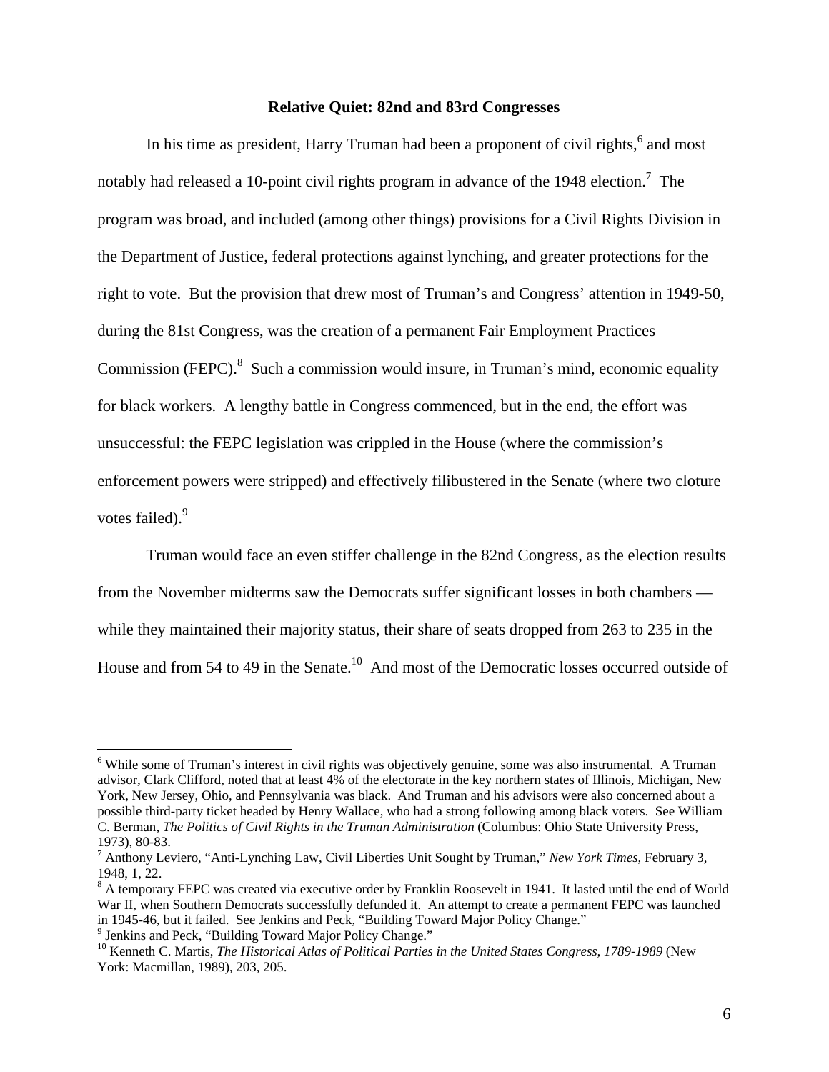## Relative Quiet: 82nd and 83rd Congresses

In his time as president, Harry Truman had been a proponent of civil rights,[6] and most notably had released a 10-point civil rights program in advance of the 1948 election.[7] The program was broad, and included (among other things) provisions for a Civil Rights Division in the Department of Justice, federal protections against lynching, and greater protections for the right to vote. But the provision that drew most of Truman's and Congress' attention in 1949-50, during the 81st Congress, was the creation of a permanent Fair Employment Practices Commission (FEPC).[8] Such a commission would insure, in Truman's mind, economic equality for black workers. A lengthy battle in Congress commenced, but in the end, the effort was unsuccessful: the FEPC legislation was crippled in the House (where the commission's enforcement powers were stripped) and effectively filibustered in the Senate (where two cloture votes failed).[9]

Truman would face an even stiffer challenge in the 82nd Congress, as the election results from the November midterms saw the Democrats suffer significant losses in both chambers — while they maintained their majority status, their share of seats dropped from 263 to 235 in the House and from 54 to 49 in the Senate.[10] And most of the Democratic losses occurred outside of

---

[6] While some of Truman's interest in civil rights was objectively genuine, some was also instrumental. A Truman advisor, Clark Clifford, noted that at least 4% of the electorate in the key northern states of Illinois, Michigan, New York, New Jersey, Ohio, and Pennsylvania was black. And Truman and his advisors were also concerned about a possible third-party ticket headed by Henry Wallace, who had a strong following among black voters. See William C. Berman, *The Politics of Civil Rights in the Truman Administration* (Columbus: Ohio State University Press, 1973), 80-83.

[7] Anthony Leviero, "Anti-Lynching Law, Civil Liberties Unit Sought by Truman," *New York Times*, February 3, 1948, 1, 22.

[8] A temporary FEPC was created via executive order by Franklin Roosevelt in 1941. It lasted until the end of World War II, when Southern Democrats successfully defunded it. An attempt to create a permanent FEPC was launched in 1945-46, but it failed. See Jenkins and Peck, "Building Toward Major Policy Change."

[9] Jenkins and Peck, "Building Toward Major Policy Change."

[10] Kenneth C. Martis, *The Historical Atlas of Political Parties in the United States Congress, 1789-1989* (New York: Macmillan, 1989), 203, 205.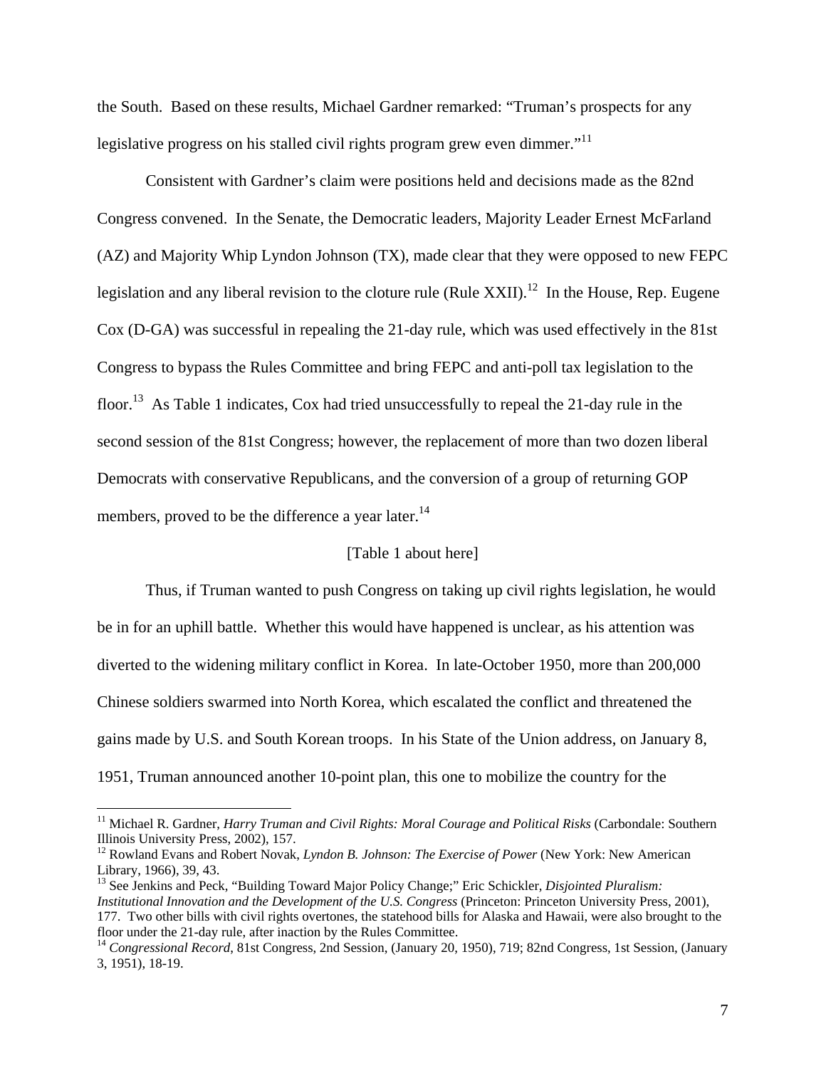the South. Based on these results, Michael Gardner remarked: "Truman's prospects for any legislative progress on his stalled civil rights program grew even dimmer."[11]

Consistent with Gardner's claim were positions held and decisions made as the 82nd Congress convened. In the Senate, the Democratic leaders, Majority Leader Ernest McFarland (AZ) and Majority Whip Lyndon Johnson (TX), made clear that they were opposed to new FEPC legislation and any liberal revision to the cloture rule (Rule XXII).[12] In the House, Rep. Eugene Cox (D-GA) was successful in repealing the 21-day rule, which was used effectively in the 81st Congress to bypass the Rules Committee and bring FEPC and anti-poll tax legislation to the floor.[13] As Table 1 indicates, Cox had tried unsuccessfully to repeal the 21-day rule in the second session of the 81st Congress; however, the replacement of more than two dozen liberal Democrats with conservative Republicans, and the conversion of a group of returning GOP members, proved to be the difference a year later.[14]

[Table 1 about here]

Thus, if Truman wanted to push Congress on taking up civil rights legislation, he would be in for an uphill battle. Whether this would have happened is unclear, as his attention was diverted to the widening military conflict in Korea. In late-October 1950, more than 200,000 Chinese soldiers swarmed into North Korea, which escalated the conflict and threatened the gains made by U.S. and South Korean troops. In his State of the Union address, on January 8, 1951, Truman announced another 10-point plan, this one to mobilize the country for the

---

[11] Michael R. Gardner, *Harry Truman and Civil Rights: Moral Courage and Political Risks* (Carbondale: Southern Illinois University Press, 2002), 157.

[12] Rowland Evans and Robert Novak, *Lyndon B. Johnson: The Exercise of Power* (New York: New American Library, 1966), 39, 43.

[13] See Jenkins and Peck, "Building Toward Major Policy Change;" Eric Schickler, *Disjointed Pluralism: Institutional Innovation and the Development of the U.S. Congress* (Princeton: Princeton University Press, 2001), 177. Two other bills with civil rights overtones, the statehood bills for Alaska and Hawaii, were also brought to the floor under the 21-day rule, after inaction by the Rules Committee.

[14] *Congressional Record*, 81st Congress, 2nd Session, (January 20, 1950), 719; 82nd Congress, 1st Session, (January 3, 1951), 18-19.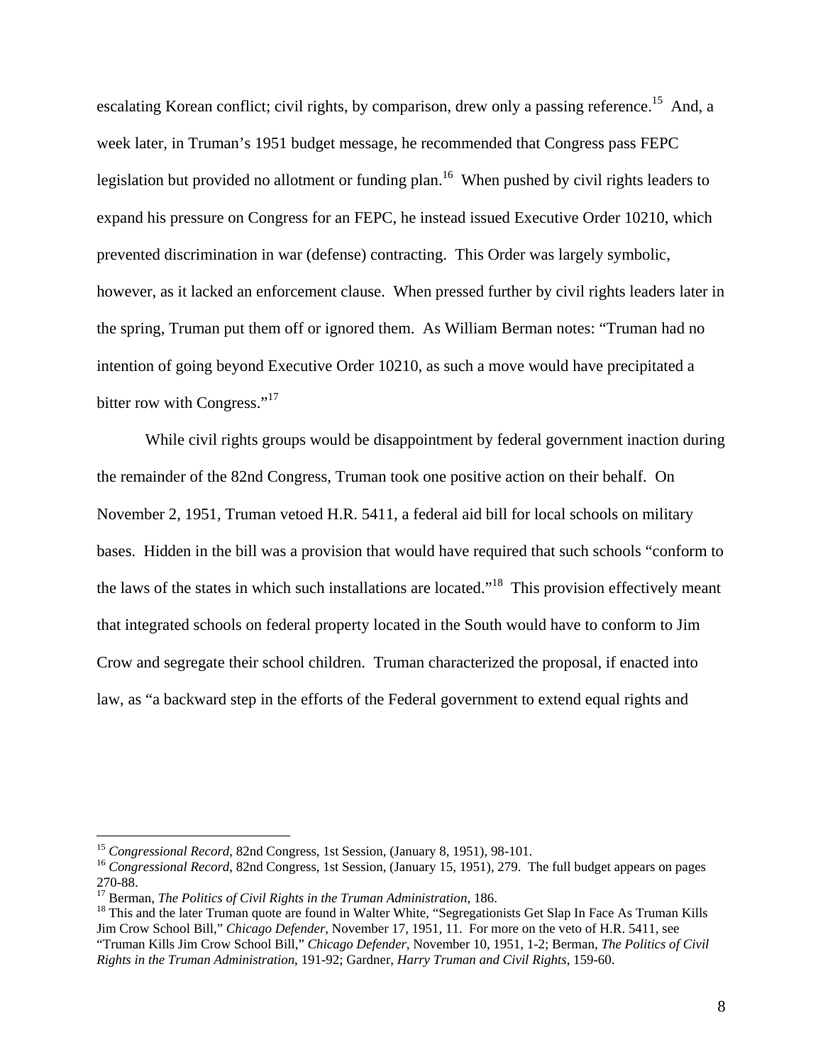escalating Korean conflict; civil rights, by comparison, drew only a passing reference.[15] And, a week later, in Truman's 1951 budget message, he recommended that Congress pass FEPC legislation but provided no allotment or funding plan.[16] When pushed by civil rights leaders to expand his pressure on Congress for an FEPC, he instead issued Executive Order 10210, which prevented discrimination in war (defense) contracting. This Order was largely symbolic, however, as it lacked an enforcement clause. When pressed further by civil rights leaders later in the spring, Truman put them off or ignored them. As William Berman notes: "Truman had no intention of going beyond Executive Order 10210, as such a move would have precipitated a bitter row with Congress."[17]

While civil rights groups would be disappointment by federal government inaction during the remainder of the 82nd Congress, Truman took one positive action on their behalf. On November 2, 1951, Truman vetoed H.R. 5411, a federal aid bill for local schools on military bases. Hidden in the bill was a provision that would have required that such schools "conform to the laws of the states in which such installations are located."[18] This provision effectively meant that integrated schools on federal property located in the South would have to conform to Jim Crow and segregate their school children. Truman characterized the proposal, if enacted into law, as "a backward step in the efforts of the Federal government to extend equal rights and

---

[15] *Congressional Record*, 82nd Congress, 1st Session, (January 8, 1951), 98-101.

[16] *Congressional Record*, 82nd Congress, 1st Session, (January 15, 1951), 279. The full budget appears on pages 270-88.

[17] Berman, *The Politics of Civil Rights in the Truman Administration*, 186.

[18] This and the later Truman quote are found in Walter White, "Segregationists Get Slap In Face As Truman Kills Jim Crow School Bill," *Chicago Defender*, November 17, 1951, 11. For more on the veto of H.R. 5411, see "Truman Kills Jim Crow School Bill," *Chicago Defender*, November 10, 1951, 1-2; Berman, *The Politics of Civil Rights in the Truman Administration*, 191-92; Gardner, *Harry Truman and Civil Rights*, 159-60.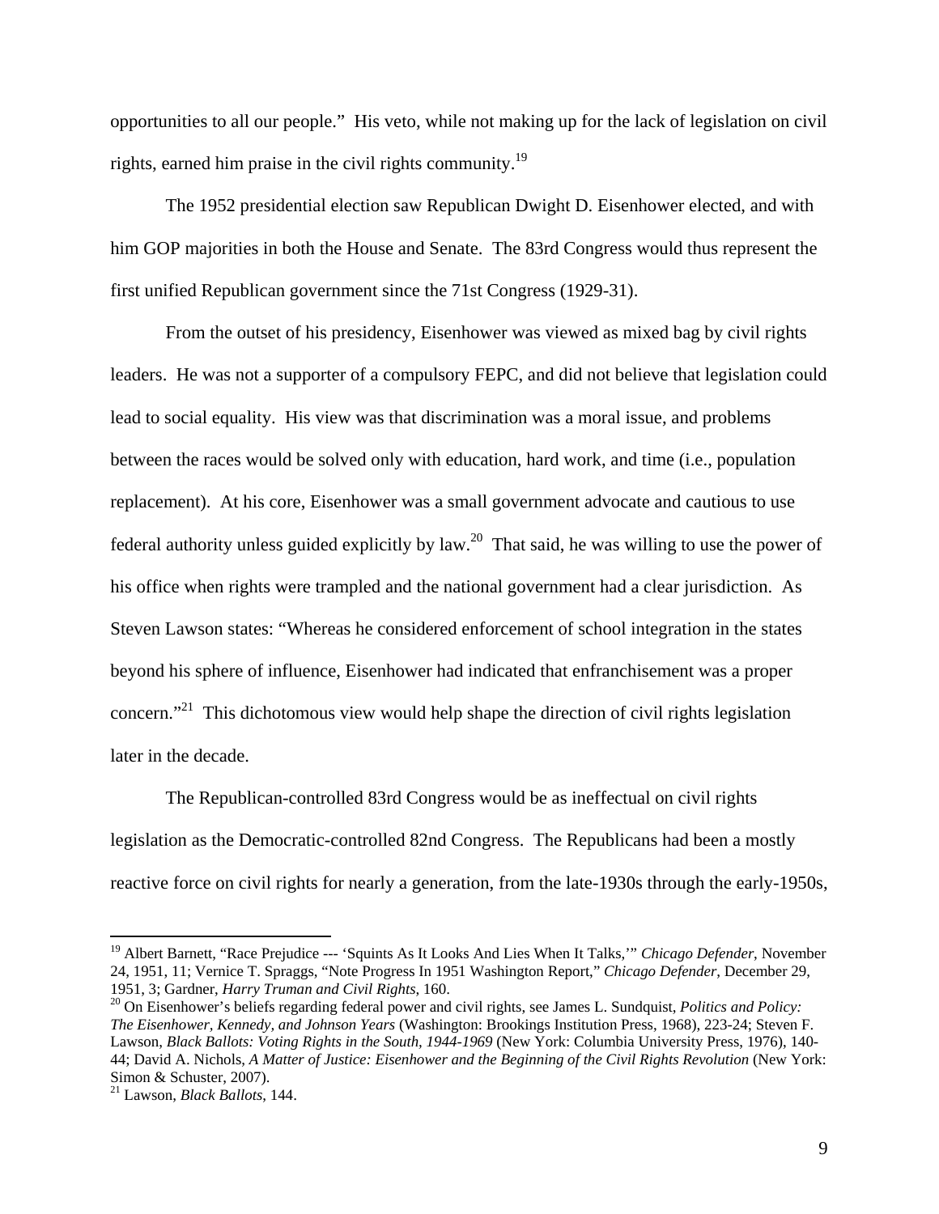opportunities to all our people." His veto, while not making up for the lack of legislation on civil rights, earned him praise in the civil rights community.[19]

The 1952 presidential election saw Republican Dwight D. Eisenhower elected, and with him GOP majorities in both the House and Senate. The 83rd Congress would thus represent the first unified Republican government since the 71st Congress (1929-31).

From the outset of his presidency, Eisenhower was viewed as mixed bag by civil rights leaders. He was not a supporter of a compulsory FEPC, and did not believe that legislation could lead to social equality. His view was that discrimination was a moral issue, and problems between the races would be solved only with education, hard work, and time (i.e., population replacement). At his core, Eisenhower was a small government advocate and cautious to use federal authority unless guided explicitly by law.[20] That said, he was willing to use the power of his office when rights were trampled and the national government had a clear jurisdiction. As Steven Lawson states: "Whereas he considered enforcement of school integration in the states beyond his sphere of influence, Eisenhower had indicated that enfranchisement was a proper concern."[21] This dichotomous view would help shape the direction of civil rights legislation later in the decade.

The Republican-controlled 83rd Congress would be as ineffectual on civil rights legislation as the Democratic-controlled 82nd Congress. The Republicans had been a mostly reactive force on civil rights for nearly a generation, from the late-1930s through the early-1950s,

---

[19] Albert Barnett, "Race Prejudice --- 'Squints As It Looks And Lies When It Talks,'" *Chicago Defender*, November 24, 1951, 11; Vernice T. Spraggs, "Note Progress In 1951 Washington Report," *Chicago Defender*, December 29, 1951, 3; Gardner, *Harry Truman and Civil Rights*, 160.

[20] On Eisenhower's beliefs regarding federal power and civil rights, see James L. Sundquist, *Politics and Policy: The Eisenhower, Kennedy, and Johnson Years* (Washington: Brookings Institution Press, 1968), 223-24; Steven F. Lawson, *Black Ballots: Voting Rights in the South, 1944-1969* (New York: Columbia University Press, 1976), 140-44; David A. Nichols, *A Matter of Justice: Eisenhower and the Beginning of the Civil Rights Revolution* (New York: Simon & Schuster, 2007).

[21] Lawson, *Black Ballots*, 144.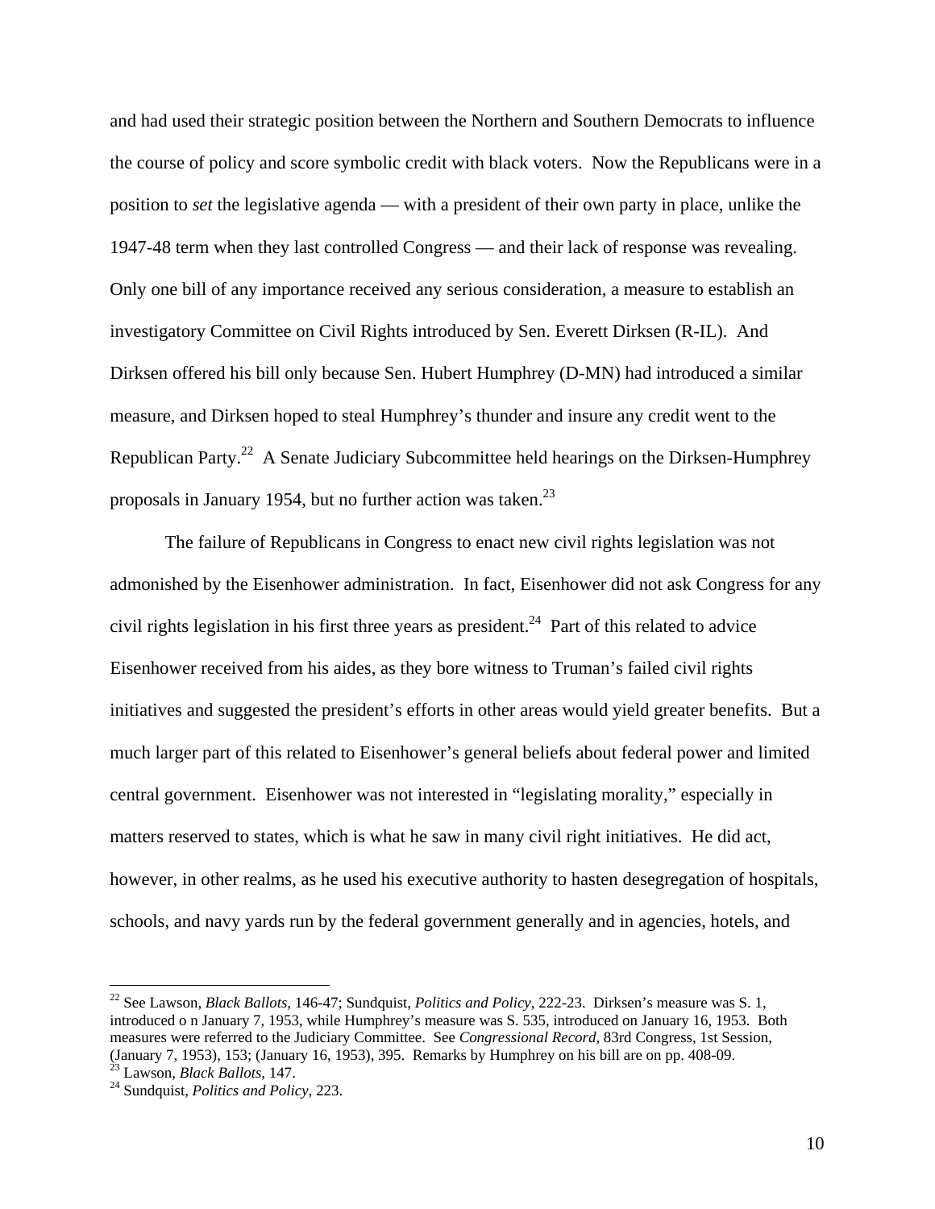and had used their strategic position between the Northern and Southern Democrats to influence the course of policy and score symbolic credit with black voters. Now the Republicans were in a position to *set* the legislative agenda — with a president of their own party in place, unlike the 1947-48 term when they last controlled Congress — and their lack of response was revealing. Only one bill of any importance received any serious consideration, a measure to establish an investigatory Committee on Civil Rights introduced by Sen. Everett Dirksen (R-IL). And Dirksen offered his bill only because Sen. Hubert Humphrey (D-MN) had introduced a similar measure, and Dirksen hoped to steal Humphrey's thunder and insure any credit went to the Republican Party.[22] A Senate Judiciary Subcommittee held hearings on the Dirksen-Humphrey proposals in January 1954, but no further action was taken.[23]

The failure of Republicans in Congress to enact new civil rights legislation was not admonished by the Eisenhower administration. In fact, Eisenhower did not ask Congress for any civil rights legislation in his first three years as president.[24] Part of this related to advice Eisenhower received from his aides, as they bore witness to Truman's failed civil rights initiatives and suggested the president's efforts in other areas would yield greater benefits. But a much larger part of this related to Eisenhower's general beliefs about federal power and limited central government. Eisenhower was not interested in "legislating morality," especially in matters reserved to states, which is what he saw in many civil right initiatives. He did act, however, in other realms, as he used his executive authority to hasten desegregation of hospitals, schools, and navy yards run by the federal government generally and in agencies, hotels, and

---

[22] See Lawson, *Black Ballots*, 146-47; Sundquist, *Politics and Policy*, 222-23. Dirksen's measure was S. 1, introduced o n January 7, 1953, while Humphrey's measure was S. 535, introduced on January 16, 1953. Both measures were referred to the Judiciary Committee. See *Congressional Record*, 83rd Congress, 1st Session, (January 7, 1953), 153; (January 16, 1953), 395. Remarks by Humphrey on his bill are on pp. 408-09.

[23] Lawson, *Black Ballots*, 147.

[24] Sundquist, *Politics and Policy*, 223.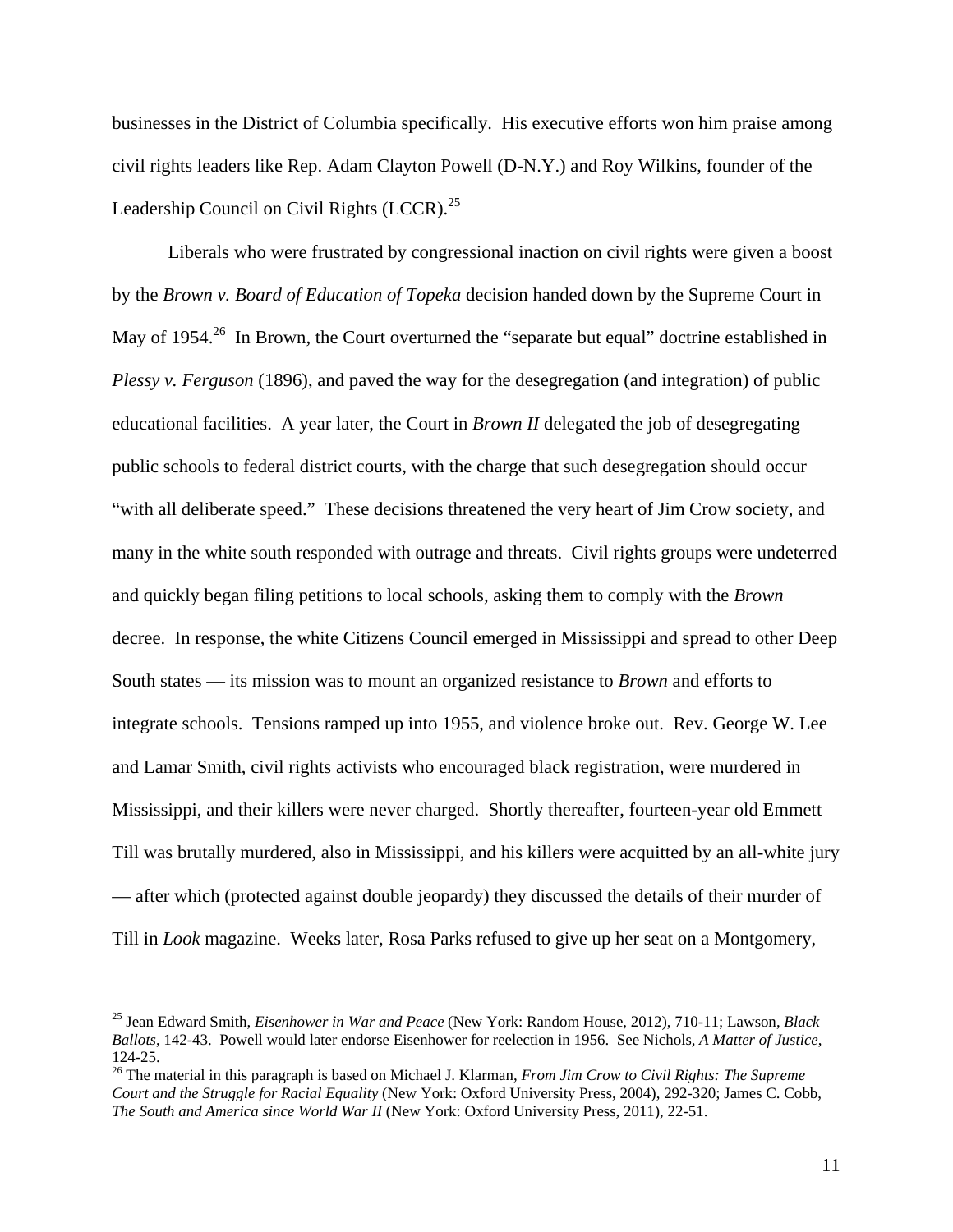businesses in the District of Columbia specifically. His executive efforts won him praise among civil rights leaders like Rep. Adam Clayton Powell (D-N.Y.) and Roy Wilkins, founder of the Leadership Council on Civil Rights (LCCR).[25]

Liberals who were frustrated by congressional inaction on civil rights were given a boost by the *Brown v. Board of Education of Topeka* decision handed down by the Supreme Court in May of 1954.[26] In Brown, the Court overturned the "separate but equal" doctrine established in *Plessy v. Ferguson* (1896), and paved the way for the desegregation (and integration) of public educational facilities. A year later, the Court in *Brown II* delegated the job of desegregating public schools to federal district courts, with the charge that such desegregation should occur "with all deliberate speed." These decisions threatened the very heart of Jim Crow society, and many in the white south responded with outrage and threats. Civil rights groups were undeterred and quickly began filing petitions to local schools, asking them to comply with the *Brown* decree. In response, the white Citizens Council emerged in Mississippi and spread to other Deep South states — its mission was to mount an organized resistance to *Brown* and efforts to integrate schools. Tensions ramped up into 1955, and violence broke out. Rev. George W. Lee and Lamar Smith, civil rights activists who encouraged black registration, were murdered in Mississippi, and their killers were never charged. Shortly thereafter, fourteen-year old Emmett Till was brutally murdered, also in Mississippi, and his killers were acquitted by an all-white jury — after which (protected against double jeopardy) they discussed the details of their murder of Till in *Look* magazine. Weeks later, Rosa Parks refused to give up her seat on a Montgomery,

---

[25] Jean Edward Smith, *Eisenhower in War and Peace* (New York: Random House, 2012), 710-11; Lawson, *Black Ballots*, 142-43. Powell would later endorse Eisenhower for reelection in 1956. See Nichols, *A Matter of Justice*, 124-25.

[26] The material in this paragraph is based on Michael J. Klarman, *From Jim Crow to Civil Rights: The Supreme Court and the Struggle for Racial Equality* (New York: Oxford University Press, 2004), 292-320; James C. Cobb, *The South and America since World War II* (New York: Oxford University Press, 2011), 22-51.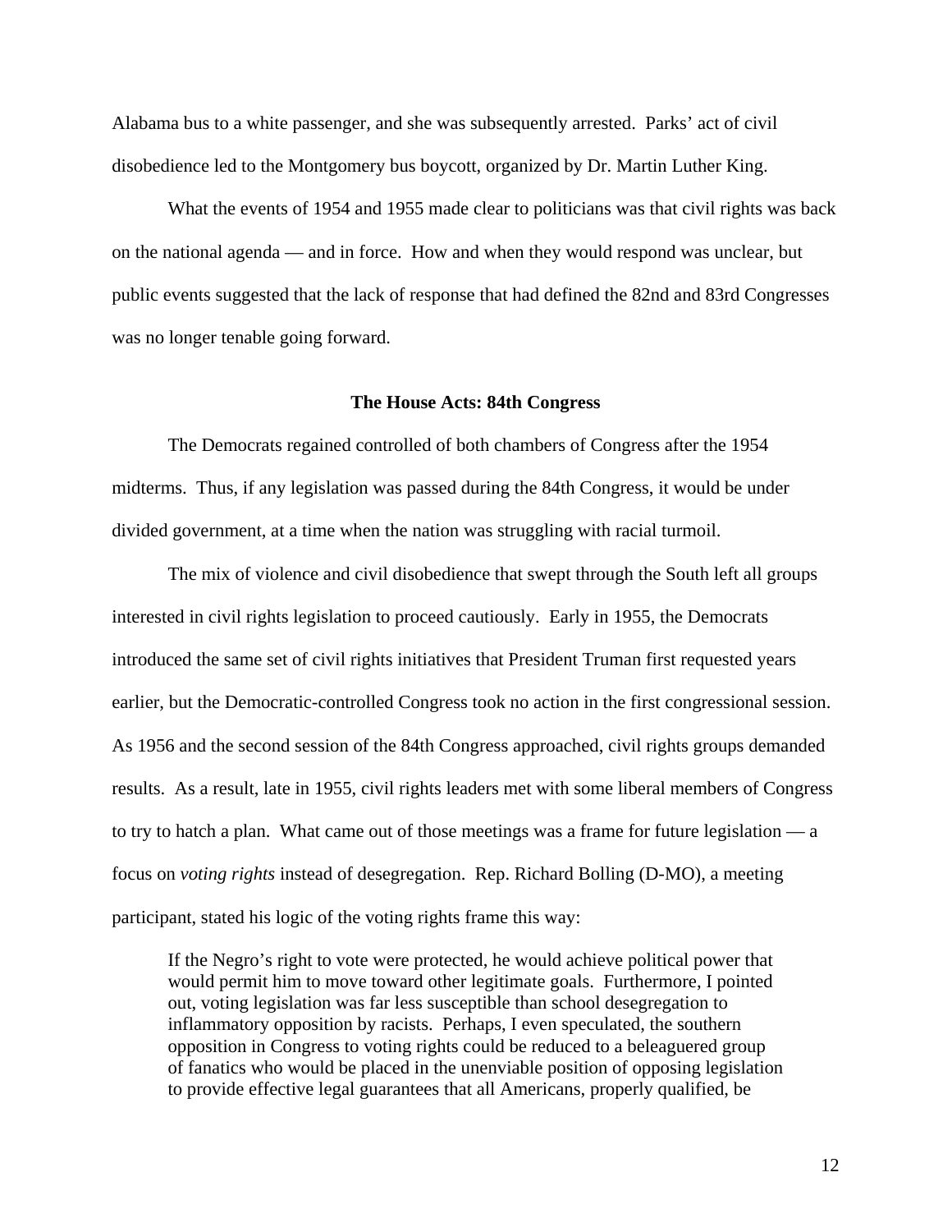Alabama bus to a white passenger, and she was subsequently arrested. Parks' act of civil disobedience led to the Montgomery bus boycott, organized by Dr. Martin Luther King.

What the events of 1954 and 1955 made clear to politicians was that civil rights was back on the national agenda — and in force. How and when they would respond was unclear, but public events suggested that the lack of response that had defined the 82nd and 83rd Congresses was no longer tenable going forward.

### The House Acts: 84th Congress

The Democrats regained controlled of both chambers of Congress after the 1954 midterms. Thus, if any legislation was passed during the 84th Congress, it would be under divided government, at a time when the nation was struggling with racial turmoil.

The mix of violence and civil disobedience that swept through the South left all groups interested in civil rights legislation to proceed cautiously. Early in 1955, the Democrats introduced the same set of civil rights initiatives that President Truman first requested years earlier, but the Democratic-controlled Congress took no action in the first congressional session. As 1956 and the second session of the 84th Congress approached, civil rights groups demanded results. As a result, late in 1955, civil rights leaders met with some liberal members of Congress to try to hatch a plan. What came out of those meetings was a frame for future legislation — a focus on *voting rights* instead of desegregation. Rep. Richard Bolling (D-MO), a meeting participant, stated his logic of the voting rights frame this way:

> If the Negro's right to vote were protected, he would achieve political power that would permit him to move toward other legitimate goals. Furthermore, I pointed out, voting legislation was far less susceptible than school desegregation to inflammatory opposition by racists. Perhaps, I even speculated, the southern opposition in Congress to voting rights could be reduced to a beleaguered group of fanatics who would be placed in the unenviable position of opposing legislation to provide effective legal guarantees that all Americans, properly qualified, be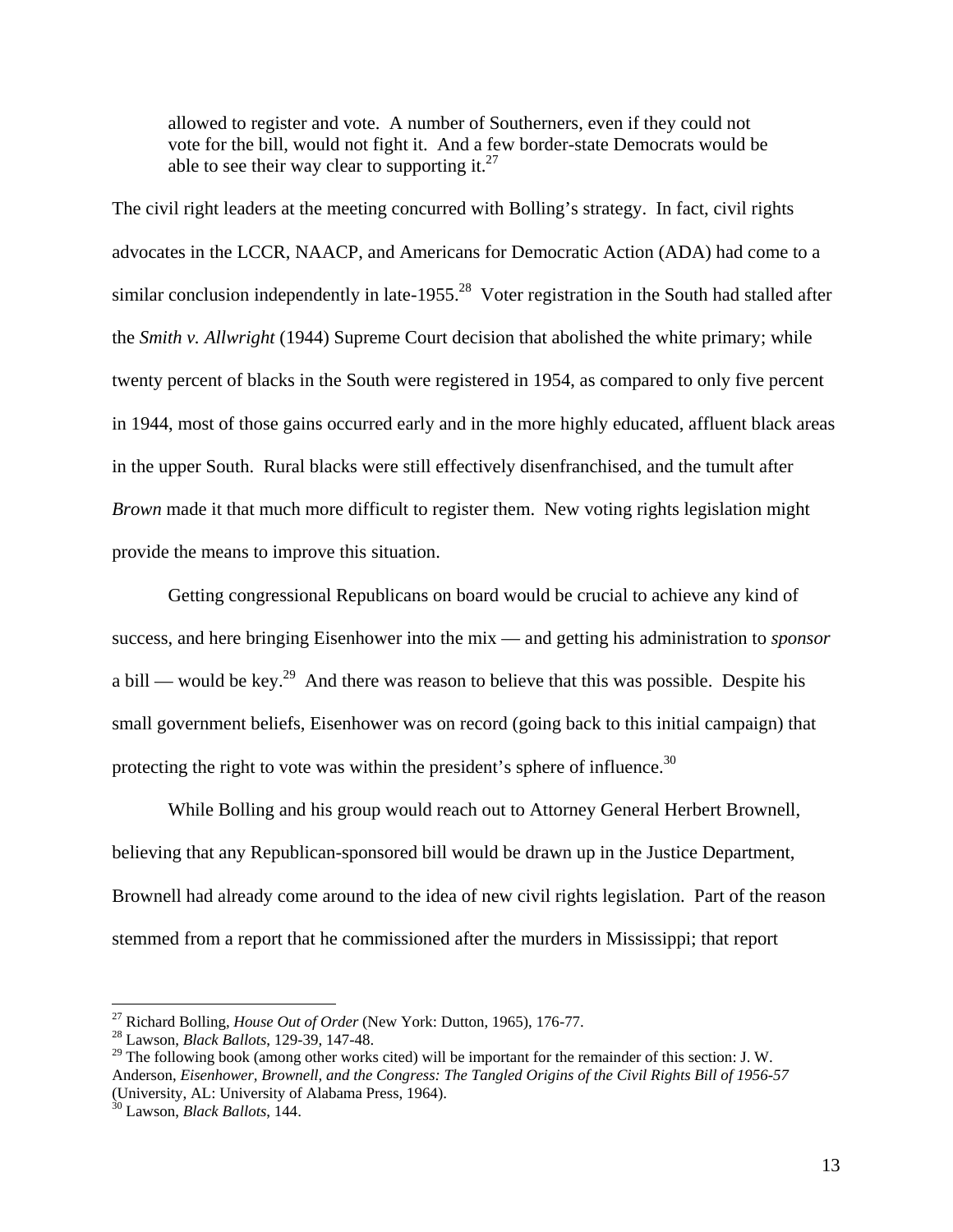> allowed to register and vote. A number of Southerners, even if they could not vote for the bill, would not fight it. And a few border-state Democrats would be able to see their way clear to supporting it.[27]

The civil right leaders at the meeting concurred with Bolling's strategy. In fact, civil rights advocates in the LCCR, NAACP, and Americans for Democratic Action (ADA) had come to a similar conclusion independently in late-1955.[28] Voter registration in the South had stalled after the *Smith v. Allwright* (1944) Supreme Court decision that abolished the white primary; while twenty percent of blacks in the South were registered in 1954, as compared to only five percent in 1944, most of those gains occurred early and in the more highly educated, affluent black areas in the upper South. Rural blacks were still effectively disenfranchised, and the tumult after *Brown* made it that much more difficult to register them. New voting rights legislation might provide the means to improve this situation.

Getting congressional Republicans on board would be crucial to achieve any kind of success, and here bringing Eisenhower into the mix — and getting his administration to *sponsor* a bill — would be key.[29] And there was reason to believe that this was possible. Despite his small government beliefs, Eisenhower was on record (going back to this initial campaign) that protecting the right to vote was within the president's sphere of influence.[30]

While Bolling and his group would reach out to Attorney General Herbert Brownell, believing that any Republican-sponsored bill would be drawn up in the Justice Department, Brownell had already come around to the idea of new civil rights legislation. Part of the reason stemmed from a report that he commissioned after the murders in Mississippi; that report

---

[27] Richard Bolling, *House Out of Order* (New York: Dutton, 1965), 176-77.

[28] Lawson, *Black Ballots*, 129-39, 147-48.

[29] The following book (among other works cited) will be important for the remainder of this section: J. W. Anderson, *Eisenhower, Brownell, and the Congress: The Tangled Origins of the Civil Rights Bill of 1956-57* (University, AL: University of Alabama Press, 1964).

[30] Lawson, *Black Ballots*, 144.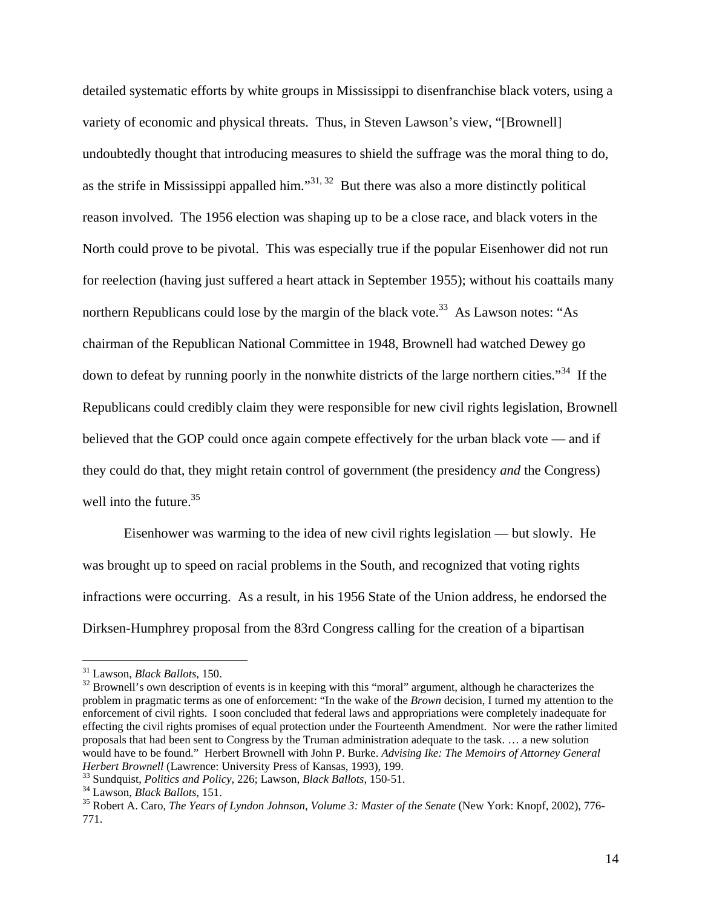detailed systematic efforts by white groups in Mississippi to disenfranchise black voters, using a variety of economic and physical threats. Thus, in Steven Lawson's view, "[Brownell] undoubtedly thought that introducing measures to shield the suffrage was the moral thing to do, as the strife in Mississippi appalled him."[31, 32] But there was also a more distinctly political reason involved. The 1956 election was shaping up to be a close race, and black voters in the North could prove to be pivotal. This was especially true if the popular Eisenhower did not run for reelection (having just suffered a heart attack in September 1955); without his coattails many northern Republicans could lose by the margin of the black vote.[33] As Lawson notes: "As chairman of the Republican National Committee in 1948, Brownell had watched Dewey go down to defeat by running poorly in the nonwhite districts of the large northern cities."[34] If the Republicans could credibly claim they were responsible for new civil rights legislation, Brownell believed that the GOP could once again compete effectively for the urban black vote — and if they could do that, they might retain control of government (the presidency *and* the Congress) well into the future.[35]

Eisenhower was warming to the idea of new civil rights legislation — but slowly. He was brought up to speed on racial problems in the South, and recognized that voting rights infractions were occurring. As a result, in his 1956 State of the Union address, he endorsed the Dirksen-Humphrey proposal from the 83rd Congress calling for the creation of a bipartisan

---

[31] Lawson, *Black Ballots*, 150.

[32] Brownell's own description of events is in keeping with this "moral" argument, although he characterizes the problem in pragmatic terms as one of enforcement: "In the wake of the *Brown* decision, I turned my attention to the enforcement of civil rights. I soon concluded that federal laws and appropriations were completely inadequate for effecting the civil rights promises of equal protection under the Fourteenth Amendment. Nor were the rather limited proposals that had been sent to Congress by the Truman administration adequate to the task. … a new solution would have to be found." Herbert Brownell with John P. Burke. *Advising Ike: The Memoirs of Attorney General Herbert Brownell* (Lawrence: University Press of Kansas, 1993), 199.

[33] Sundquist, *Politics and Policy*, 226; Lawson, *Black Ballots*, 150-51.

[34] Lawson, *Black Ballots*, 151.

[35] Robert A. Caro, *The Years of Lyndon Johnson, Volume 3: Master of the Senate* (New York: Knopf, 2002), 776-771.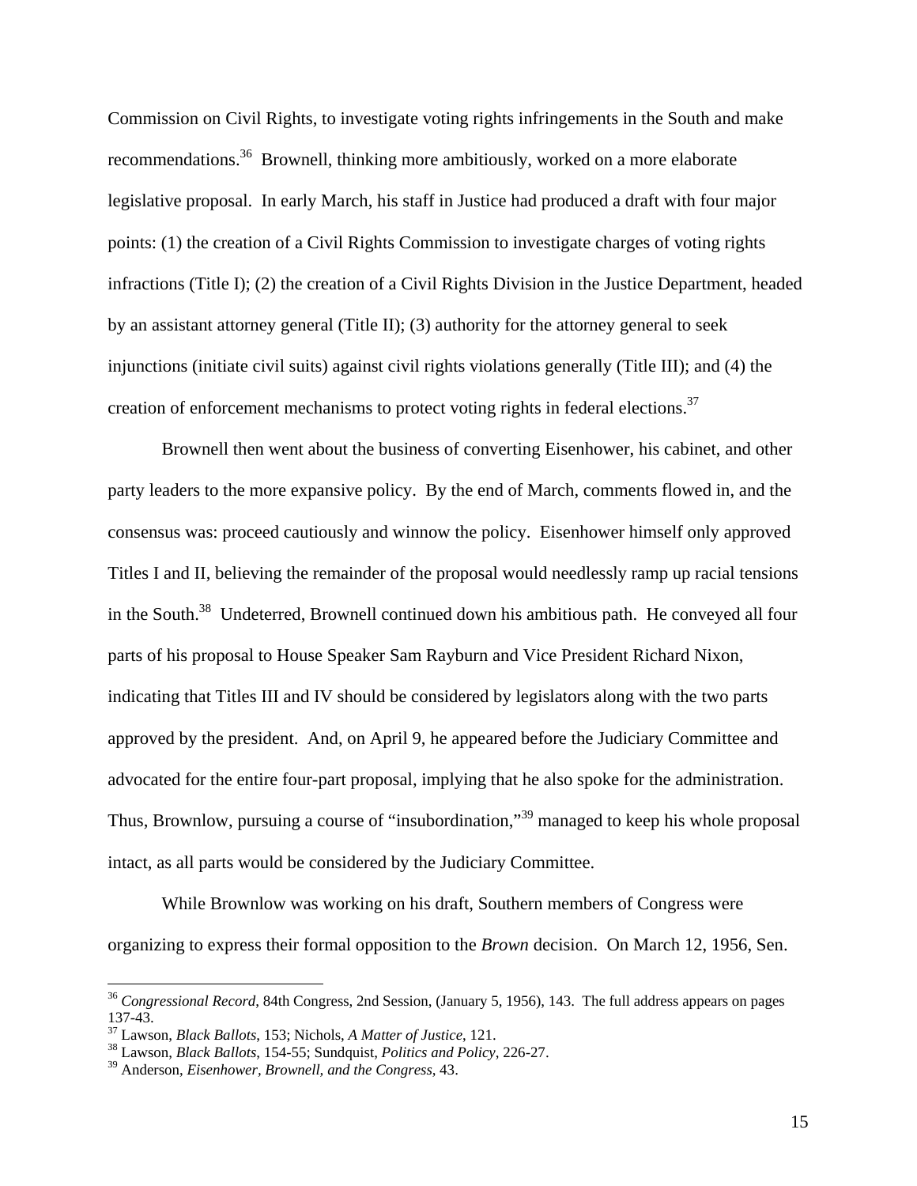Commission on Civil Rights, to investigate voting rights infringements in the South and make recommendations.[36] Brownell, thinking more ambitiously, worked on a more elaborate legislative proposal. In early March, his staff in Justice had produced a draft with four major points: (1) the creation of a Civil Rights Commission to investigate charges of voting rights infractions (Title I); (2) the creation of a Civil Rights Division in the Justice Department, headed by an assistant attorney general (Title II); (3) authority for the attorney general to seek injunctions (initiate civil suits) against civil rights violations generally (Title III); and (4) the creation of enforcement mechanisms to protect voting rights in federal elections.[37]

Brownell then went about the business of converting Eisenhower, his cabinet, and other party leaders to the more expansive policy. By the end of March, comments flowed in, and the consensus was: proceed cautiously and winnow the policy. Eisenhower himself only approved Titles I and II, believing the remainder of the proposal would needlessly ramp up racial tensions in the South.[38] Undeterred, Brownell continued down his ambitious path. He conveyed all four parts of his proposal to House Speaker Sam Rayburn and Vice President Richard Nixon, indicating that Titles III and IV should be considered by legislators along with the two parts approved by the president. And, on April 9, he appeared before the Judiciary Committee and advocated for the entire four-part proposal, implying that he also spoke for the administration. Thus, Brownlow, pursuing a course of "insubordination,"[39] managed to keep his whole proposal intact, as all parts would be considered by the Judiciary Committee.

While Brownlow was working on his draft, Southern members of Congress were organizing to express their formal opposition to the *Brown* decision. On March 12, 1956, Sen.

---

[36] *Congressional Record*, 84th Congress, 2nd Session, (January 5, 1956), 143. The full address appears on pages 137-43.

[37] Lawson, *Black Ballots*, 153; Nichols, *A Matter of Justice*, 121.

[38] Lawson, *Black Ballots*, 154-55; Sundquist, *Politics and Policy*, 226-27.

[39] Anderson, *Eisenhower, Brownell, and the Congress*, 43.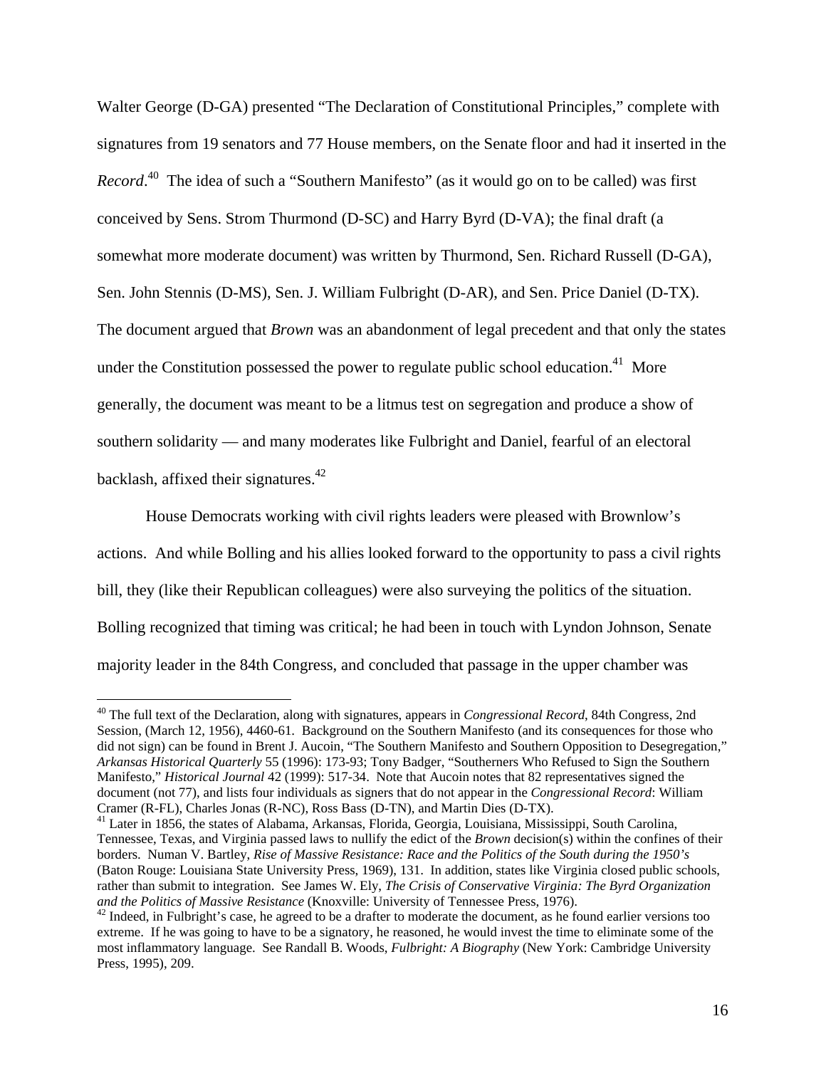Walter George (D-GA) presented "The Declaration of Constitutional Principles," complete with signatures from 19 senators and 77 House members, on the Senate floor and had it inserted in the *Record*.[40] The idea of such a "Southern Manifesto" (as it would go on to be called) was first conceived by Sens. Strom Thurmond (D-SC) and Harry Byrd (D-VA); the final draft (a somewhat more moderate document) was written by Thurmond, Sen. Richard Russell (D-GA), Sen. John Stennis (D-MS), Sen. J. William Fulbright (D-AR), and Sen. Price Daniel (D-TX). The document argued that *Brown* was an abandonment of legal precedent and that only the states under the Constitution possessed the power to regulate public school education.[41] More generally, the document was meant to be a litmus test on segregation and produce a show of southern solidarity — and many moderates like Fulbright and Daniel, fearful of an electoral backlash, affixed their signatures.[42]

House Democrats working with civil rights leaders were pleased with Brownlow's actions. And while Bolling and his allies looked forward to the opportunity to pass a civil rights bill, they (like their Republican colleagues) were also surveying the politics of the situation. Bolling recognized that timing was critical; he had been in touch with Lyndon Johnson, Senate majority leader in the 84th Congress, and concluded that passage in the upper chamber was

---

[40] The full text of the Declaration, along with signatures, appears in *Congressional Record*, 84th Congress, 2nd Session, (March 12, 1956), 4460-61. Background on the Southern Manifesto (and its consequences for those who did not sign) can be found in Brent J. Aucoin, "The Southern Manifesto and Southern Opposition to Desegregation," *Arkansas Historical Quarterly* 55 (1996): 173-93; Tony Badger, "Southerners Who Refused to Sign the Southern Manifesto," *Historical Journal* 42 (1999): 517-34. Note that Aucoin notes that 82 representatives signed the document (not 77), and lists four individuals as signers that do not appear in the *Congressional Record*: William Cramer (R-FL), Charles Jonas (R-NC), Ross Bass (D-TN), and Martin Dies (D-TX).

[41] Later in 1856, the states of Alabama, Arkansas, Florida, Georgia, Louisiana, Mississippi, South Carolina, Tennessee, Texas, and Virginia passed laws to nullify the edict of the *Brown* decision(s) within the confines of their borders. Numan V. Bartley, *Rise of Massive Resistance: Race and the Politics of the South during the 1950's* (Baton Rouge: Louisiana State University Press, 1969), 131. In addition, states like Virginia closed public schools, rather than submit to integration. See James W. Ely, *The Crisis of Conservative Virginia: The Byrd Organization and the Politics of Massive Resistance* (Knoxville: University of Tennessee Press, 1976).

[42] Indeed, in Fulbright's case, he agreed to be a drafter to moderate the document, as he found earlier versions too extreme. If he was going to have to be a signatory, he reasoned, he would invest the time to eliminate some of the most inflammatory language. See Randall B. Woods, *Fulbright: A Biography* (New York: Cambridge University Press, 1995), 209.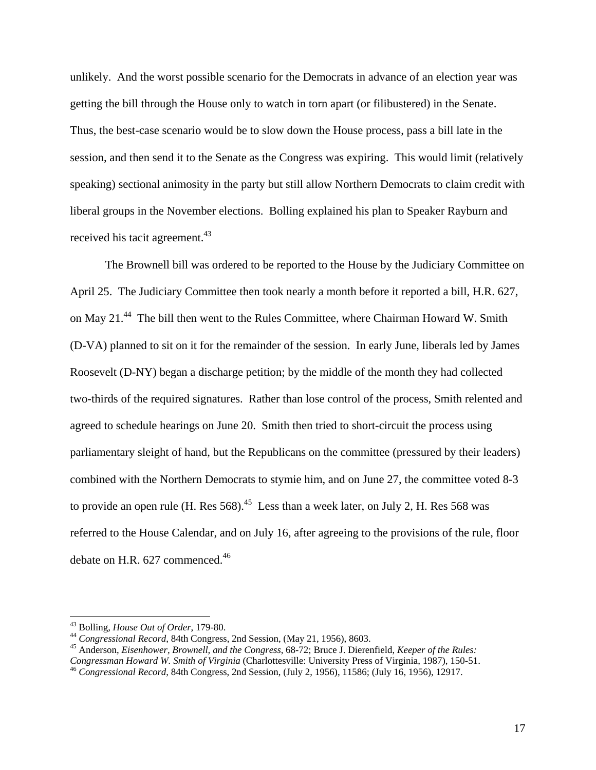unlikely. And the worst possible scenario for the Democrats in advance of an election year was getting the bill through the House only to watch in torn apart (or filibustered) in the Senate. Thus, the best-case scenario would be to slow down the House process, pass a bill late in the session, and then send it to the Senate as the Congress was expiring. This would limit (relatively speaking) sectional animosity in the party but still allow Northern Democrats to claim credit with liberal groups in the November elections. Bolling explained his plan to Speaker Rayburn and received his tacit agreement.[43]

The Brownell bill was ordered to be reported to the House by the Judiciary Committee on April 25. The Judiciary Committee then took nearly a month before it reported a bill, H.R. 627, on May 21.[44] The bill then went to the Rules Committee, where Chairman Howard W. Smith (D-VA) planned to sit on it for the remainder of the session. In early June, liberals led by James Roosevelt (D-NY) began a discharge petition; by the middle of the month they had collected two-thirds of the required signatures. Rather than lose control of the process, Smith relented and agreed to schedule hearings on June 20. Smith then tried to short-circuit the process using parliamentary sleight of hand, but the Republicans on the committee (pressured by their leaders) combined with the Northern Democrats to stymie him, and on June 27, the committee voted 8-3 to provide an open rule (H. Res 568).[45] Less than a week later, on July 2, H. Res 568 was referred to the House Calendar, and on July 16, after agreeing to the provisions of the rule, floor debate on H.R. 627 commenced.[46]

---

[43] Bolling, *House Out of Order*, 179-80.

[44] *Congressional Record*, 84th Congress, 2nd Session, (May 21, 1956), 8603.

[45] Anderson, *Eisenhower, Brownell, and the Congress*, 68-72; Bruce J. Dierenfield, *Keeper of the Rules: Congressman Howard W. Smith of Virginia* (Charlottesville: University Press of Virginia, 1987), 150-51.

[46] *Congressional Record*, 84th Congress, 2nd Session, (July 2, 1956), 11586; (July 16, 1956), 12917.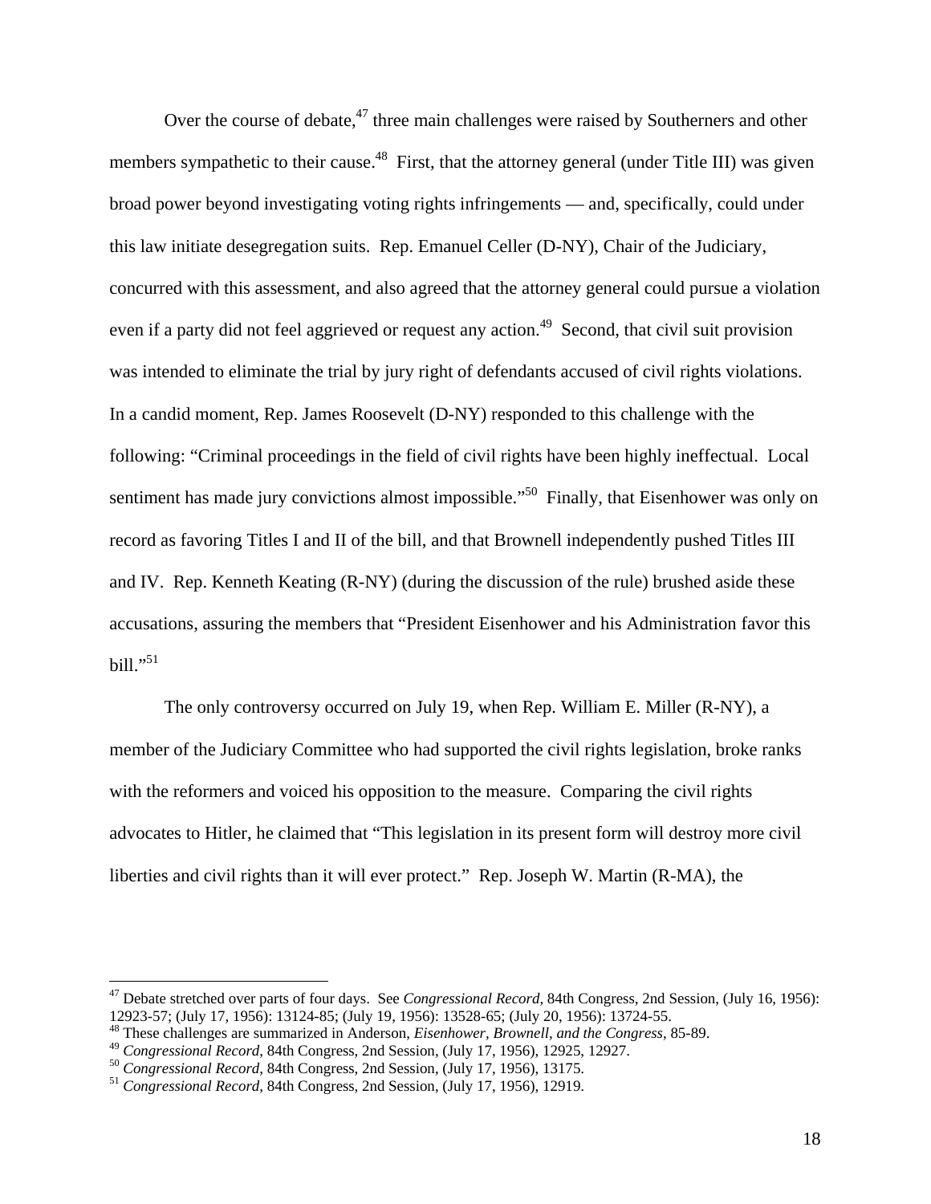Over the course of debate,[47] three main challenges were raised by Southerners and other members sympathetic to their cause.[48] First, that the attorney general (under Title III) was given broad power beyond investigating voting rights infringements — and, specifically, could under this law initiate desegregation suits. Rep. Emanuel Celler (D-NY), Chair of the Judiciary, concurred with this assessment, and also agreed that the attorney general could pursue a violation even if a party did not feel aggrieved or request any action.[49] Second, that civil suit provision was intended to eliminate the trial by jury right of defendants accused of civil rights violations. In a candid moment, Rep. James Roosevelt (D-NY) responded to this challenge with the following: "Criminal proceedings in the field of civil rights have been highly ineffectual. Local sentiment has made jury convictions almost impossible."[50] Finally, that Eisenhower was only on record as favoring Titles I and II of the bill, and that Brownell independently pushed Titles III and IV. Rep. Kenneth Keating (R-NY) (during the discussion of the rule) brushed aside these accusations, assuring the members that "President Eisenhower and his Administration favor this bill."[51]

The only controversy occurred on July 19, when Rep. William E. Miller (R-NY), a member of the Judiciary Committee who had supported the civil rights legislation, broke ranks with the reformers and voiced his opposition to the measure. Comparing the civil rights advocates to Hitler, he claimed that "This legislation in its present form will destroy more civil liberties and civil rights than it will ever protect." Rep. Joseph W. Martin (R-MA), the

---

[47] Debate stretched over parts of four days. See *Congressional Record*, 84th Congress, 2nd Session, (July 16, 1956): 12923-57; (July 17, 1956): 13124-85; (July 19, 1956): 13528-65; (July 20, 1956): 13724-55.

[48] These challenges are summarized in Anderson, *Eisenhower, Brownell, and the Congress*, 85-89.

[49] *Congressional Record*, 84th Congress, 2nd Session, (July 17, 1956), 12925, 12927.

[50] *Congressional Record*, 84th Congress, 2nd Session, (July 17, 1956), 13175.

[51] *Congressional Record*, 84th Congress, 2nd Session, (July 17, 1956), 12919.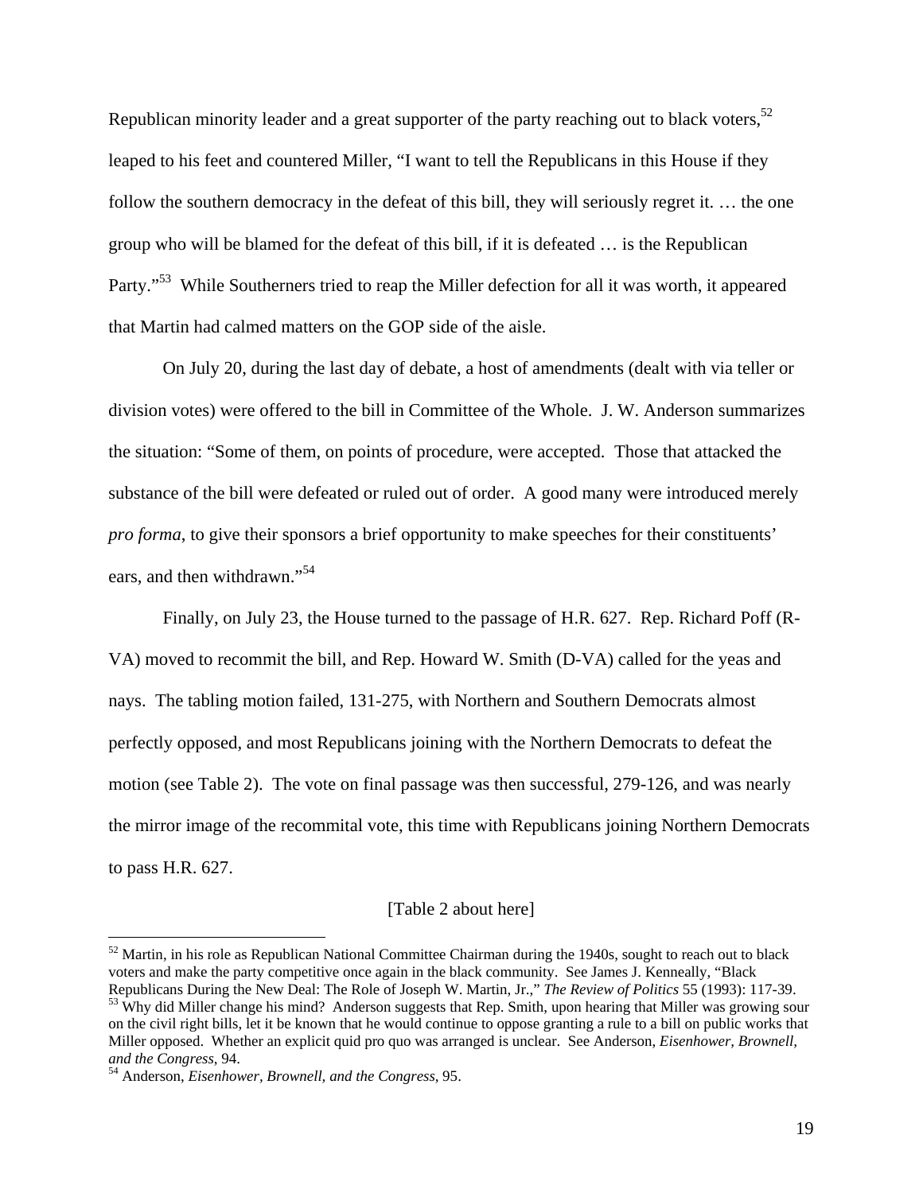Republican minority leader and a great supporter of the party reaching out to black voters,[52] leaped to his feet and countered Miller, "I want to tell the Republicans in this House if they follow the southern democracy in the defeat of this bill, they will seriously regret it. … the one group who will be blamed for the defeat of this bill, if it is defeated … is the Republican Party."[53] While Southerners tried to reap the Miller defection for all it was worth, it appeared that Martin had calmed matters on the GOP side of the aisle.

On July 20, during the last day of debate, a host of amendments (dealt with via teller or division votes) were offered to the bill in Committee of the Whole. J. W. Anderson summarizes the situation: "Some of them, on points of procedure, were accepted. Those that attacked the substance of the bill were defeated or ruled out of order. A good many were introduced merely *pro forma*, to give their sponsors a brief opportunity to make speeches for their constituents' ears, and then withdrawn."[54]

Finally, on July 23, the House turned to the passage of H.R. 627. Rep. Richard Poff (R-VA) moved to recommit the bill, and Rep. Howard W. Smith (D-VA) called for the yeas and nays. The tabling motion failed, 131-275, with Northern and Southern Democrats almost perfectly opposed, and most Republicans joining with the Northern Democrats to defeat the motion (see Table 2). The vote on final passage was then successful, 279-126, and was nearly the mirror image of the recommital vote, this time with Republicans joining Northern Democrats to pass H.R. 627.

[Table 2 about here]

---

[52] Martin, in his role as Republican National Committee Chairman during the 1940s, sought to reach out to black voters and make the party competitive once again in the black community. See James J. Kenneally, "Black Republicans During the New Deal: The Role of Joseph W. Martin, Jr.," *The Review of Politics* 55 (1993): 117-39.

[53] Why did Miller change his mind? Anderson suggests that Rep. Smith, upon hearing that Miller was growing sour on the civil right bills, let it be known that he would continue to oppose granting a rule to a bill on public works that Miller opposed. Whether an explicit quid pro quo was arranged is unclear. See Anderson, *Eisenhower, Brownell, and the Congress*, 94.

[54] Anderson, *Eisenhower, Brownell, and the Congress*, 95.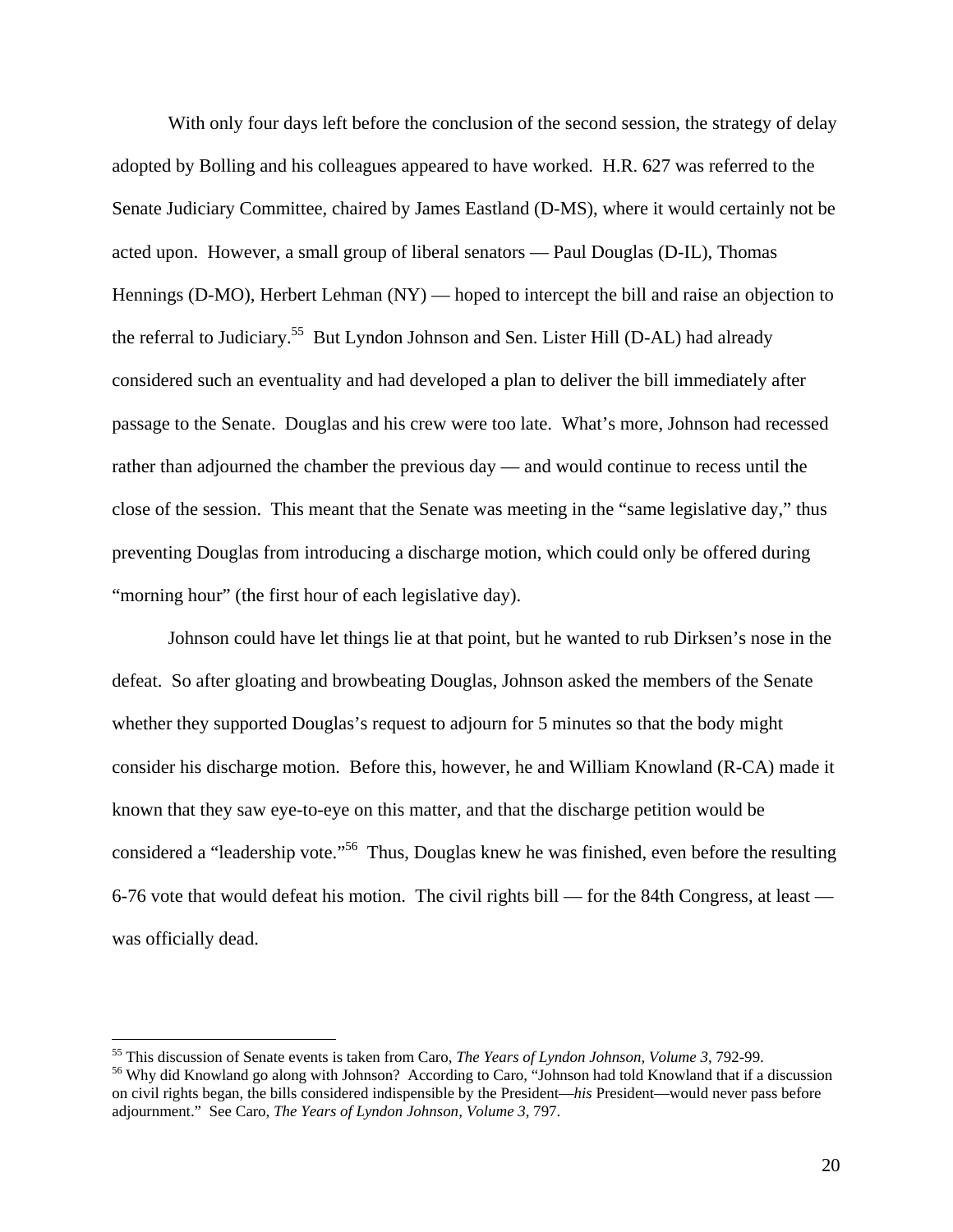With only four days left before the conclusion of the second session, the strategy of delay adopted by Bolling and his colleagues appeared to have worked. H.R. 627 was referred to the Senate Judiciary Committee, chaired by James Eastland (D-MS), where it would certainly not be acted upon. However, a small group of liberal senators — Paul Douglas (D-IL), Thomas Hennings (D-MO), Herbert Lehman (NY) — hoped to intercept the bill and raise an objection to the referral to Judiciary.[55] But Lyndon Johnson and Sen. Lister Hill (D-AL) had already considered such an eventuality and had developed a plan to deliver the bill immediately after passage to the Senate. Douglas and his crew were too late. What's more, Johnson had recessed rather than adjourned the chamber the previous day — and would continue to recess until the close of the session. This meant that the Senate was meeting in the "same legislative day," thus preventing Douglas from introducing a discharge motion, which could only be offered during "morning hour" (the first hour of each legislative day).

Johnson could have let things lie at that point, but he wanted to rub Dirksen's nose in the defeat. So after gloating and browbeating Douglas, Johnson asked the members of the Senate whether they supported Douglas's request to adjourn for 5 minutes so that the body might consider his discharge motion. Before this, however, he and William Knowland (R-CA) made it known that they saw eye-to-eye on this matter, and that the discharge petition would be considered a "leadership vote."[56] Thus, Douglas knew he was finished, even before the resulting 6-76 vote that would defeat his motion. The civil rights bill — for the 84th Congress, at least — was officially dead.

---

[55] This discussion of Senate events is taken from Caro, *The Years of Lyndon Johnson, Volume 3*, 792-99.

[56] Why did Knowland go along with Johnson? According to Caro, "Johnson had told Knowland that if a discussion on civil rights began, the bills considered indispensible by the President—*his* President—would never pass before adjournment." See Caro, *The Years of Lyndon Johnson, Volume 3*, 797.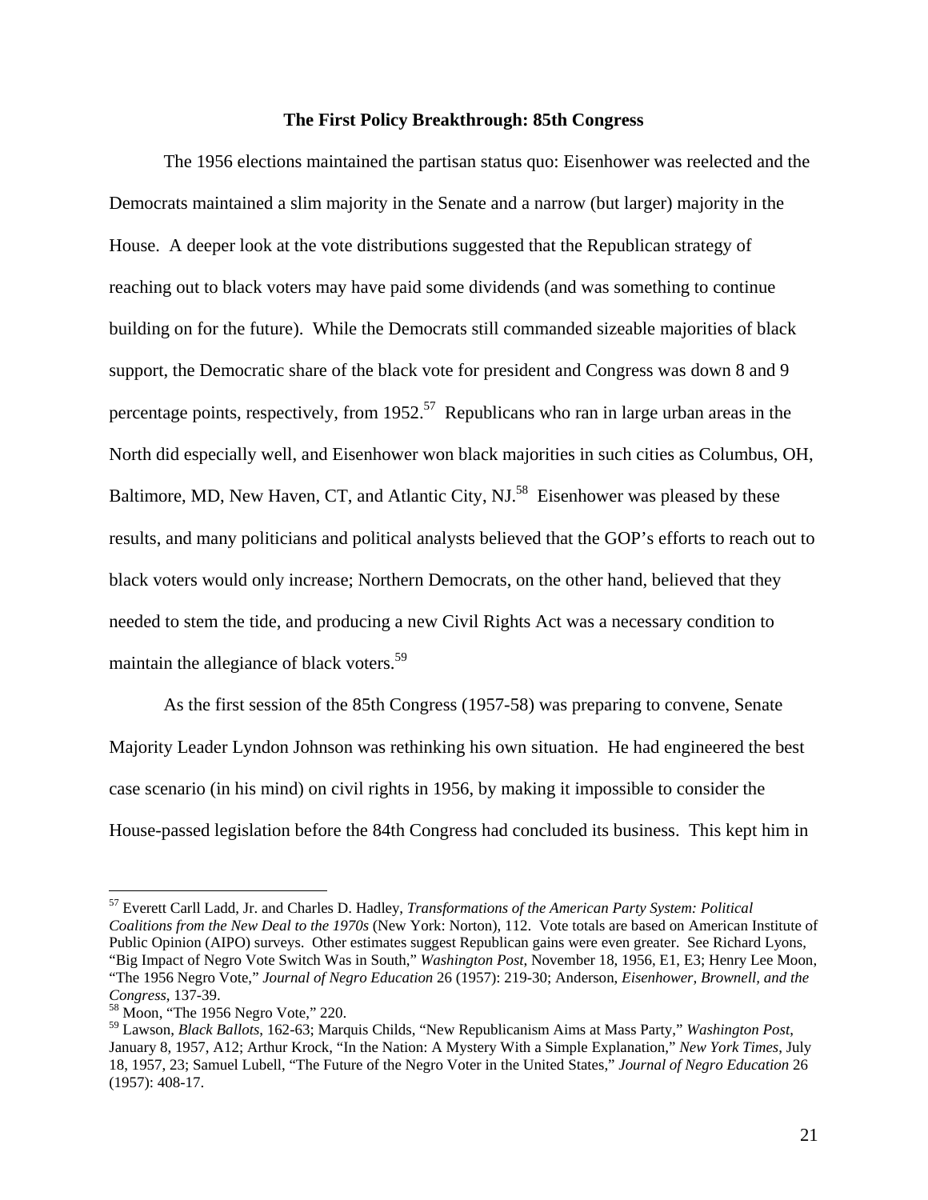### The First Policy Breakthrough: 85th Congress

The 1956 elections maintained the partisan status quo: Eisenhower was reelected and the Democrats maintained a slim majority in the Senate and a narrow (but larger) majority in the House. A deeper look at the vote distributions suggested that the Republican strategy of reaching out to black voters may have paid some dividends (and was something to continue building on for the future). While the Democrats still commanded sizeable majorities of black support, the Democratic share of the black vote for president and Congress was down 8 and 9 percentage points, respectively, from 1952.[57] Republicans who ran in large urban areas in the North did especially well, and Eisenhower won black majorities in such cities as Columbus, OH, Baltimore, MD, New Haven, CT, and Atlantic City, NJ.[58] Eisenhower was pleased by these results, and many politicians and political analysts believed that the GOP's efforts to reach out to black voters would only increase; Northern Democrats, on the other hand, believed that they needed to stem the tide, and producing a new Civil Rights Act was a necessary condition to maintain the allegiance of black voters.[59]

As the first session of the 85th Congress (1957-58) was preparing to convene, Senate Majority Leader Lyndon Johnson was rethinking his own situation. He had engineered the best case scenario (in his mind) on civil rights in 1956, by making it impossible to consider the House-passed legislation before the 84th Congress had concluded its business. This kept him in

---

[57] Everett Carll Ladd, Jr. and Charles D. Hadley, *Transformations of the American Party System: Political Coalitions from the New Deal to the 1970s* (New York: Norton), 112. Vote totals are based on American Institute of Public Opinion (AIPO) surveys. Other estimates suggest Republican gains were even greater. See Richard Lyons, "Big Impact of Negro Vote Switch Was in South," *Washington Post*, November 18, 1956, E1, E3; Henry Lee Moon, "The 1956 Negro Vote," *Journal of Negro Education* 26 (1957): 219-30; Anderson, *Eisenhower, Brownell, and the Congress*, 137-39.

[58] Moon, "The 1956 Negro Vote," 220.

[59] Lawson, *Black Ballots*, 162-63; Marquis Childs, "New Republicanism Aims at Mass Party," *Washington Post*, January 8, 1957, A12; Arthur Krock, "In the Nation: A Mystery With a Simple Explanation," *New York Times*, July 18, 1957, 23; Samuel Lubell, "The Future of the Negro Voter in the United States," *Journal of Negro Education* 26 (1957): 408-17.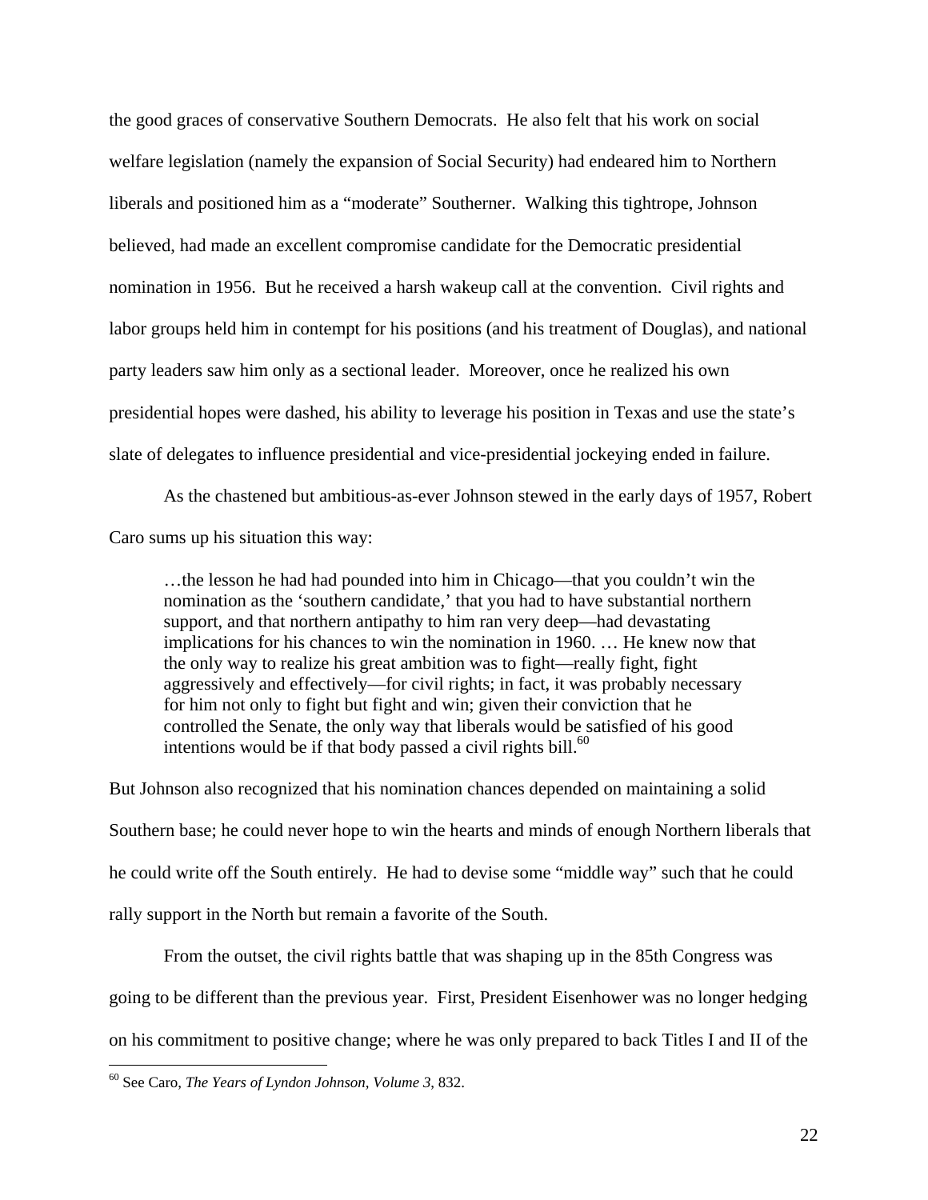the good graces of conservative Southern Democrats. He also felt that his work on social welfare legislation (namely the expansion of Social Security) had endeared him to Northern liberals and positioned him as a "moderate" Southerner. Walking this tightrope, Johnson believed, had made an excellent compromise candidate for the Democratic presidential nomination in 1956. But he received a harsh wakeup call at the convention. Civil rights and labor groups held him in contempt for his positions (and his treatment of Douglas), and national party leaders saw him only as a sectional leader. Moreover, once he realized his own presidential hopes were dashed, his ability to leverage his position in Texas and use the state's slate of delegates to influence presidential and vice-presidential jockeying ended in failure.

As the chastened but ambitious-as-ever Johnson stewed in the early days of 1957, Robert Caro sums up his situation this way:

> …the lesson he had had pounded into him in Chicago—that you couldn't win the nomination as the 'southern candidate,' that you had to have substantial northern support, and that northern antipathy to him ran very deep—had devastating implications for his chances to win the nomination in 1960. … He knew now that the only way to realize his great ambition was to fight—really fight, fight aggressively and effectively—for civil rights; in fact, it was probably necessary for him not only to fight but fight and win; given their conviction that he controlled the Senate, the only way that liberals would be satisfied of his good intentions would be if that body passed a civil rights bill.[60]

But Johnson also recognized that his nomination chances depended on maintaining a solid Southern base; he could never hope to win the hearts and minds of enough Northern liberals that he could write off the South entirely. He had to devise some "middle way" such that he could rally support in the North but remain a favorite of the South.

From the outset, the civil rights battle that was shaping up in the 85th Congress was going to be different than the previous year. First, President Eisenhower was no longer hedging on his commitment to positive change; where he was only prepared to back Titles I and II of the

[60] See Caro, *The Years of Lyndon Johnson, Volume 3*, 832.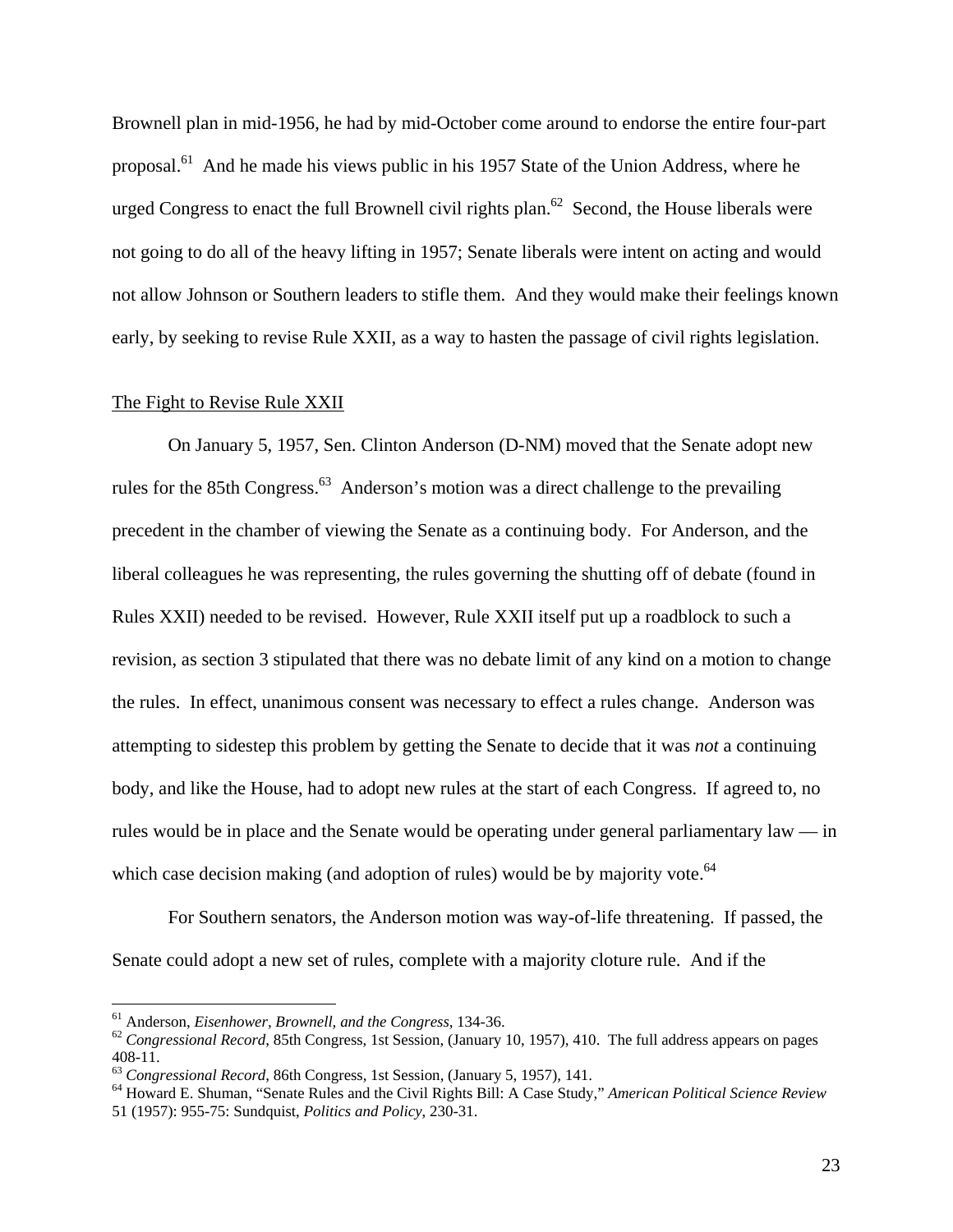Brownell plan in mid-1956, he had by mid-October come around to endorse the entire four-part proposal.[61] And he made his views public in his 1957 State of the Union Address, where he urged Congress to enact the full Brownell civil rights plan.[62] Second, the House liberals were not going to do all of the heavy lifting in 1957; Senate liberals were intent on acting and would not allow Johnson or Southern leaders to stifle them. And they would make their feelings known early, by seeking to revise Rule XXII, as a way to hasten the passage of civil rights legislation.

## The Fight to Revise Rule XXII

On January 5, 1957, Sen. Clinton Anderson (D-NM) moved that the Senate adopt new rules for the 85th Congress.[63] Anderson's motion was a direct challenge to the prevailing precedent in the chamber of viewing the Senate as a continuing body. For Anderson, and the liberal colleagues he was representing, the rules governing the shutting off of debate (found in Rules XXII) needed to be revised. However, Rule XXII itself put up a roadblock to such a revision, as section 3 stipulated that there was no debate limit of any kind on a motion to change the rules. In effect, unanimous consent was necessary to effect a rules change. Anderson was attempting to sidestep this problem by getting the Senate to decide that it was *not* a continuing body, and like the House, had to adopt new rules at the start of each Congress. If agreed to, no rules would be in place and the Senate would be operating under general parliamentary law — in which case decision making (and adoption of rules) would be by majority vote.[64]

For Southern senators, the Anderson motion was way-of-life threatening. If passed, the Senate could adopt a new set of rules, complete with a majority cloture rule. And if the

---

[61] Anderson, *Eisenhower, Brownell, and the Congress*, 134-36.

[62] *Congressional Record*, 85th Congress, 1st Session, (January 10, 1957), 410. The full address appears on pages 408-11.

[63] *Congressional Record*, 86th Congress, 1st Session, (January 5, 1957), 141.

[64] Howard E. Shuman, "Senate Rules and the Civil Rights Bill: A Case Study," *American Political Science Review* 51 (1957): 955-75: Sundquist, *Politics and Policy*, 230-31.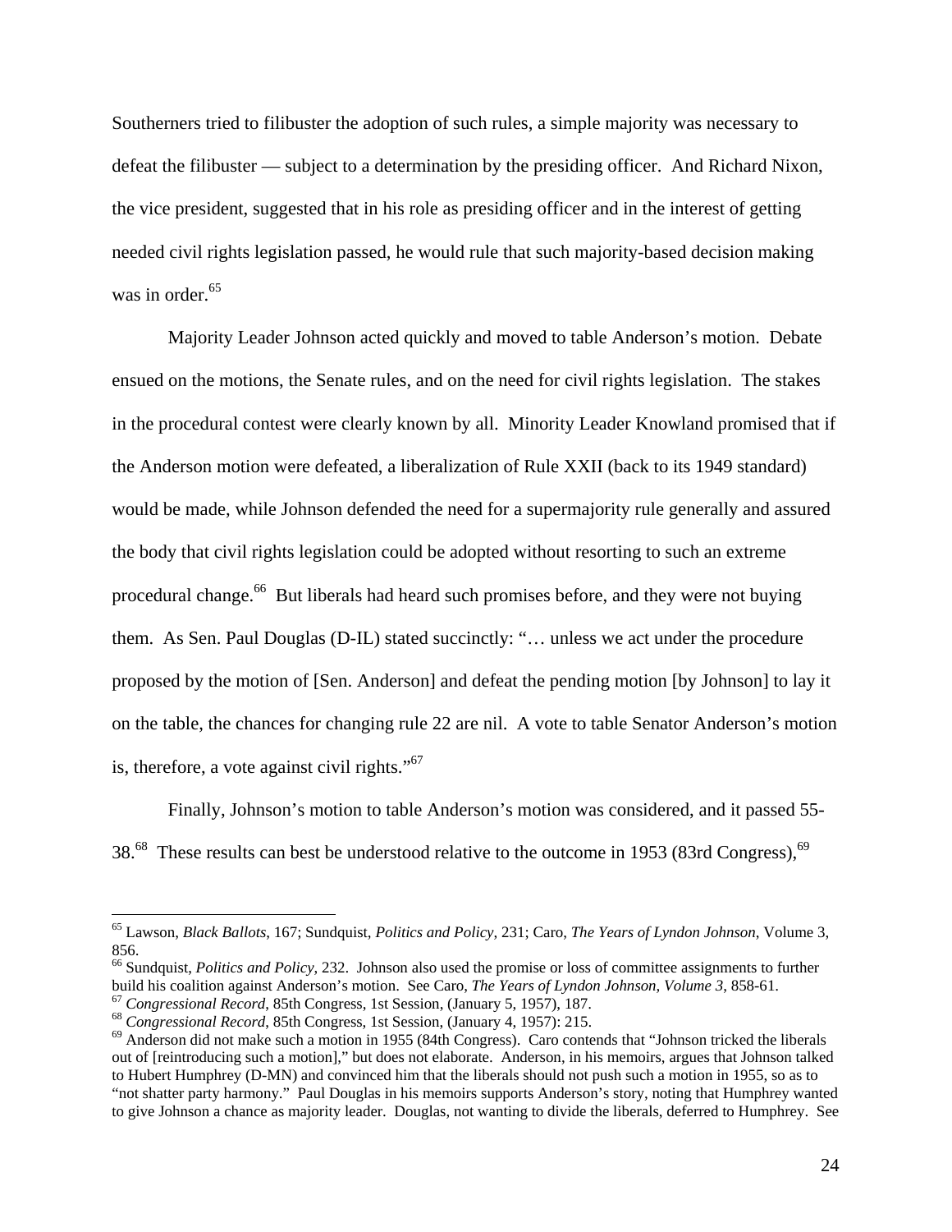Southerners tried to filibuster the adoption of such rules, a simple majority was necessary to defeat the filibuster — subject to a determination by the presiding officer. And Richard Nixon, the vice president, suggested that in his role as presiding officer and in the interest of getting needed civil rights legislation passed, he would rule that such majority-based decision making was in order.[65]

Majority Leader Johnson acted quickly and moved to table Anderson's motion. Debate ensued on the motions, the Senate rules, and on the need for civil rights legislation. The stakes in the procedural contest were clearly known by all. Minority Leader Knowland promised that if the Anderson motion were defeated, a liberalization of Rule XXII (back to its 1949 standard) would be made, while Johnson defended the need for a supermajority rule generally and assured the body that civil rights legislation could be adopted without resorting to such an extreme procedural change.[66] But liberals had heard such promises before, and they were not buying them. As Sen. Paul Douglas (D-IL) stated succinctly: "… unless we act under the procedure proposed by the motion of [Sen. Anderson] and defeat the pending motion [by Johnson] to lay it on the table, the chances for changing rule 22 are nil. A vote to table Senator Anderson's motion is, therefore, a vote against civil rights."[67]

Finally, Johnson's motion to table Anderson's motion was considered, and it passed 55-38.[68] These results can best be understood relative to the outcome in 1953 (83rd Congress),[69]

---

[65] Lawson, *Black Ballots*, 167; Sundquist, *Politics and Policy*, 231; Caro, *The Years of Lyndon Johnson*, Volume 3, 856.

[66] Sundquist, *Politics and Policy*, 232. Johnson also used the promise or loss of committee assignments to further build his coalition against Anderson's motion. See Caro, *The Years of Lyndon Johnson, Volume 3*, 858-61.

[67] *Congressional Record*, 85th Congress, 1st Session, (January 5, 1957), 187.

[68] *Congressional Record*, 85th Congress, 1st Session, (January 4, 1957): 215.

[69] Anderson did not make such a motion in 1955 (84th Congress). Caro contends that "Johnson tricked the liberals out of [reintroducing such a motion]," but does not elaborate. Anderson, in his memoirs, argues that Johnson talked to Hubert Humphrey (D-MN) and convinced him that the liberals should not push such a motion in 1955, so as to "not shatter party harmony." Paul Douglas in his memoirs supports Anderson's story, noting that Humphrey wanted to give Johnson a chance as majority leader. Douglas, not wanting to divide the liberals, deferred to Humphrey. See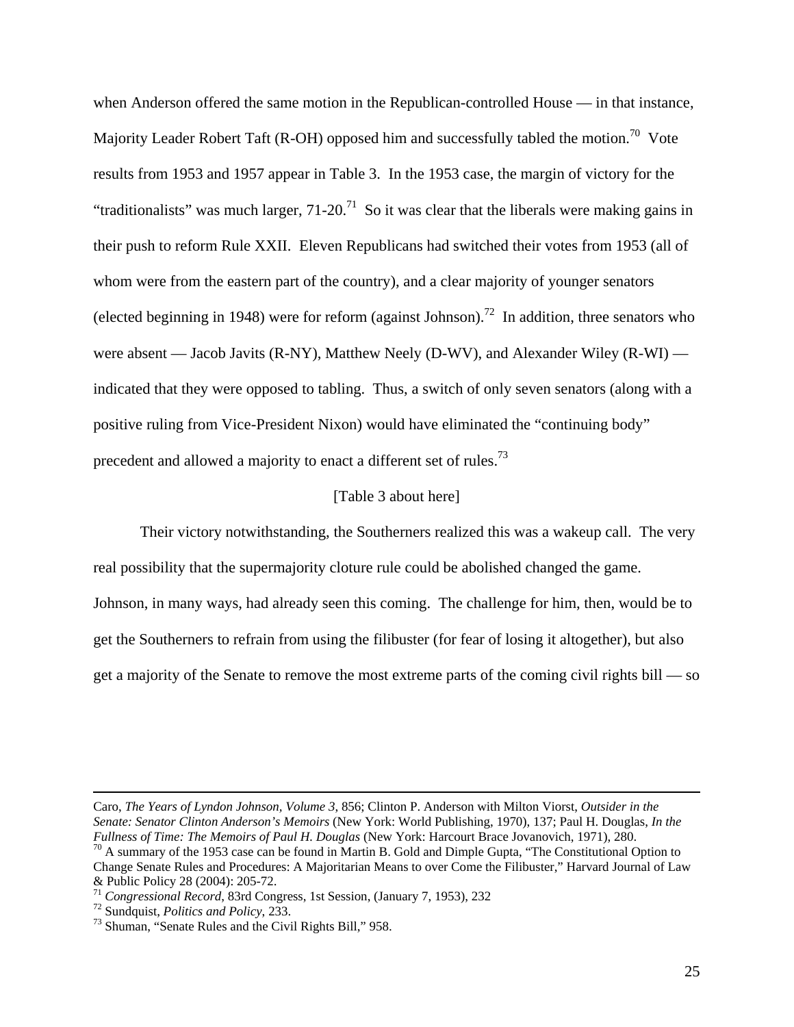when Anderson offered the same motion in the Republican-controlled House — in that instance, Majority Leader Robert Taft (R-OH) opposed him and successfully tabled the motion.[70] Vote results from 1953 and 1957 appear in Table 3. In the 1953 case, the margin of victory for the "traditionalists" was much larger, 71-20.[71] So it was clear that the liberals were making gains in their push to reform Rule XXII. Eleven Republicans had switched their votes from 1953 (all of whom were from the eastern part of the country), and a clear majority of younger senators (elected beginning in 1948) were for reform (against Johnson).[72] In addition, three senators who were absent — Jacob Javits (R-NY), Matthew Neely (D-WV), and Alexander Wiley (R-WI) — indicated that they were opposed to tabling. Thus, a switch of only seven senators (along with a positive ruling from Vice-President Nixon) would have eliminated the "continuing body" precedent and allowed a majority to enact a different set of rules.[73]

[Table 3 about here]

Their victory notwithstanding, the Southerners realized this was a wakeup call. The very real possibility that the supermajority cloture rule could be abolished changed the game. Johnson, in many ways, had already seen this coming. The challenge for him, then, would be to get the Southerners to refrain from using the filibuster (for fear of losing it altogether), but also get a majority of the Senate to remove the most extreme parts of the coming civil rights bill — so

---

Caro, *The Years of Lyndon Johnson, Volume 3,* 856; Clinton P. Anderson with Milton Viorst, *Outsider in the Senate: Senator Clinton Anderson's Memoirs* (New York: World Publishing, 1970), 137; Paul H. Douglas, *In the Fullness of Time: The Memoirs of Paul H. Douglas* (New York: Harcourt Brace Jovanovich, 1971), 280.

[70] A summary of the 1953 case can be found in Martin B. Gold and Dimple Gupta, "The Constitutional Option to Change Senate Rules and Procedures: A Majoritarian Means to over Come the Filibuster," Harvard Journal of Law & Public Policy 28 (2004): 205-72.

[71] *Congressional Record*, 83rd Congress, 1st Session, (January 7, 1953), 232

[72] Sundquist, *Politics and Policy*, 233.

[73] Shuman, "Senate Rules and the Civil Rights Bill," 958.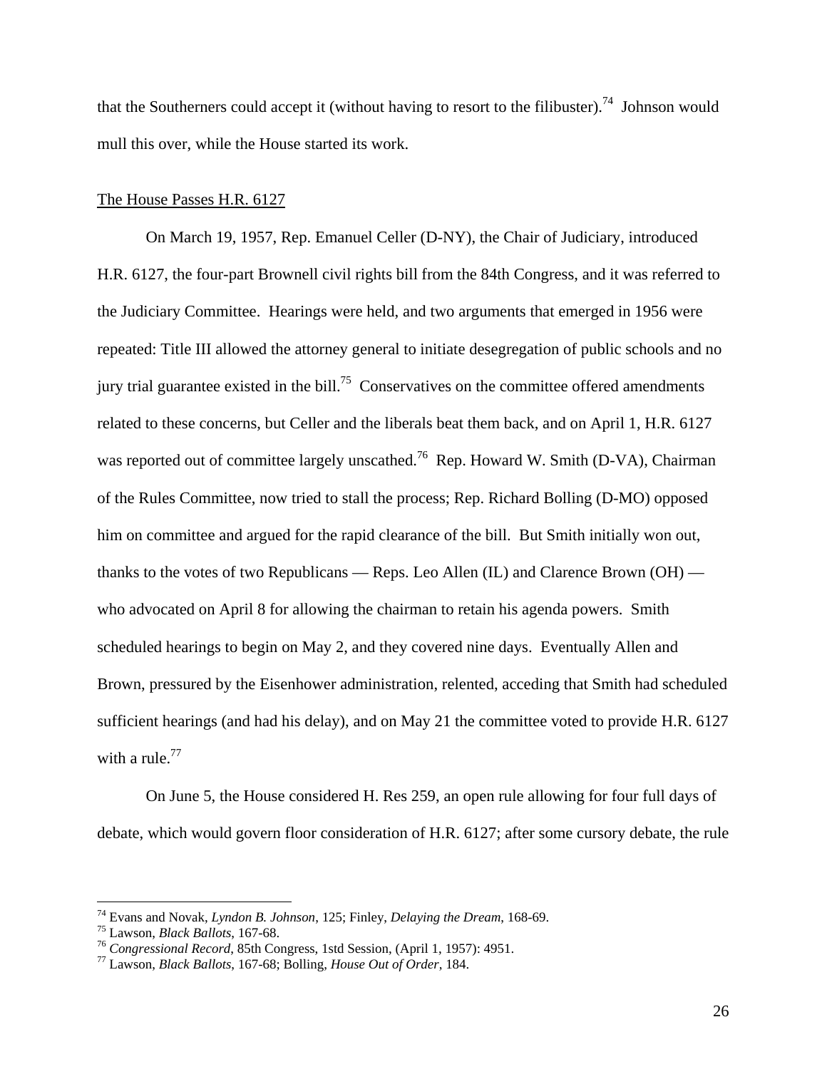that the Southerners could accept it (without having to resort to the filibuster).[74] Johnson would mull this over, while the House started its work.

The House Passes H.R. 6127

On March 19, 1957, Rep. Emanuel Celler (D-NY), the Chair of Judiciary, introduced H.R. 6127, the four-part Brownell civil rights bill from the 84th Congress, and it was referred to the Judiciary Committee. Hearings were held, and two arguments that emerged in 1956 were repeated: Title III allowed the attorney general to initiate desegregation of public schools and no jury trial guarantee existed in the bill.[75] Conservatives on the committee offered amendments related to these concerns, but Celler and the liberals beat them back, and on April 1, H.R. 6127 was reported out of committee largely unscathed.[76] Rep. Howard W. Smith (D-VA), Chairman of the Rules Committee, now tried to stall the process; Rep. Richard Bolling (D-MO) opposed him on committee and argued for the rapid clearance of the bill. But Smith initially won out, thanks to the votes of two Republicans — Reps. Leo Allen (IL) and Clarence Brown (OH) — who advocated on April 8 for allowing the chairman to retain his agenda powers. Smith scheduled hearings to begin on May 2, and they covered nine days. Eventually Allen and Brown, pressured by the Eisenhower administration, relented, acceding that Smith had scheduled sufficient hearings (and had his delay), and on May 21 the committee voted to provide H.R. 6127 with a rule.[77]

On June 5, the House considered H. Res 259, an open rule allowing for four full days of debate, which would govern floor consideration of H.R. 6127; after some cursory debate, the rule

---

[74] Evans and Novak, *Lyndon B. Johnson*, 125; Finley, *Delaying the Dream*, 168-69.
[75] Lawson, *Black Ballots*, 167-68.
[76] *Congressional Record*, 85th Congress, 1std Session, (April 1, 1957): 4951.
[77] Lawson, *Black Ballots*, 167-68; Bolling, *House Out of Order*, 184.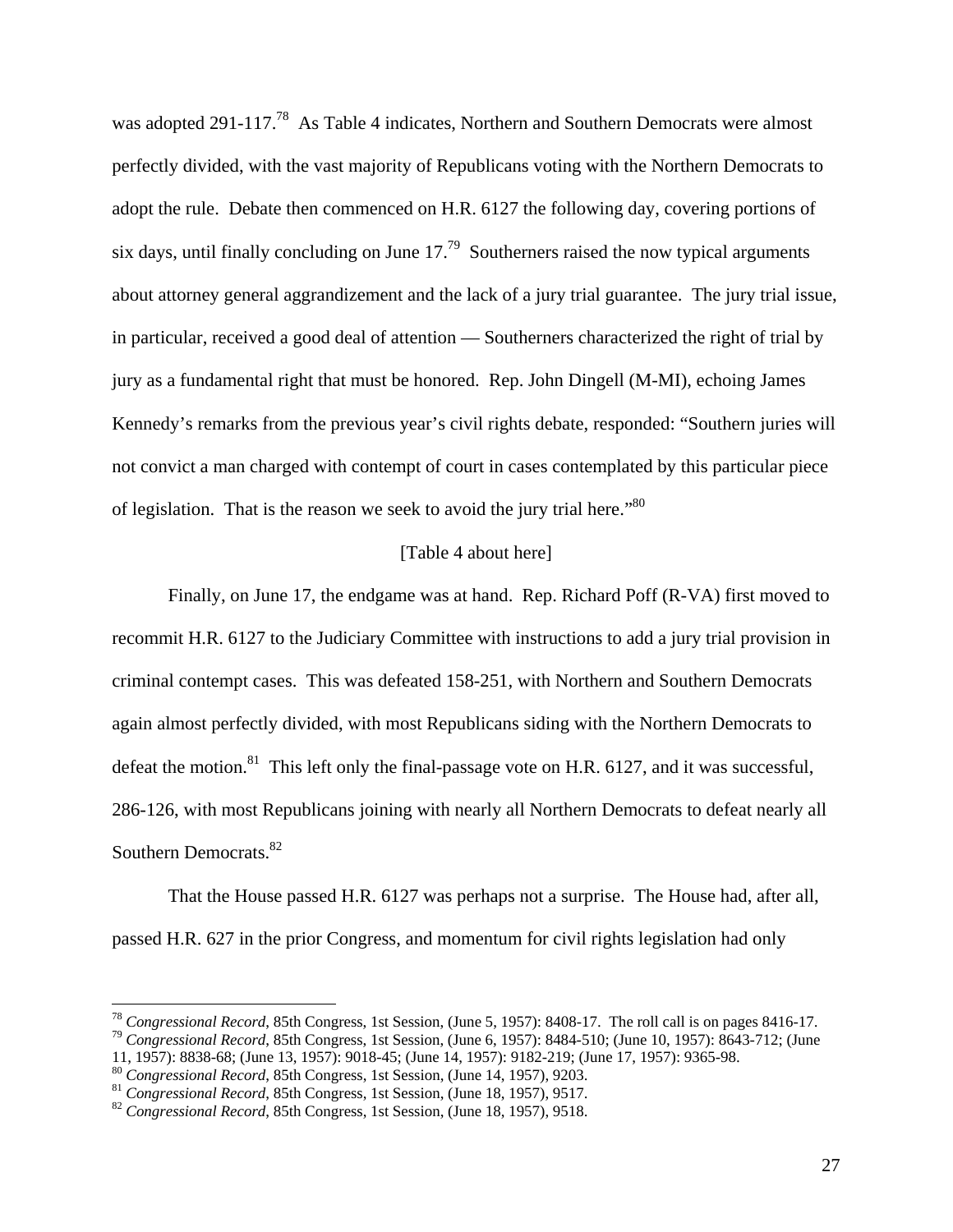was adopted 291-117.[78] As Table 4 indicates, Northern and Southern Democrats were almost perfectly divided, with the vast majority of Republicans voting with the Northern Democrats to adopt the rule. Debate then commenced on H.R. 6127 the following day, covering portions of six days, until finally concluding on June 17.[79] Southerners raised the now typical arguments about attorney general aggrandizement and the lack of a jury trial guarantee. The jury trial issue, in particular, received a good deal of attention — Southerners characterized the right of trial by jury as a fundamental right that must be honored. Rep. John Dingell (M-MI), echoing James Kennedy's remarks from the previous year's civil rights debate, responded: "Southern juries will not convict a man charged with contempt of court in cases contemplated by this particular piece of legislation. That is the reason we seek to avoid the jury trial here."[80]

[Table 4 about here]

Finally, on June 17, the endgame was at hand. Rep. Richard Poff (R-VA) first moved to recommit H.R. 6127 to the Judiciary Committee with instructions to add a jury trial provision in criminal contempt cases. This was defeated 158-251, with Northern and Southern Democrats again almost perfectly divided, with most Republicans siding with the Northern Democrats to defeat the motion.[81] This left only the final-passage vote on H.R. 6127, and it was successful, 286-126, with most Republicans joining with nearly all Northern Democrats to defeat nearly all Southern Democrats.[82]

That the House passed H.R. 6127 was perhaps not a surprise. The House had, after all, passed H.R. 627 in the prior Congress, and momentum for civil rights legislation had only

---

[78] *Congressional Record*, 85th Congress, 1st Session, (June 5, 1957): 8408-17. The roll call is on pages 8416-17.

[79] *Congressional Record*, 85th Congress, 1st Session, (June 6, 1957): 8484-510; (June 10, 1957): 8643-712; (June 11, 1957): 8838-68; (June 13, 1957): 9018-45; (June 14, 1957): 9182-219; (June 17, 1957): 9365-98.

[80] *Congressional Record*, 85th Congress, 1st Session, (June 14, 1957), 9203.

[81] *Congressional Record*, 85th Congress, 1st Session, (June 18, 1957), 9517.

[82] *Congressional Record*, 85th Congress, 1st Session, (June 18, 1957), 9518.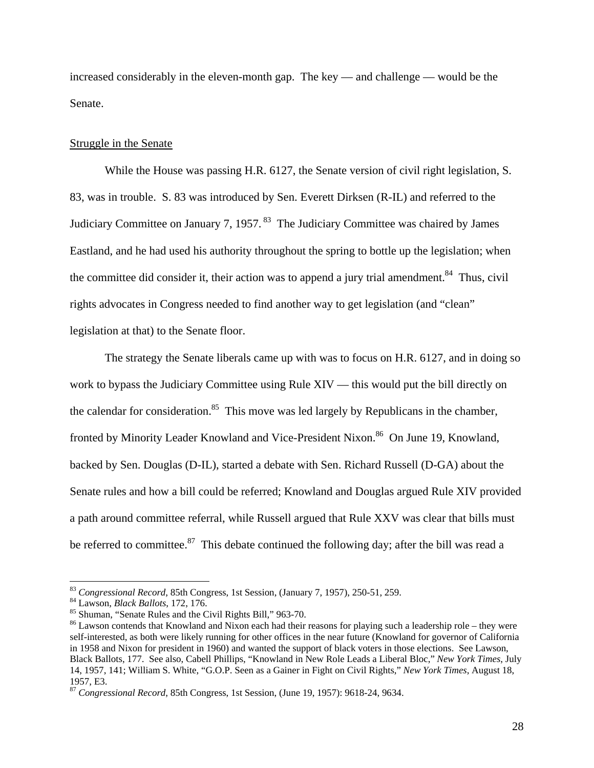increased considerably in the eleven-month gap. The key — and challenge — would be the Senate.

Struggle in the Senate

While the House was passing H.R. 6127, the Senate version of civil right legislation, S. 83, was in trouble. S. 83 was introduced by Sen. Everett Dirksen (R-IL) and referred to the Judiciary Committee on January 7, 1957.[83] The Judiciary Committee was chaired by James Eastland, and he had used his authority throughout the spring to bottle up the legislation; when the committee did consider it, their action was to append a jury trial amendment.[84] Thus, civil rights advocates in Congress needed to find another way to get legislation (and "clean" legislation at that) to the Senate floor.

The strategy the Senate liberals came up with was to focus on H.R. 6127, and in doing so work to bypass the Judiciary Committee using Rule XIV — this would put the bill directly on the calendar for consideration.[85] This move was led largely by Republicans in the chamber, fronted by Minority Leader Knowland and Vice-President Nixon.[86] On June 19, Knowland, backed by Sen. Douglas (D-IL), started a debate with Sen. Richard Russell (D-GA) about the Senate rules and how a bill could be referred; Knowland and Douglas argued Rule XIV provided a path around committee referral, while Russell argued that Rule XXV was clear that bills must be referred to committee.[87] This debate continued the following day; after the bill was read a

---

[83] *Congressional Record*, 85th Congress, 1st Session, (January 7, 1957), 250-51, 259.

[84] Lawson, *Black Ballots*, 172, 176.

[85] Shuman, "Senate Rules and the Civil Rights Bill," 963-70.

[86] Lawson contends that Knowland and Nixon each had their reasons for playing such a leadership role – they were self-interested, as both were likely running for other offices in the near future (Knowland for governor of California in 1958 and Nixon for president in 1960) and wanted the support of black voters in those elections. See Lawson, Black Ballots, 177. See also, Cabell Phillips, "Knowland in New Role Leads a Liberal Bloc," *New York Times*, July 14, 1957, 141; William S. White, "G.O.P. Seen as a Gainer in Fight on Civil Rights," *New York Times*, August 18, 1957, E3.

[87] *Congressional Record*, 85th Congress, 1st Session, (June 19, 1957): 9618-24, 9634.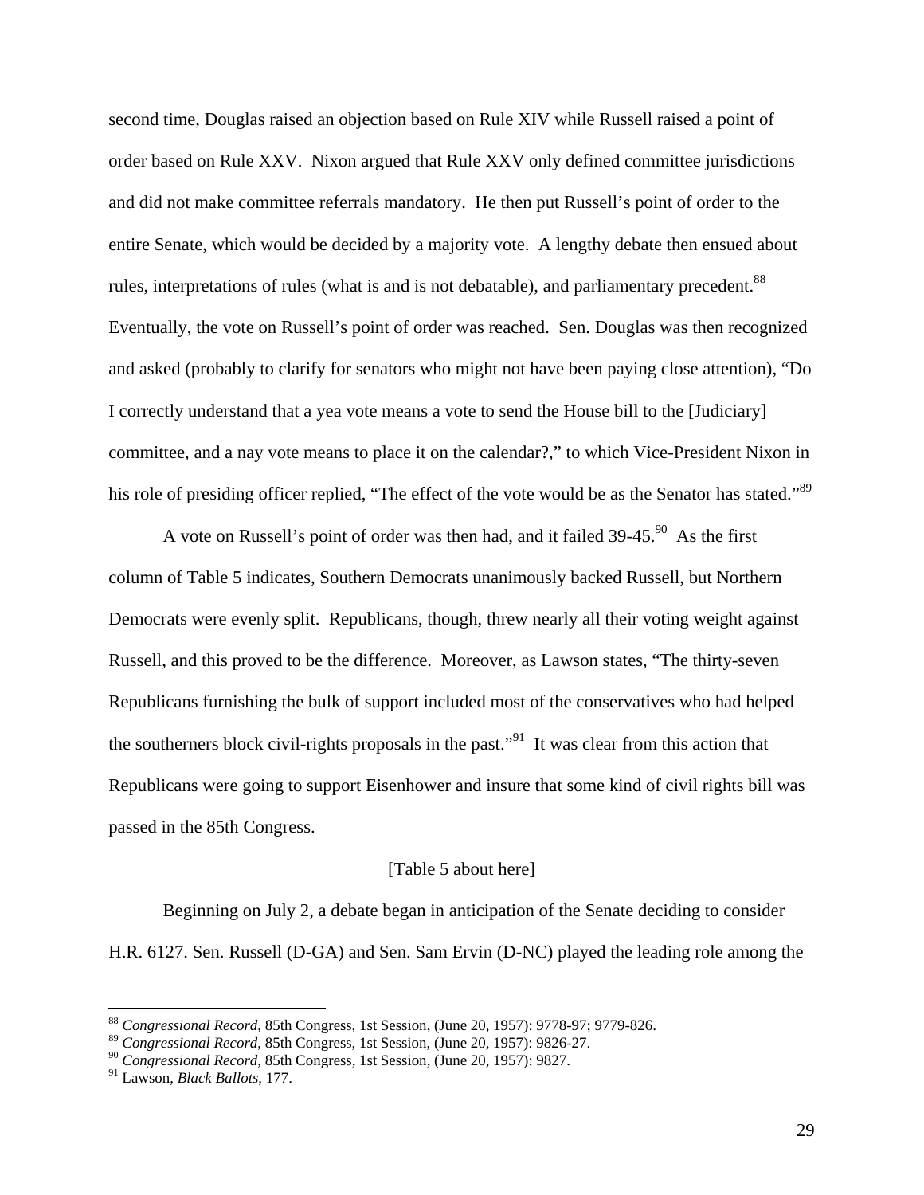second time, Douglas raised an objection based on Rule XIV while Russell raised a point of order based on Rule XXV. Nixon argued that Rule XXV only defined committee jurisdictions and did not make committee referrals mandatory. He then put Russell's point of order to the entire Senate, which would be decided by a majority vote. A lengthy debate then ensued about rules, interpretations of rules (what is and is not debatable), and parliamentary precedent.[88] Eventually, the vote on Russell's point of order was reached. Sen. Douglas was then recognized and asked (probably to clarify for senators who might not have been paying close attention), "Do I correctly understand that a yea vote means a vote to send the House bill to the [Judiciary] committee, and a nay vote means to place it on the calendar?," to which Vice-President Nixon in his role of presiding officer replied, "The effect of the vote would be as the Senator has stated."[89]

A vote on Russell's point of order was then had, and it failed 39-45.[90] As the first column of Table 5 indicates, Southern Democrats unanimously backed Russell, but Northern Democrats were evenly split. Republicans, though, threw nearly all their voting weight against Russell, and this proved to be the difference. Moreover, as Lawson states, "The thirty-seven Republicans furnishing the bulk of support included most of the conservatives who had helped the southerners block civil-rights proposals in the past."[91] It was clear from this action that Republicans were going to support Eisenhower and insure that some kind of civil rights bill was passed in the 85th Congress.

[Table 5 about here]

Beginning on July 2, a debate began in anticipation of the Senate deciding to consider H.R. 6127. Sen. Russell (D-GA) and Sen. Sam Ervin (D-NC) played the leading role among the

---

[88] *Congressional Record*, 85th Congress, 1st Session, (June 20, 1957): 9778-97; 9779-826.

[89] *Congressional Record*, 85th Congress, 1st Session, (June 20, 1957): 9826-27.

[90] *Congressional Record*, 85th Congress, 1st Session, (June 20, 1957): 9827.

[91] Lawson, *Black Ballots*, 177.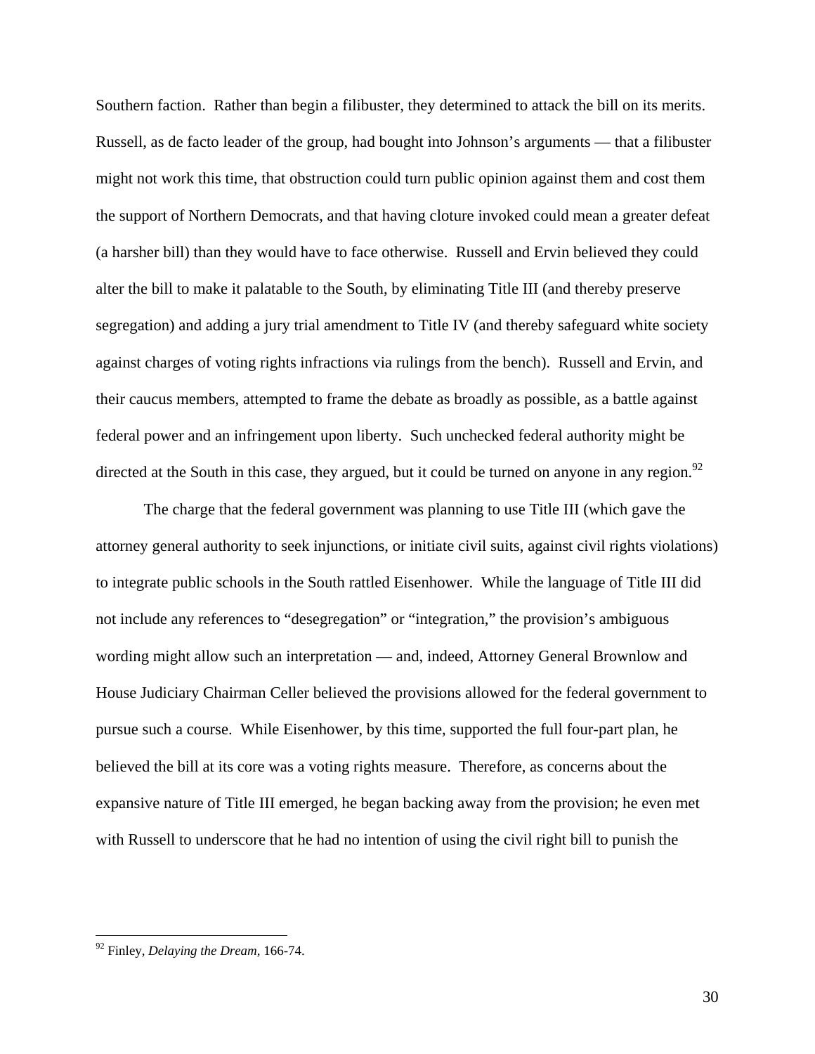Southern faction. Rather than begin a filibuster, they determined to attack the bill on its merits. Russell, as de facto leader of the group, had bought into Johnson's arguments — that a filibuster might not work this time, that obstruction could turn public opinion against them and cost them the support of Northern Democrats, and that having cloture invoked could mean a greater defeat (a harsher bill) than they would have to face otherwise. Russell and Ervin believed they could alter the bill to make it palatable to the South, by eliminating Title III (and thereby preserve segregation) and adding a jury trial amendment to Title IV (and thereby safeguard white society against charges of voting rights infractions via rulings from the bench). Russell and Ervin, and their caucus members, attempted to frame the debate as broadly as possible, as a battle against federal power and an infringement upon liberty. Such unchecked federal authority might be directed at the South in this case, they argued, but it could be turned on anyone in any region.[92]

The charge that the federal government was planning to use Title III (which gave the attorney general authority to seek injunctions, or initiate civil suits, against civil rights violations) to integrate public schools in the South rattled Eisenhower. While the language of Title III did not include any references to "desegregation" or "integration," the provision's ambiguous wording might allow such an interpretation — and, indeed, Attorney General Brownlow and House Judiciary Chairman Celler believed the provisions allowed for the federal government to pursue such a course. While Eisenhower, by this time, supported the full four-part plan, he believed the bill at its core was a voting rights measure. Therefore, as concerns about the expansive nature of Title III emerged, he began backing away from the provision; he even met with Russell to underscore that he had no intention of using the civil right bill to punish the

---

[92] Finley, *Delaying the Dream*, 166-74.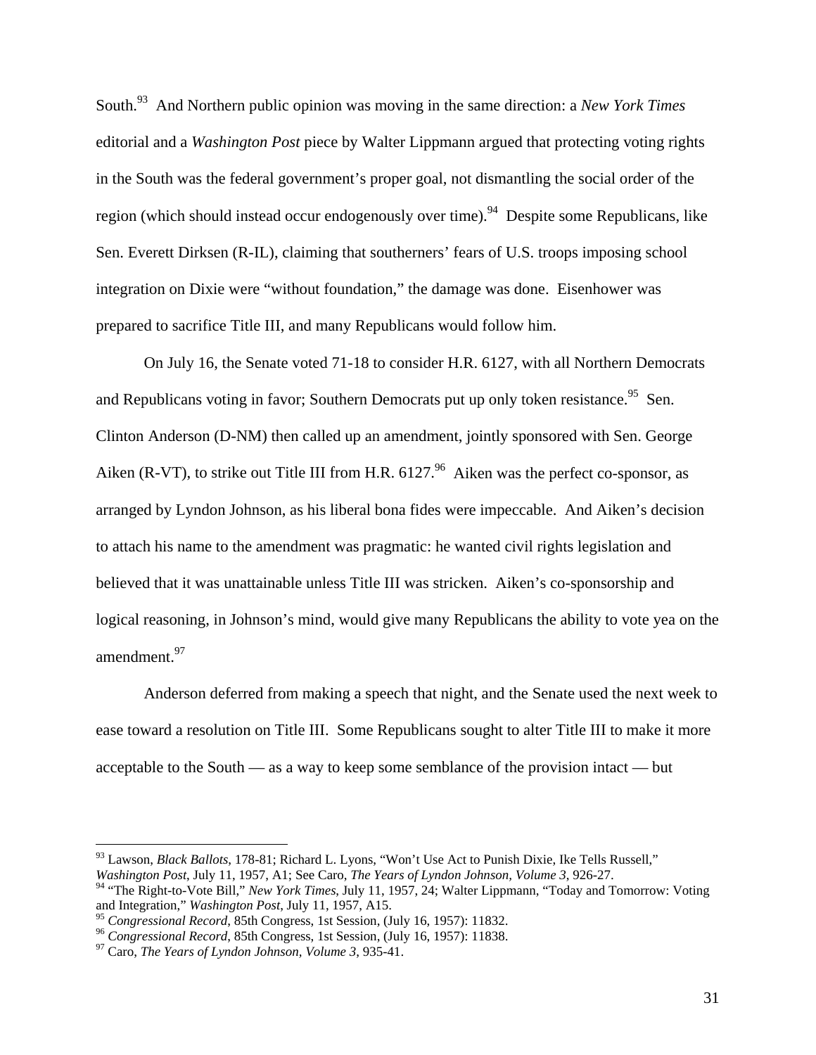South.[93] And Northern public opinion was moving in the same direction: a *New York Times* editorial and a *Washington Post* piece by Walter Lippmann argued that protecting voting rights in the South was the federal government's proper goal, not dismantling the social order of the region (which should instead occur endogenously over time).[94] Despite some Republicans, like Sen. Everett Dirksen (R-IL), claiming that southerners' fears of U.S. troops imposing school integration on Dixie were "without foundation," the damage was done. Eisenhower was prepared to sacrifice Title III, and many Republicans would follow him.

On July 16, the Senate voted 71-18 to consider H.R. 6127, with all Northern Democrats and Republicans voting in favor; Southern Democrats put up only token resistance.[95] Sen. Clinton Anderson (D-NM) then called up an amendment, jointly sponsored with Sen. George Aiken (R-VT), to strike out Title III from H.R. 6127.[96] Aiken was the perfect co-sponsor, as arranged by Lyndon Johnson, as his liberal bona fides were impeccable. And Aiken's decision to attach his name to the amendment was pragmatic: he wanted civil rights legislation and believed that it was unattainable unless Title III was stricken. Aiken's co-sponsorship and logical reasoning, in Johnson's mind, would give many Republicans the ability to vote yea on the amendment.[97]

Anderson deferred from making a speech that night, and the Senate used the next week to ease toward a resolution on Title III. Some Republicans sought to alter Title III to make it more acceptable to the South — as a way to keep some semblance of the provision intact — but

---

[93] Lawson, *Black Ballots*, 178-81; Richard L. Lyons, "Won't Use Act to Punish Dixie, Ike Tells Russell," *Washington Post*, July 11, 1957, A1; See Caro, *The Years of Lyndon Johnson, Volume 3*, 926-27.

[94] "The Right-to-Vote Bill," *New York Times*, July 11, 1957, 24; Walter Lippmann, "Today and Tomorrow: Voting and Integration," *Washington Post*, July 11, 1957, A15.

[95] *Congressional Record*, 85th Congress, 1st Session, (July 16, 1957): 11832.

[96] *Congressional Record*, 85th Congress, 1st Session, (July 16, 1957): 11838.

[97] Caro, *The Years of Lyndon Johnson, Volume 3*, 935-41.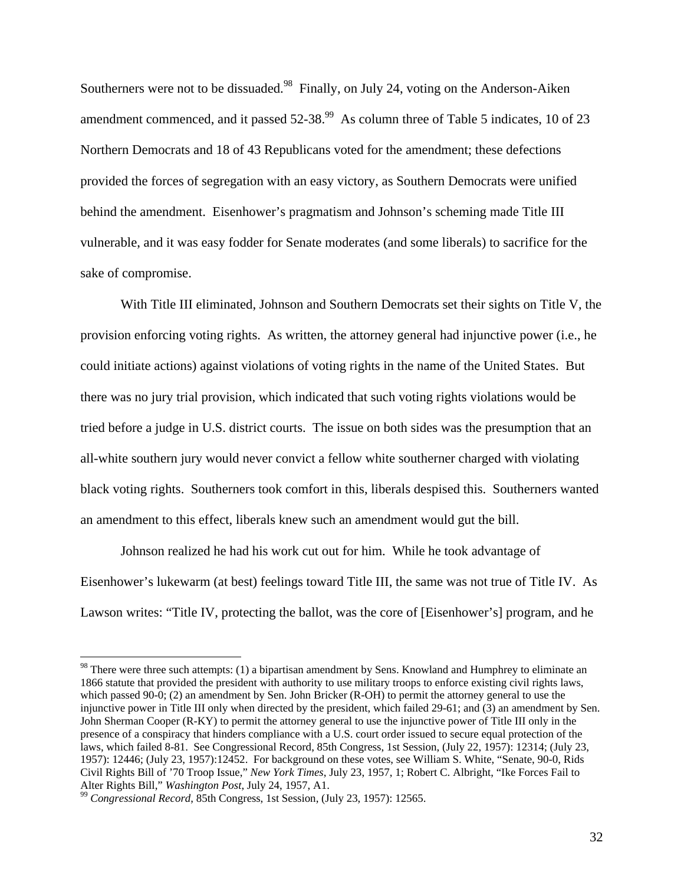Southerners were not to be dissuaded.[98] Finally, on July 24, voting on the Anderson-Aiken amendment commenced, and it passed 52-38.[99] As column three of Table 5 indicates, 10 of 23 Northern Democrats and 18 of 43 Republicans voted for the amendment; these defections provided the forces of segregation with an easy victory, as Southern Democrats were unified behind the amendment. Eisenhower's pragmatism and Johnson's scheming made Title III vulnerable, and it was easy fodder for Senate moderates (and some liberals) to sacrifice for the sake of compromise.

With Title III eliminated, Johnson and Southern Democrats set their sights on Title V, the provision enforcing voting rights. As written, the attorney general had injunctive power (i.e., he could initiate actions) against violations of voting rights in the name of the United States. But there was no jury trial provision, which indicated that such voting rights violations would be tried before a judge in U.S. district courts. The issue on both sides was the presumption that an all-white southern jury would never convict a fellow white southerner charged with violating black voting rights. Southerners took comfort in this, liberals despised this. Southerners wanted an amendment to this effect, liberals knew such an amendment would gut the bill.

Johnson realized he had his work cut out for him. While he took advantage of Eisenhower's lukewarm (at best) feelings toward Title III, the same was not true of Title IV. As Lawson writes: "Title IV, protecting the ballot, was the core of [Eisenhower's] program, and he

[98] There were three such attempts: (1) a bipartisan amendment by Sens. Knowland and Humphrey to eliminate an 1866 statute that provided the president with authority to use military troops to enforce existing civil rights laws, which passed 90-0; (2) an amendment by Sen. John Bricker (R-OH) to permit the attorney general to use the injunctive power in Title III only when directed by the president, which failed 29-61; and (3) an amendment by Sen. John Sherman Cooper (R-KY) to permit the attorney general to use the injunctive power of Title III only in the presence of a conspiracy that hinders compliance with a U.S. court order issued to secure equal protection of the laws, which failed 8-81. See Congressional Record, 85th Congress, 1st Session, (July 22, 1957): 12314; (July 23, 1957): 12446; (July 23, 1957):12452. For background on these votes, see William S. White, "Senate, 90-0, Rids Civil Rights Bill of '70 Troop Issue," *New York Times*, July 23, 1957, 1; Robert C. Albright, "Ike Forces Fail to Alter Rights Bill," *Washington Post*, July 24, 1957, A1.

[99] *Congressional Record*, 85th Congress, 1st Session, (July 23, 1957): 12565.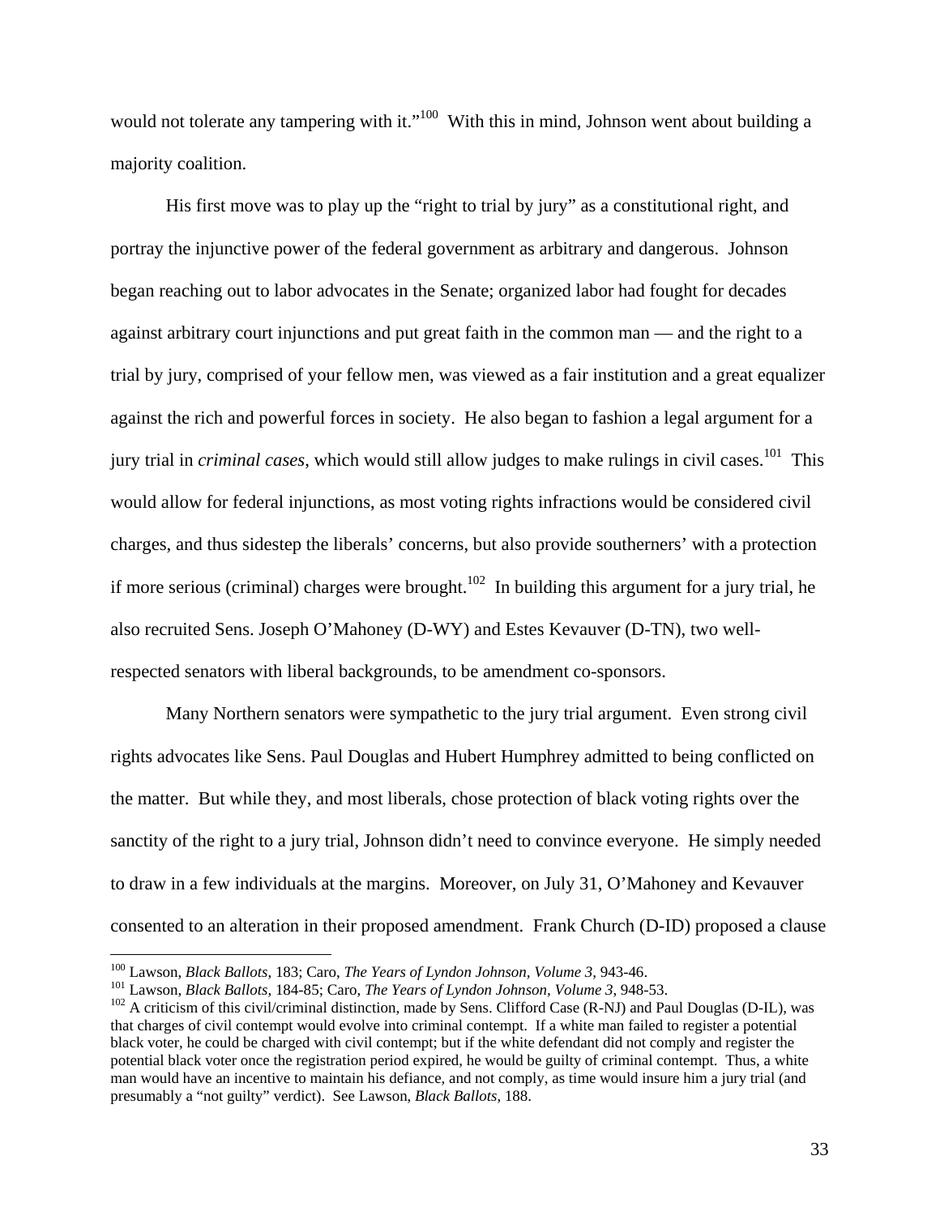would not tolerate any tampering with it."[100] With this in mind, Johnson went about building a majority coalition.

His first move was to play up the "right to trial by jury" as a constitutional right, and portray the injunctive power of the federal government as arbitrary and dangerous. Johnson began reaching out to labor advocates in the Senate; organized labor had fought for decades against arbitrary court injunctions and put great faith in the common man — and the right to a trial by jury, comprised of your fellow men, was viewed as a fair institution and a great equalizer against the rich and powerful forces in society. He also began to fashion a legal argument for a jury trial in *criminal cases*, which would still allow judges to make rulings in civil cases.[101] This would allow for federal injunctions, as most voting rights infractions would be considered civil charges, and thus sidestep the liberals' concerns, but also provide southerners' with a protection if more serious (criminal) charges were brought.[102] In building this argument for a jury trial, he also recruited Sens. Joseph O'Mahoney (D-WY) and Estes Kevauver (D-TN), two well-respected senators with liberal backgrounds, to be amendment co-sponsors.

Many Northern senators were sympathetic to the jury trial argument. Even strong civil rights advocates like Sens. Paul Douglas and Hubert Humphrey admitted to being conflicted on the matter. But while they, and most liberals, chose protection of black voting rights over the sanctity of the right to a jury trial, Johnson didn't need to convince everyone. He simply needed to draw in a few individuals at the margins. Moreover, on July 31, O'Mahoney and Kevauver consented to an alteration in their proposed amendment. Frank Church (D-ID) proposed a clause

---

[100] Lawson, *Black Ballots*, 183; Caro, *The Years of Lyndon Johnson, Volume 3*, 943-46.

[101] Lawson, *Black Ballots*, 184-85; Caro, *The Years of Lyndon Johnson, Volume 3*, 948-53.

[102] A criticism of this civil/criminal distinction, made by Sens. Clifford Case (R-NJ) and Paul Douglas (D-IL), was that charges of civil contempt would evolve into criminal contempt. If a white man failed to register a potential black voter, he could be charged with civil contempt; but if the white defendant did not comply and register the potential black voter once the registration period expired, he would be guilty of criminal contempt. Thus, a white man would have an incentive to maintain his defiance, and not comply, as time would insure him a jury trial (and presumably a "not guilty" verdict). See Lawson, *Black Ballots*, 188.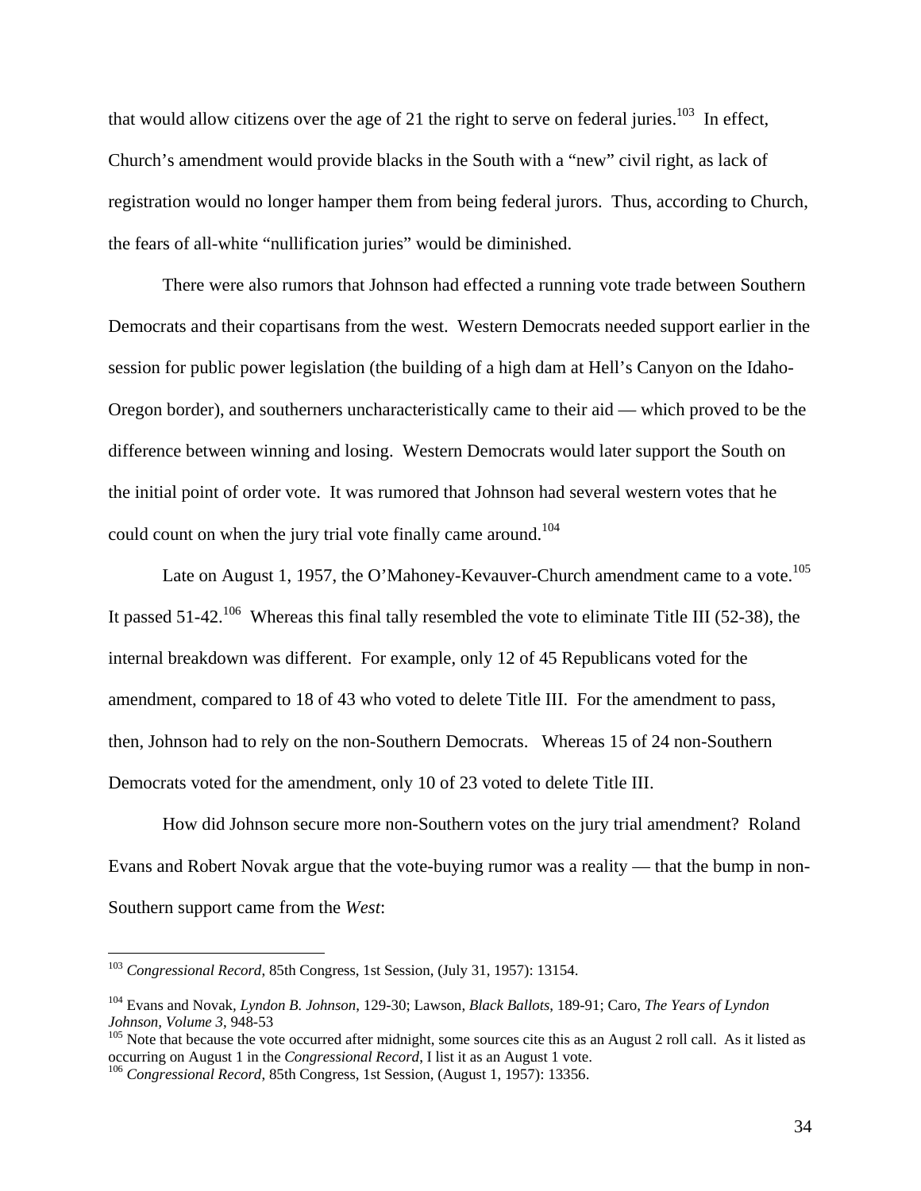that would allow citizens over the age of 21 the right to serve on federal juries.[103] In effect, Church's amendment would provide blacks in the South with a "new" civil right, as lack of registration would no longer hamper them from being federal jurors. Thus, according to Church, the fears of all-white "nullification juries" would be diminished.

There were also rumors that Johnson had effected a running vote trade between Southern Democrats and their copartisans from the west. Western Democrats needed support earlier in the session for public power legislation (the building of a high dam at Hell's Canyon on the Idaho-Oregon border), and southerners uncharacteristically came to their aid — which proved to be the difference between winning and losing. Western Democrats would later support the South on the initial point of order vote. It was rumored that Johnson had several western votes that he could count on when the jury trial vote finally came around.[104]

Late on August 1, 1957, the O'Mahoney-Kevauver-Church amendment came to a vote.[105] It passed 51-42.[106] Whereas this final tally resembled the vote to eliminate Title III (52-38), the internal breakdown was different. For example, only 12 of 45 Republicans voted for the amendment, compared to 18 of 43 who voted to delete Title III. For the amendment to pass, then, Johnson had to rely on the non-Southern Democrats. Whereas 15 of 24 non-Southern Democrats voted for the amendment, only 10 of 23 voted to delete Title III.

How did Johnson secure more non-Southern votes on the jury trial amendment? Roland Evans and Robert Novak argue that the vote-buying rumor was a reality — that the bump in non-Southern support came from the *West*:

---

[103] *Congressional Record*, 85th Congress, 1st Session, (July 31, 1957): 13154.

[104] Evans and Novak, *Lyndon B. Johnson*, 129-30; Lawson, *Black Ballots*, 189-91; Caro, *The Years of Lyndon Johnson, Volume 3*, 948-53

[105] Note that because the vote occurred after midnight, some sources cite this as an August 2 roll call. As it listed as occurring on August 1 in the *Congressional Record*, I list it as an August 1 vote.

[106] *Congressional Record*, 85th Congress, 1st Session, (August 1, 1957): 13356.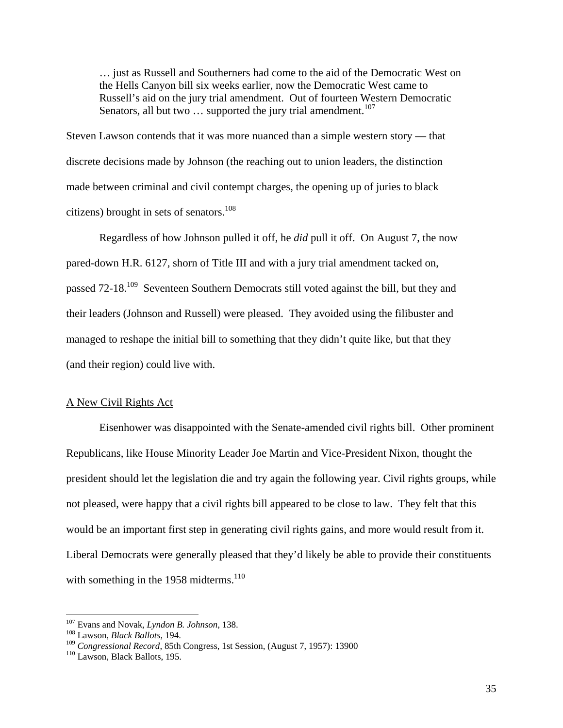> … just as Russell and Southerners had come to the aid of the Democratic West on the Hells Canyon bill six weeks earlier, now the Democratic West came to Russell's aid on the jury trial amendment. Out of fourteen Western Democratic Senators, all but two … supported the jury trial amendment.[107]

Steven Lawson contends that it was more nuanced than a simple western story — that discrete decisions made by Johnson (the reaching out to union leaders, the distinction made between criminal and civil contempt charges, the opening up of juries to black citizens) brought in sets of senators.[108]

Regardless of how Johnson pulled it off, he *did* pull it off. On August 7, the now pared-down H.R. 6127, shorn of Title III and with a jury trial amendment tacked on, passed 72-18.[109] Seventeen Southern Democrats still voted against the bill, but they and their leaders (Johnson and Russell) were pleased. They avoided using the filibuster and managed to reshape the initial bill to something that they didn't quite like, but that they (and their region) could live with.

## A New Civil Rights Act

Eisenhower was disappointed with the Senate-amended civil rights bill. Other prominent Republicans, like House Minority Leader Joe Martin and Vice-President Nixon, thought the president should let the legislation die and try again the following year. Civil rights groups, while not pleased, were happy that a civil rights bill appeared to be close to law. They felt that this would be an important first step in generating civil rights gains, and more would result from it. Liberal Democrats were generally pleased that they'd likely be able to provide their constituents with something in the 1958 midterms.[110]

---

[107] Evans and Novak, *Lyndon B. Johnson*, 138.
[108] Lawson, *Black Ballots*, 194.
[109] *Congressional Record*, 85th Congress, 1st Session, (August 7, 1957): 13900
[110] Lawson, Black Ballots, 195.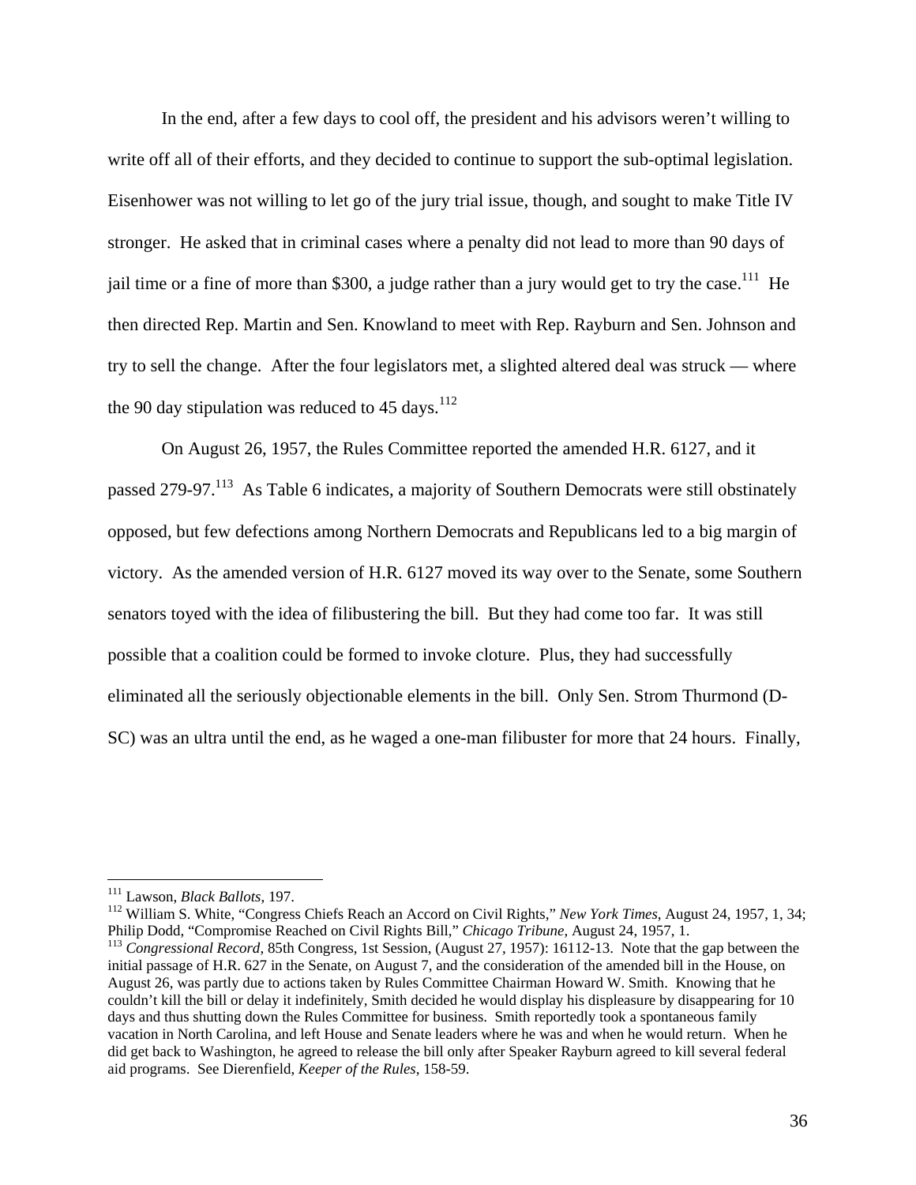In the end, after a few days to cool off, the president and his advisors weren't willing to write off all of their efforts, and they decided to continue to support the sub-optimal legislation. Eisenhower was not willing to let go of the jury trial issue, though, and sought to make Title IV stronger. He asked that in criminal cases where a penalty did not lead to more than 90 days of jail time or a fine of more than $300, a judge rather than a jury would get to try the case.[111] He then directed Rep. Martin and Sen. Knowland to meet with Rep. Rayburn and Sen. Johnson and try to sell the change. After the four legislators met, a slighted altered deal was struck — where the 90 day stipulation was reduced to 45 days.[112]

On August 26, 1957, the Rules Committee reported the amended H.R. 6127, and it passed 279-97.[113] As Table 6 indicates, a majority of Southern Democrats were still obstinately opposed, but few defections among Northern Democrats and Republicans led to a big margin of victory. As the amended version of H.R. 6127 moved its way over to the Senate, some Southern senators toyed with the idea of filibustering the bill. But they had come too far. It was still possible that a coalition could be formed to invoke cloture. Plus, they had successfully eliminated all the seriously objectionable elements in the bill. Only Sen. Strom Thurmond (D-SC) was an ultra until the end, as he waged a one-man filibuster for more that 24 hours. Finally,

---

[111] Lawson, *Black Ballots*, 197.

[112] William S. White, "Congress Chiefs Reach an Accord on Civil Rights," *New York Times*, August 24, 1957, 1, 34; Philip Dodd, "Compromise Reached on Civil Rights Bill," *Chicago Tribune*, August 24, 1957, 1.

[113] *Congressional Record*, 85th Congress, 1st Session, (August 27, 1957): 16112-13. Note that the gap between the initial passage of H.R. 627 in the Senate, on August 7, and the consideration of the amended bill in the House, on August 26, was partly due to actions taken by Rules Committee Chairman Howard W. Smith. Knowing that he couldn't kill the bill or delay it indefinitely, Smith decided he would display his displeasure by disappearing for 10 days and thus shutting down the Rules Committee for business. Smith reportedly took a spontaneous family vacation in North Carolina, and left House and Senate leaders where he was and when he would return. When he did get back to Washington, he agreed to release the bill only after Speaker Rayburn agreed to kill several federal aid programs. See Dierenfield, *Keeper of the Rules*, 158-59.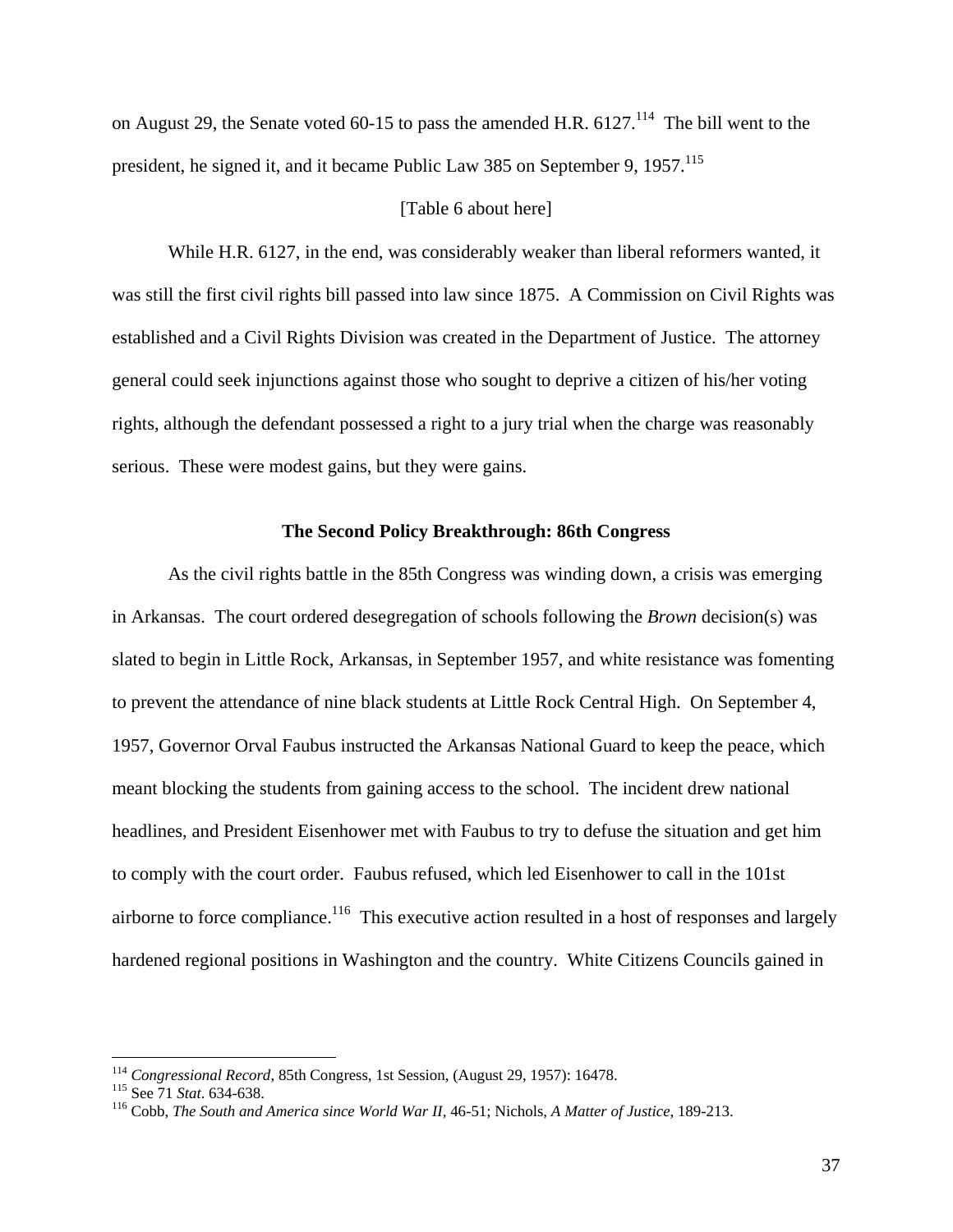on August 29, the Senate voted 60-15 to pass the amended H.R. 6127.[114] The bill went to the president, he signed it, and it became Public Law 385 on September 9, 1957.[115]

[Table 6 about here]

While H.R. 6127, in the end, was considerably weaker than liberal reformers wanted, it was still the first civil rights bill passed into law since 1875. A Commission on Civil Rights was established and a Civil Rights Division was created in the Department of Justice. The attorney general could seek injunctions against those who sought to deprive a citizen of his/her voting rights, although the defendant possessed a right to a jury trial when the charge was reasonably serious. These were modest gains, but they were gains.

## The Second Policy Breakthrough: 86th Congress

As the civil rights battle in the 85th Congress was winding down, a crisis was emerging in Arkansas. The court ordered desegregation of schools following the *Brown* decision(s) was slated to begin in Little Rock, Arkansas, in September 1957, and white resistance was fomenting to prevent the attendance of nine black students at Little Rock Central High. On September 4, 1957, Governor Orval Faubus instructed the Arkansas National Guard to keep the peace, which meant blocking the students from gaining access to the school. The incident drew national headlines, and President Eisenhower met with Faubus to try to defuse the situation and get him to comply with the court order. Faubus refused, which led Eisenhower to call in the 101st airborne to force compliance.[116] This executive action resulted in a host of responses and largely hardened regional positions in Washington and the country. White Citizens Councils gained in

---

[114] *Congressional Record*, 85th Congress, 1st Session, (August 29, 1957): 16478.

[115] See 71 *Stat*. 634-638.

[116] Cobb, *The South and America since World War II*, 46-51; Nichols, *A Matter of Justice*, 189-213.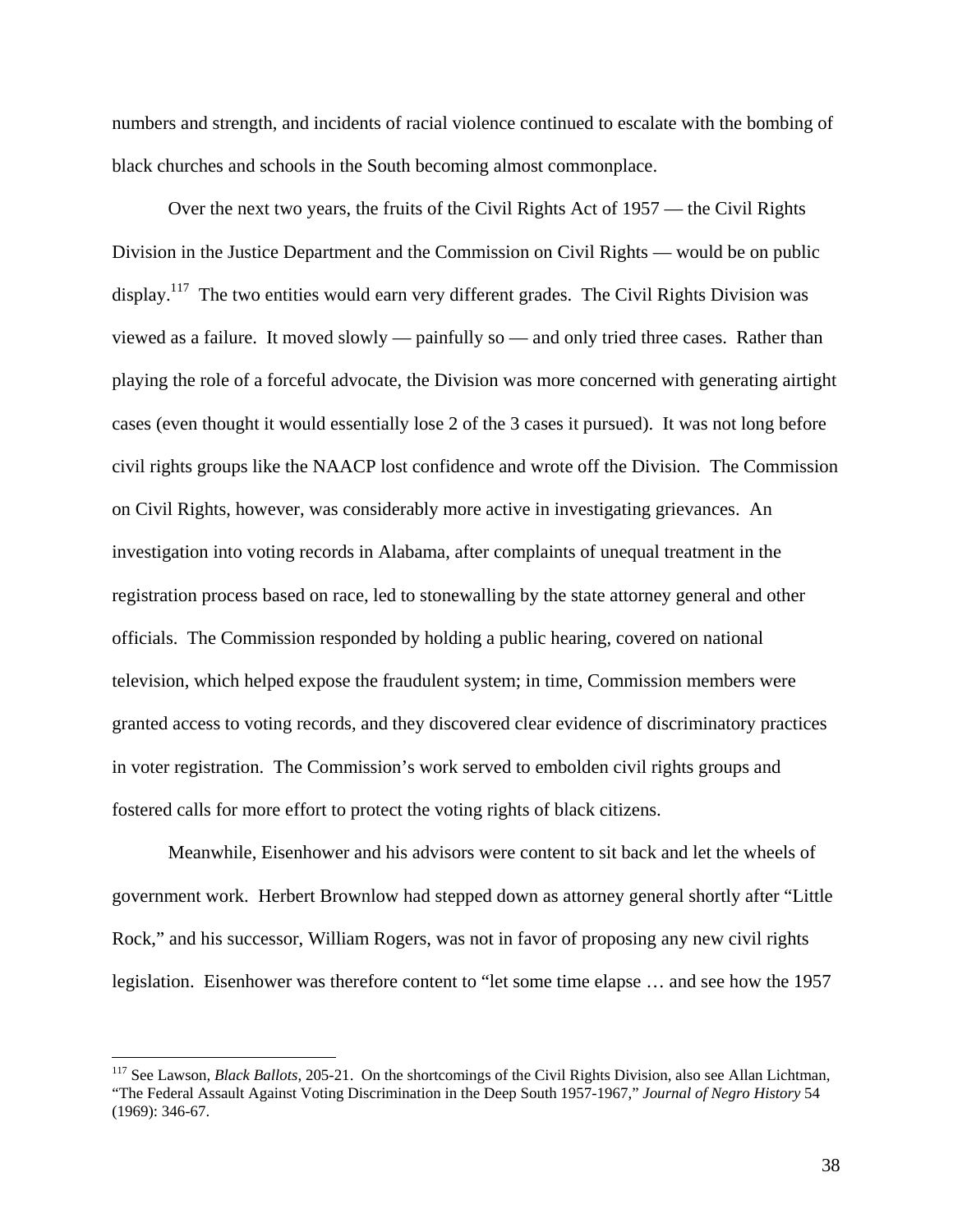numbers and strength, and incidents of racial violence continued to escalate with the bombing of black churches and schools in the South becoming almost commonplace.

Over the next two years, the fruits of the Civil Rights Act of 1957 — the Civil Rights Division in the Justice Department and the Commission on Civil Rights — would be on public display.[117] The two entities would earn very different grades. The Civil Rights Division was viewed as a failure. It moved slowly — painfully so — and only tried three cases. Rather than playing the role of a forceful advocate, the Division was more concerned with generating airtight cases (even thought it would essentially lose 2 of the 3 cases it pursued). It was not long before civil rights groups like the NAACP lost confidence and wrote off the Division. The Commission on Civil Rights, however, was considerably more active in investigating grievances. An investigation into voting records in Alabama, after complaints of unequal treatment in the registration process based on race, led to stonewalling by the state attorney general and other officials. The Commission responded by holding a public hearing, covered on national television, which helped expose the fraudulent system; in time, Commission members were granted access to voting records, and they discovered clear evidence of discriminatory practices in voter registration. The Commission's work served to embolden civil rights groups and fostered calls for more effort to protect the voting rights of black citizens.

Meanwhile, Eisenhower and his advisors were content to sit back and let the wheels of government work. Herbert Brownlow had stepped down as attorney general shortly after "Little Rock," and his successor, William Rogers, was not in favor of proposing any new civil rights legislation. Eisenhower was therefore content to "let some time elapse … and see how the 1957

---

[117] See Lawson, *Black Ballots*, 205-21. On the shortcomings of the Civil Rights Division, also see Allan Lichtman, "The Federal Assault Against Voting Discrimination in the Deep South 1957-1967," *Journal of Negro History* 54 (1969): 346-67.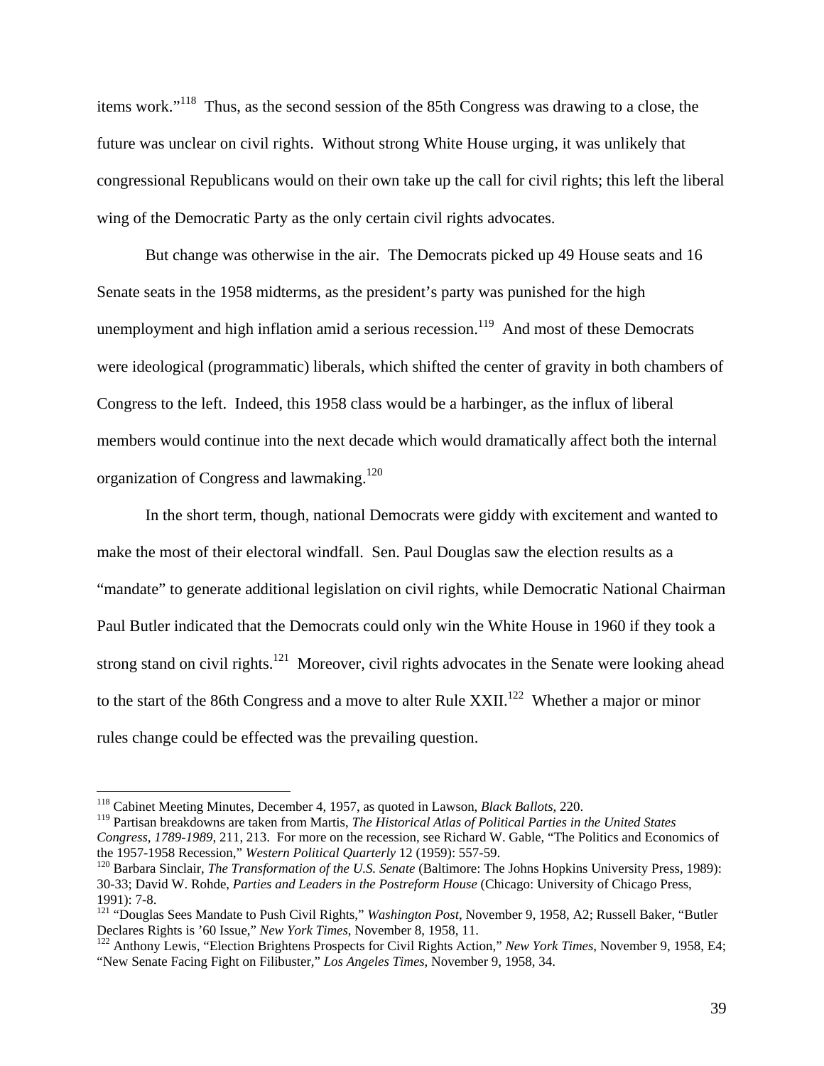items work."[118] Thus, as the second session of the 85th Congress was drawing to a close, the future was unclear on civil rights. Without strong White House urging, it was unlikely that congressional Republicans would on their own take up the call for civil rights; this left the liberal wing of the Democratic Party as the only certain civil rights advocates.

But change was otherwise in the air. The Democrats picked up 49 House seats and 16 Senate seats in the 1958 midterms, as the president's party was punished for the high unemployment and high inflation amid a serious recession.[119] And most of these Democrats were ideological (programmatic) liberals, which shifted the center of gravity in both chambers of Congress to the left. Indeed, this 1958 class would be a harbinger, as the influx of liberal members would continue into the next decade which would dramatically affect both the internal organization of Congress and lawmaking.[120]

In the short term, though, national Democrats were giddy with excitement and wanted to make the most of their electoral windfall. Sen. Paul Douglas saw the election results as a "mandate" to generate additional legislation on civil rights, while Democratic National Chairman Paul Butler indicated that the Democrats could only win the White House in 1960 if they took a strong stand on civil rights.[121] Moreover, civil rights advocates in the Senate were looking ahead to the start of the 86th Congress and a move to alter Rule XXII.[122] Whether a major or minor rules change could be effected was the prevailing question.

---

[118] Cabinet Meeting Minutes, December 4, 1957, as quoted in Lawson, *Black Ballots*, 220.

[119] Partisan breakdowns are taken from Martis, *The Historical Atlas of Political Parties in the United States Congress, 1789-1989*, 211, 213. For more on the recession, see Richard W. Gable, "The Politics and Economics of the 1957-1958 Recession," *Western Political Quarterly* 12 (1959): 557-59.

[120] Barbara Sinclair, *The Transformation of the U.S. Senate* (Baltimore: The Johns Hopkins University Press, 1989): 30-33; David W. Rohde, *Parties and Leaders in the Postreform House* (Chicago: University of Chicago Press, 1991): 7-8.

[121] "Douglas Sees Mandate to Push Civil Rights," *Washington Post*, November 9, 1958, A2; Russell Baker, "Butler Declares Rights is '60 Issue," *New York Times*, November 8, 1958, 11.

[122] Anthony Lewis, "Election Brightens Prospects for Civil Rights Action," *New York Times*, November 9, 1958, E4; "New Senate Facing Fight on Filibuster," *Los Angeles Times*, November 9, 1958, 34.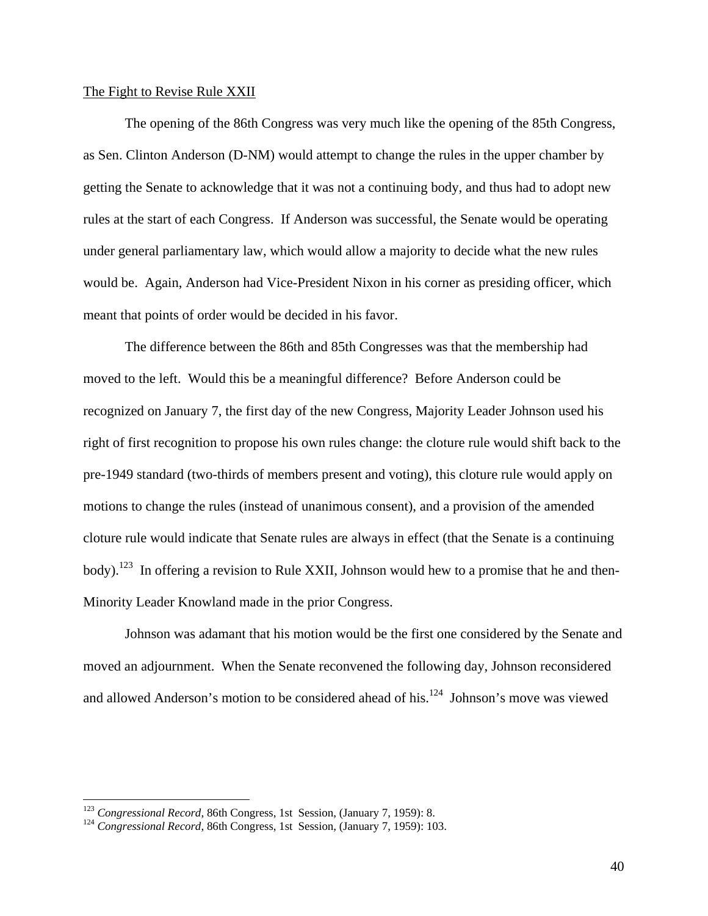The Fight to Revise Rule XXII

The opening of the 86th Congress was very much like the opening of the 85th Congress, as Sen. Clinton Anderson (D-NM) would attempt to change the rules in the upper chamber by getting the Senate to acknowledge that it was not a continuing body, and thus had to adopt new rules at the start of each Congress. If Anderson was successful, the Senate would be operating under general parliamentary law, which would allow a majority to decide what the new rules would be. Again, Anderson had Vice-President Nixon in his corner as presiding officer, which meant that points of order would be decided in his favor.

The difference between the 86th and 85th Congresses was that the membership had moved to the left. Would this be a meaningful difference? Before Anderson could be recognized on January 7, the first day of the new Congress, Majority Leader Johnson used his right of first recognition to propose his own rules change: the cloture rule would shift back to the pre-1949 standard (two-thirds of members present and voting), this cloture rule would apply on motions to change the rules (instead of unanimous consent), and a provision of the amended cloture rule would indicate that Senate rules are always in effect (that the Senate is a continuing body).[123] In offering a revision to Rule XXII, Johnson would hew to a promise that he and then-Minority Leader Knowland made in the prior Congress.

Johnson was adamant that his motion would be the first one considered by the Senate and moved an adjournment. When the Senate reconvened the following day, Johnson reconsidered and allowed Anderson's motion to be considered ahead of his.[124] Johnson's move was viewed

---

[123] *Congressional Record*, 86th Congress, 1st Session, (January 7, 1959): 8.

[124] *Congressional Record*, 86th Congress, 1st Session, (January 7, 1959): 103.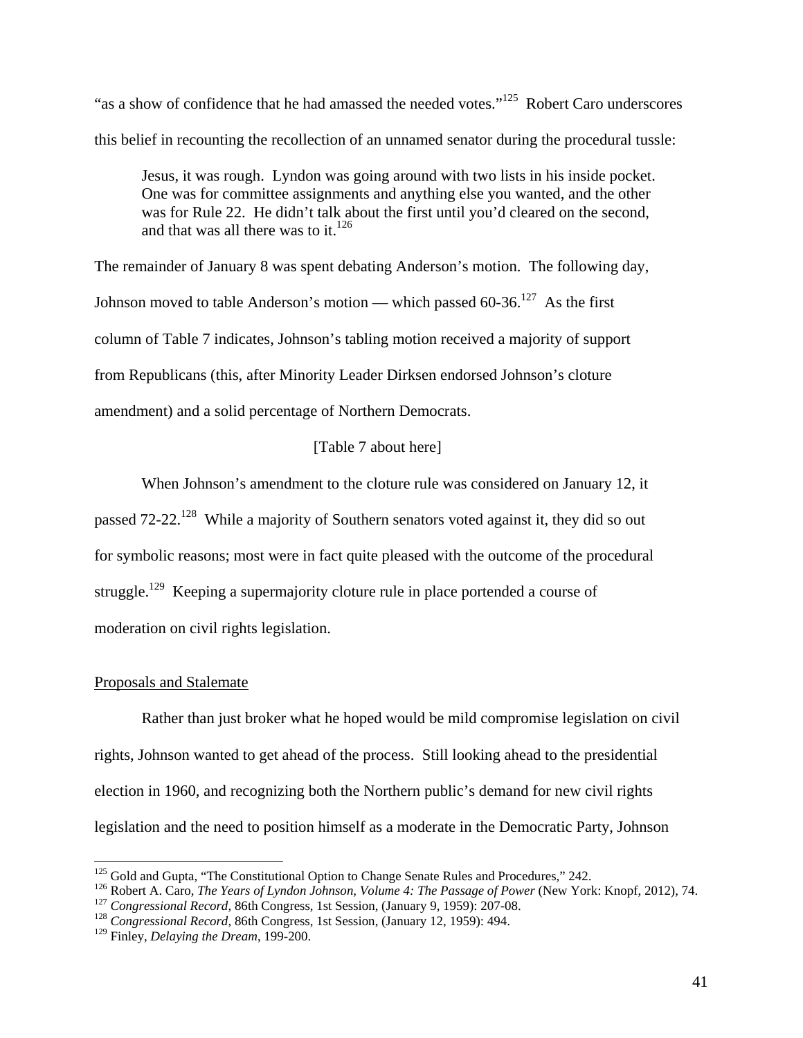"as a show of confidence that he had amassed the needed votes."[125] Robert Caro underscores this belief in recounting the recollection of an unnamed senator during the procedural tussle:

> Jesus, it was rough. Lyndon was going around with two lists in his inside pocket. One was for committee assignments and anything else you wanted, and the other was for Rule 22. He didn't talk about the first until you'd cleared on the second, and that was all there was to it.[126]

The remainder of January 8 was spent debating Anderson's motion. The following day, Johnson moved to table Anderson's motion — which passed 60-36.[127] As the first column of Table 7 indicates, Johnson's tabling motion received a majority of support from Republicans (this, after Minority Leader Dirksen endorsed Johnson's cloture amendment) and a solid percentage of Northern Democrats.

[Table 7 about here]

When Johnson's amendment to the cloture rule was considered on January 12, it passed 72-22.[128] While a majority of Southern senators voted against it, they did so out for symbolic reasons; most were in fact quite pleased with the outcome of the procedural struggle.[129] Keeping a supermajority cloture rule in place portended a course of moderation on civil rights legislation.

<u>Proposals and Stalemate</u>

Rather than just broker what he hoped would be mild compromise legislation on civil rights, Johnson wanted to get ahead of the process. Still looking ahead to the presidential election in 1960, and recognizing both the Northern public's demand for new civil rights legislation and the need to position himself as a moderate in the Democratic Party, Johnson

---

[125] Gold and Gupta, "The Constitutional Option to Change Senate Rules and Procedures," 242.

[126] Robert A. Caro, *The Years of Lyndon Johnson, Volume 4: The Passage of Power* (New York: Knopf, 2012), 74.

[127] *Congressional Record*, 86th Congress, 1st Session, (January 9, 1959): 207-08.

[128] *Congressional Record*, 86th Congress, 1st Session, (January 12, 1959): 494.

[129] Finley, *Delaying the Dream*, 199-200.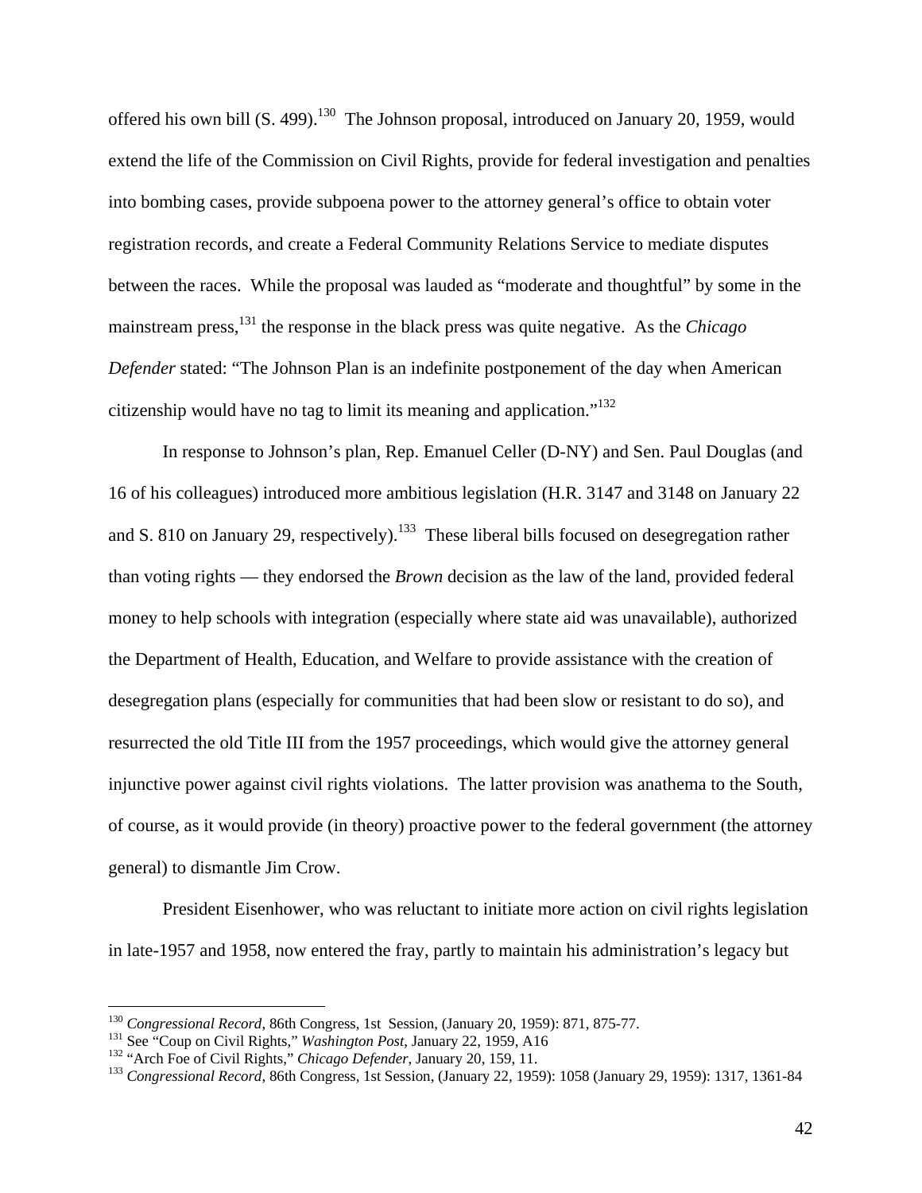offered his own bill (S. 499).[130] The Johnson proposal, introduced on January 20, 1959, would extend the life of the Commission on Civil Rights, provide for federal investigation and penalties into bombing cases, provide subpoena power to the attorney general's office to obtain voter registration records, and create a Federal Community Relations Service to mediate disputes between the races. While the proposal was lauded as "moderate and thoughtful" by some in the mainstream press,[131] the response in the black press was quite negative. As the *Chicago Defender* stated: "The Johnson Plan is an indefinite postponement of the day when American citizenship would have no tag to limit its meaning and application."[132]

In response to Johnson's plan, Rep. Emanuel Celler (D-NY) and Sen. Paul Douglas (and 16 of his colleagues) introduced more ambitious legislation (H.R. 3147 and 3148 on January 22 and S. 810 on January 29, respectively).[133] These liberal bills focused on desegregation rather than voting rights — they endorsed the *Brown* decision as the law of the land, provided federal money to help schools with integration (especially where state aid was unavailable), authorized the Department of Health, Education, and Welfare to provide assistance with the creation of desegregation plans (especially for communities that had been slow or resistant to do so), and resurrected the old Title III from the 1957 proceedings, which would give the attorney general injunctive power against civil rights violations. The latter provision was anathema to the South, of course, as it would provide (in theory) proactive power to the federal government (the attorney general) to dismantle Jim Crow.

President Eisenhower, who was reluctant to initiate more action on civil rights legislation in late-1957 and 1958, now entered the fray, partly to maintain his administration's legacy but

---

[130] *Congressional Record*, 86th Congress, 1st Session, (January 20, 1959): 871, 875-77.

[131] See "Coup on Civil Rights," *Washington Post*, January 22, 1959, A16

[132] "Arch Foe of Civil Rights," *Chicago Defender*, January 20, 159, 11.

[133] *Congressional Record*, 86th Congress, 1st Session, (January 22, 1959): 1058 (January 29, 1959): 1317, 1361-84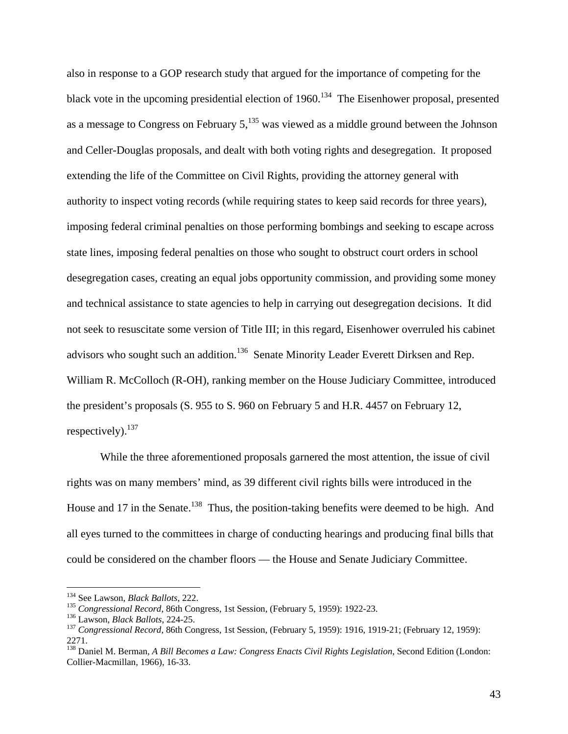also in response to a GOP research study that argued for the importance of competing for the black vote in the upcoming presidential election of 1960.[134] The Eisenhower proposal, presented as a message to Congress on February 5,[135] was viewed as a middle ground between the Johnson and Celler-Douglas proposals, and dealt with both voting rights and desegregation. It proposed extending the life of the Committee on Civil Rights, providing the attorney general with authority to inspect voting records (while requiring states to keep said records for three years), imposing federal criminal penalties on those performing bombings and seeking to escape across state lines, imposing federal penalties on those who sought to obstruct court orders in school desegregation cases, creating an equal jobs opportunity commission, and providing some money and technical assistance to state agencies to help in carrying out desegregation decisions. It did not seek to resuscitate some version of Title III; in this regard, Eisenhower overruled his cabinet advisors who sought such an addition.[136] Senate Minority Leader Everett Dirksen and Rep. William R. McColloch (R-OH), ranking member on the House Judiciary Committee, introduced the president's proposals (S. 955 to S. 960 on February 5 and H.R. 4457 on February 12, respectively).[137]

While the three aforementioned proposals garnered the most attention, the issue of civil rights was on many members' mind, as 39 different civil rights bills were introduced in the House and 17 in the Senate.[138] Thus, the position-taking benefits were deemed to be high. And all eyes turned to the committees in charge of conducting hearings and producing final bills that could be considered on the chamber floors — the House and Senate Judiciary Committee.

---

[134] See Lawson, *Black Ballots*, 222.
[135] *Congressional Record*, 86th Congress, 1st Session, (February 5, 1959): 1922-23.
[136] Lawson, *Black Ballots*, 224-25.
[137] *Congressional Record*, 86th Congress, 1st Session, (February 5, 1959): 1916, 1919-21; (February 12, 1959): 2271.
[138] Daniel M. Berman, *A Bill Becomes a Law: Congress Enacts Civil Rights Legislation*, Second Edition (London: Collier-Macmillan, 1966), 16-33.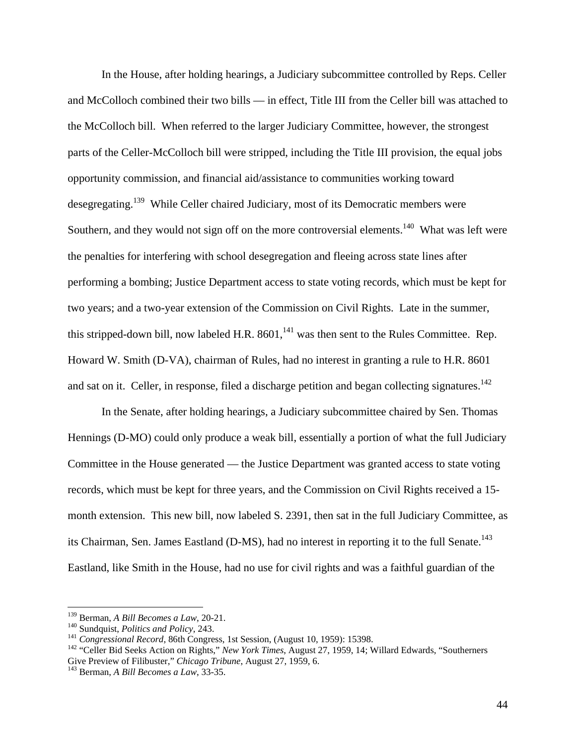In the House, after holding hearings, a Judiciary subcommittee controlled by Reps. Celler and McColloch combined their two bills — in effect, Title III from the Celler bill was attached to the McColloch bill. When referred to the larger Judiciary Committee, however, the strongest parts of the Celler-McColloch bill were stripped, including the Title III provision, the equal jobs opportunity commission, and financial aid/assistance to communities working toward desegregating.[139] While Celler chaired Judiciary, most of its Democratic members were Southern, and they would not sign off on the more controversial elements.[140] What was left were the penalties for interfering with school desegregation and fleeing across state lines after performing a bombing; Justice Department access to state voting records, which must be kept for two years; and a two-year extension of the Commission on Civil Rights. Late in the summer, this stripped-down bill, now labeled H.R. 8601,[141] was then sent to the Rules Committee. Rep. Howard W. Smith (D-VA), chairman of Rules, had no interest in granting a rule to H.R. 8601 and sat on it. Celler, in response, filed a discharge petition and began collecting signatures.[142]

In the Senate, after holding hearings, a Judiciary subcommittee chaired by Sen. Thomas Hennings (D-MO) could only produce a weak bill, essentially a portion of what the full Judiciary Committee in the House generated — the Justice Department was granted access to state voting records, which must be kept for three years, and the Commission on Civil Rights received a 15-month extension. This new bill, now labeled S. 2391, then sat in the full Judiciary Committee, as its Chairman, Sen. James Eastland (D-MS), had no interest in reporting it to the full Senate.[143] Eastland, like Smith in the House, had no use for civil rights and was a faithful guardian of the

---

[139] Berman, *A Bill Becomes a Law*, 20-21.

[140] Sundquist, *Politics and Policy*, 243.

[141] *Congressional Record*, 86th Congress, 1st Session, (August 10, 1959): 15398.

[142] "Celler Bid Seeks Action on Rights," *New York Times*, August 27, 1959, 14; Willard Edwards, "Southerners Give Preview of Filibuster," *Chicago Tribune*, August 27, 1959, 6.

[143] Berman, *A Bill Becomes a Law*, 33-35.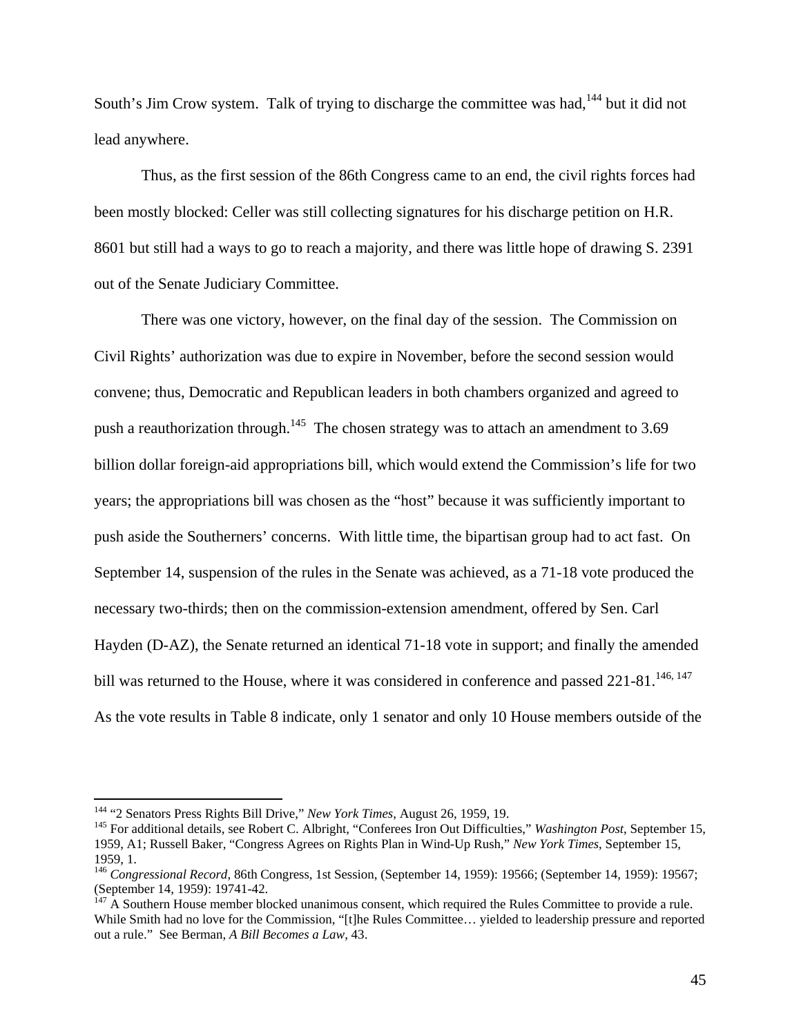South's Jim Crow system. Talk of trying to discharge the committee was had,[144] but it did not lead anywhere.

Thus, as the first session of the 86th Congress came to an end, the civil rights forces had been mostly blocked: Celler was still collecting signatures for his discharge petition on H.R. 8601 but still had a ways to go to reach a majority, and there was little hope of drawing S. 2391 out of the Senate Judiciary Committee.

There was one victory, however, on the final day of the session. The Commission on Civil Rights' authorization was due to expire in November, before the second session would convene; thus, Democratic and Republican leaders in both chambers organized and agreed to push a reauthorization through.[145] The chosen strategy was to attach an amendment to 3.69 billion dollar foreign-aid appropriations bill, which would extend the Commission's life for two years; the appropriations bill was chosen as the "host" because it was sufficiently important to push aside the Southerners' concerns. With little time, the bipartisan group had to act fast. On September 14, suspension of the rules in the Senate was achieved, as a 71-18 vote produced the necessary two-thirds; then on the commission-extension amendment, offered by Sen. Carl Hayden (D-AZ), the Senate returned an identical 71-18 vote in support; and finally the amended bill was returned to the House, where it was considered in conference and passed 221-81.[146, 147] As the vote results in Table 8 indicate, only 1 senator and only 10 House members outside of the

---

[144] "2 Senators Press Rights Bill Drive," *New York Times*, August 26, 1959, 19.

[145] For additional details, see Robert C. Albright, "Conferees Iron Out Difficulties," *Washington Post*, September 15, 1959, A1; Russell Baker, "Congress Agrees on Rights Plan in Wind-Up Rush," *New York Times*, September 15, 1959, 1.

[146] *Congressional Record*, 86th Congress, 1st Session, (September 14, 1959): 19566; (September 14, 1959): 19567; (September 14, 1959): 19741-42.

[147] A Southern House member blocked unanimous consent, which required the Rules Committee to provide a rule. While Smith had no love for the Commission, "[t]he Rules Committee… yielded to leadership pressure and reported out a rule." See Berman, *A Bill Becomes a Law*, 43.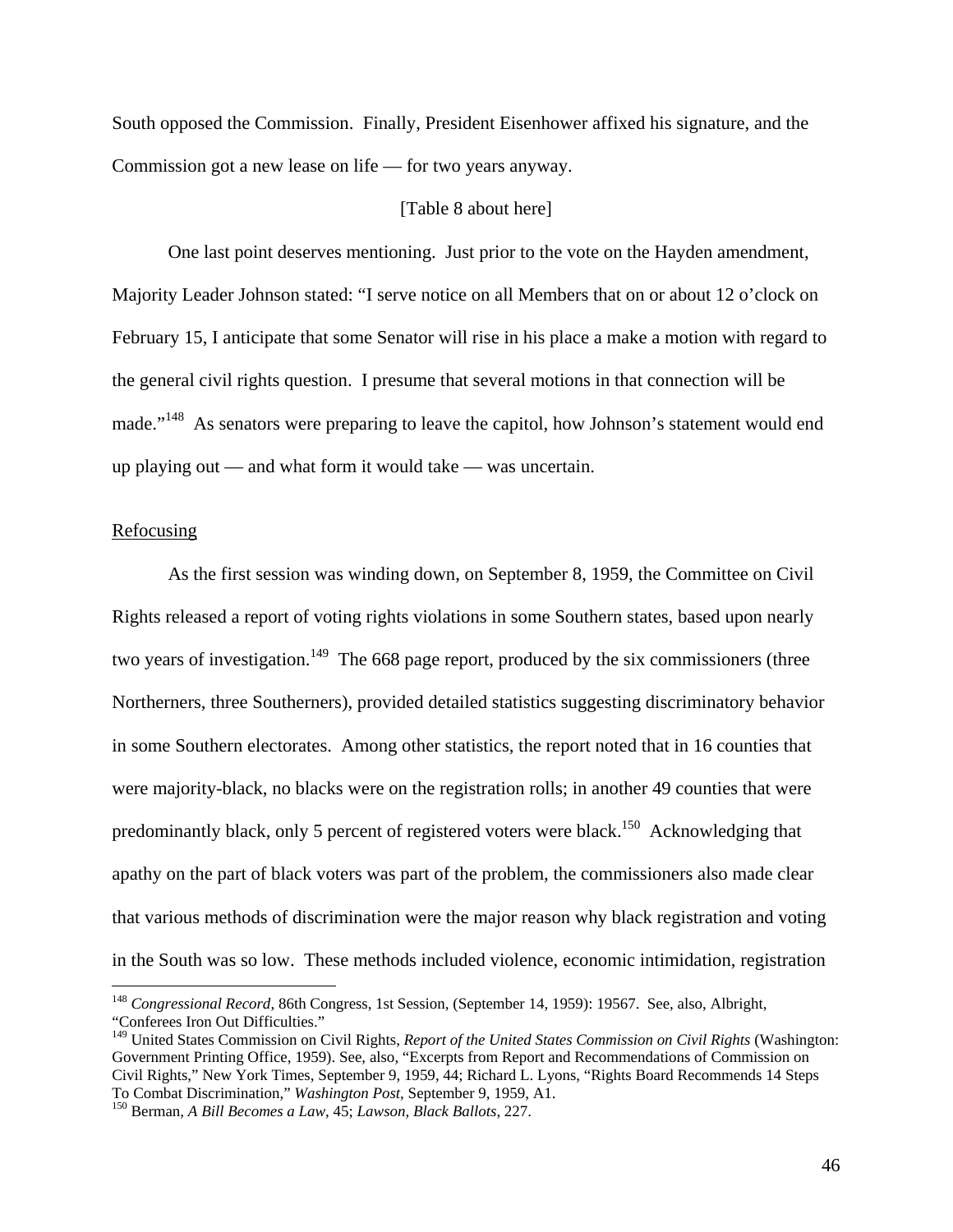South opposed the Commission. Finally, President Eisenhower affixed his signature, and the Commission got a new lease on life — for two years anyway.

[Table 8 about here]

One last point deserves mentioning. Just prior to the vote on the Hayden amendment, Majority Leader Johnson stated: "I serve notice on all Members that on or about 12 o'clock on February 15, I anticipate that some Senator will rise in his place a make a motion with regard to the general civil rights question. I presume that several motions in that connection will be made."[148] As senators were preparing to leave the capitol, how Johnson's statement would end up playing out — and what form it would take — was uncertain.

<u>Refocusing</u>

As the first session was winding down, on September 8, 1959, the Committee on Civil Rights released a report of voting rights violations in some Southern states, based upon nearly two years of investigation.[149] The 668 page report, produced by the six commissioners (three Northerners, three Southerners), provided detailed statistics suggesting discriminatory behavior in some Southern electorates. Among other statistics, the report noted that in 16 counties that were majority-black, no blacks were on the registration rolls; in another 49 counties that were predominantly black, only 5 percent of registered voters were black.[150] Acknowledging that apathy on the part of black voters was part of the problem, the commissioners also made clear that various methods of discrimination were the major reason why black registration and voting in the South was so low. These methods included violence, economic intimidation, registration

---

[148] *Congressional Record*, 86th Congress, 1st Session, (September 14, 1959): 19567. See, also, Albright, "Conferees Iron Out Difficulties."

[149] United States Commission on Civil Rights, *Report of the United States Commission on Civil Rights* (Washington: Government Printing Office, 1959). See, also, "Excerpts from Report and Recommendations of Commission on Civil Rights," New York Times, September 9, 1959, 44; Richard L. Lyons, "Rights Board Recommends 14 Steps To Combat Discrimination," *Washington Post*, September 9, 1959, A1.

[150] Berman, *A Bill Becomes a Law*, 45; *Lawson, Black Ballots*, 227.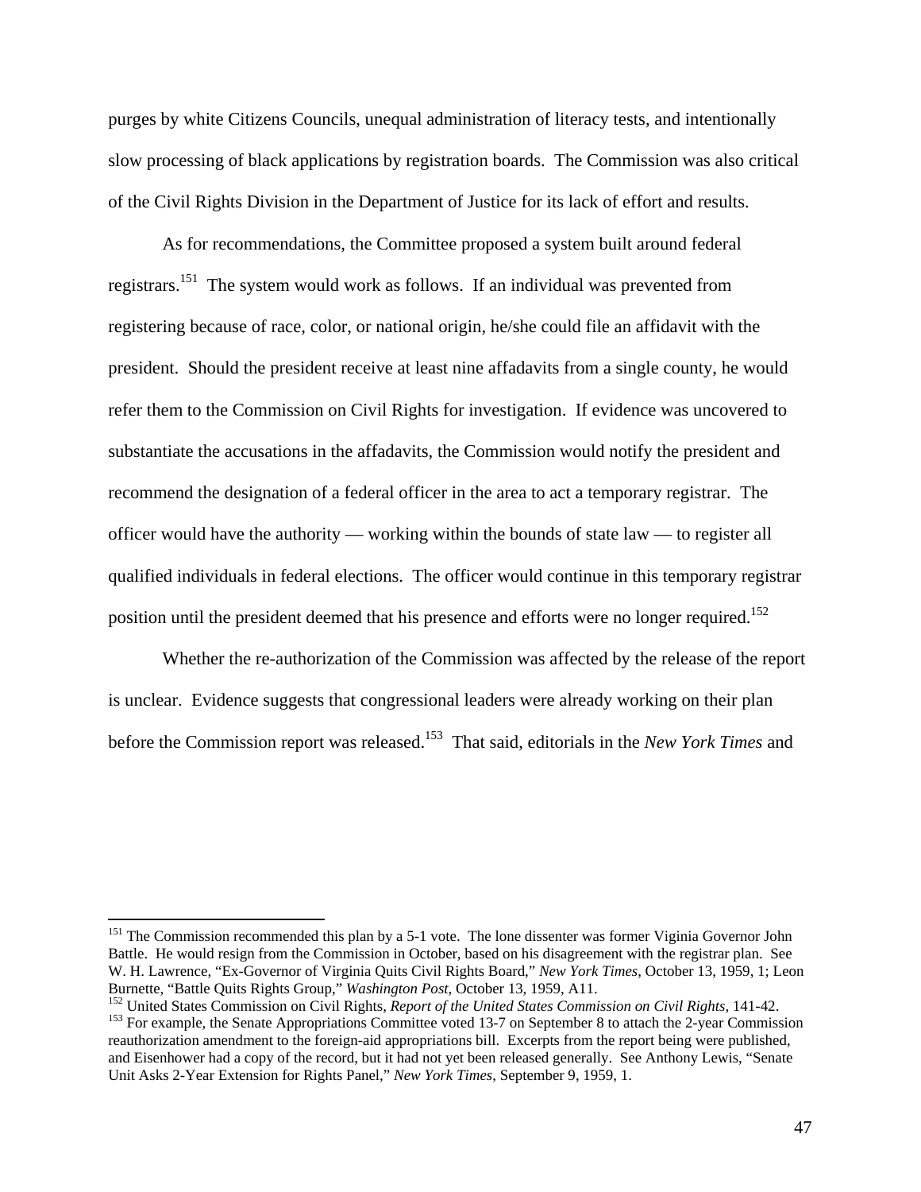purges by white Citizens Councils, unequal administration of literacy tests, and intentionally slow processing of black applications by registration boards. The Commission was also critical of the Civil Rights Division in the Department of Justice for its lack of effort and results.

As for recommendations, the Committee proposed a system built around federal registrars.[151] The system would work as follows. If an individual was prevented from registering because of race, color, or national origin, he/she could file an affidavit with the president. Should the president receive at least nine affadavits from a single county, he would refer them to the Commission on Civil Rights for investigation. If evidence was uncovered to substantiate the accusations in the affadavits, the Commission would notify the president and recommend the designation of a federal officer in the area to act a temporary registrar. The officer would have the authority — working within the bounds of state law — to register all qualified individuals in federal elections. The officer would continue in this temporary registrar position until the president deemed that his presence and efforts were no longer required.[152]

Whether the re-authorization of the Commission was affected by the release of the report is unclear. Evidence suggests that congressional leaders were already working on their plan before the Commission report was released.[153] That said, editorials in the *New York Times* and

---

[151] The Commission recommended this plan by a 5-1 vote. The lone dissenter was former Viginia Governor John Battle. He would resign from the Commission in October, based on his disagreement with the registrar plan. See W. H. Lawrence, "Ex-Governor of Virginia Quits Civil Rights Board," *New York Times*, October 13, 1959, 1; Leon Burnette, "Battle Quits Rights Group," *Washington Post*, October 13, 1959, A11.

[152] United States Commission on Civil Rights, *Report of the United States Commission on Civil Rights*, 141-42.

[153] For example, the Senate Appropriations Committee voted 13-7 on September 8 to attach the 2-year Commission reauthorization amendment to the foreign-aid appropriations bill. Excerpts from the report being were published, and Eisenhower had a copy of the record, but it had not yet been released generally. See Anthony Lewis, "Senate Unit Asks 2-Year Extension for Rights Panel," *New York Times*, September 9, 1959, 1.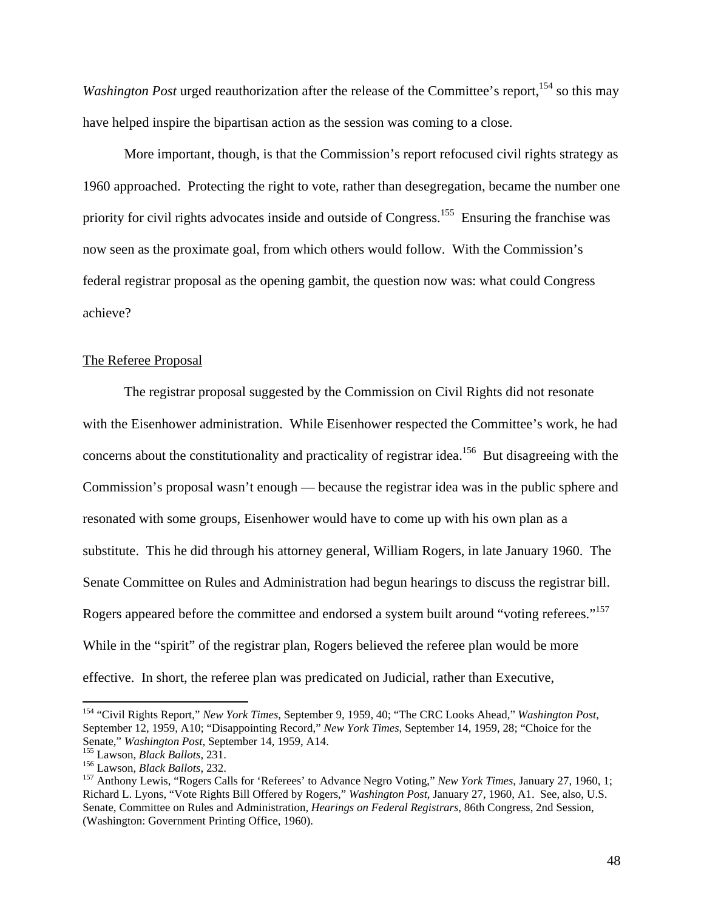*Washington Post* urged reauthorization after the release of the Committee's report,[154] so this may have helped inspire the bipartisan action as the session was coming to a close.

More important, though, is that the Commission's report refocused civil rights strategy as 1960 approached. Protecting the right to vote, rather than desegregation, became the number one priority for civil rights advocates inside and outside of Congress.[155] Ensuring the franchise was now seen as the proximate goal, from which others would follow. With the Commission's federal registrar proposal as the opening gambit, the question now was: what could Congress achieve?

The Referee Proposal

The registrar proposal suggested by the Commission on Civil Rights did not resonate with the Eisenhower administration. While Eisenhower respected the Committee's work, he had concerns about the constitutionality and practicality of registrar idea.[156] But disagreeing with the Commission's proposal wasn't enough — because the registrar idea was in the public sphere and resonated with some groups, Eisenhower would have to come up with his own plan as a substitute. This he did through his attorney general, William Rogers, in late January 1960. The Senate Committee on Rules and Administration had begun hearings to discuss the registrar bill. Rogers appeared before the committee and endorsed a system built around "voting referees."[157] While in the "spirit" of the registrar plan, Rogers believed the referee plan would be more effective. In short, the referee plan was predicated on Judicial, rather than Executive,

---

[154] "Civil Rights Report," *New York Times*, September 9, 1959, 40; "The CRC Looks Ahead," *Washington Post*, September 12, 1959, A10; "Disappointing Record," *New York Times*, September 14, 1959, 28; "Choice for the Senate," *Washington Post*, September 14, 1959, A14.

[155] Lawson, *Black Ballots*, 231.

[156] Lawson, *Black Ballots*, 232.

[157] Anthony Lewis, "Rogers Calls for 'Referees' to Advance Negro Voting," *New York Times*, January 27, 1960, 1; Richard L. Lyons, "Vote Rights Bill Offered by Rogers," *Washington Post*, January 27, 1960, A1. See, also, U.S. Senate, Committee on Rules and Administration, *Hearings on Federal Registrars*, 86th Congress, 2nd Session, (Washington: Government Printing Office, 1960).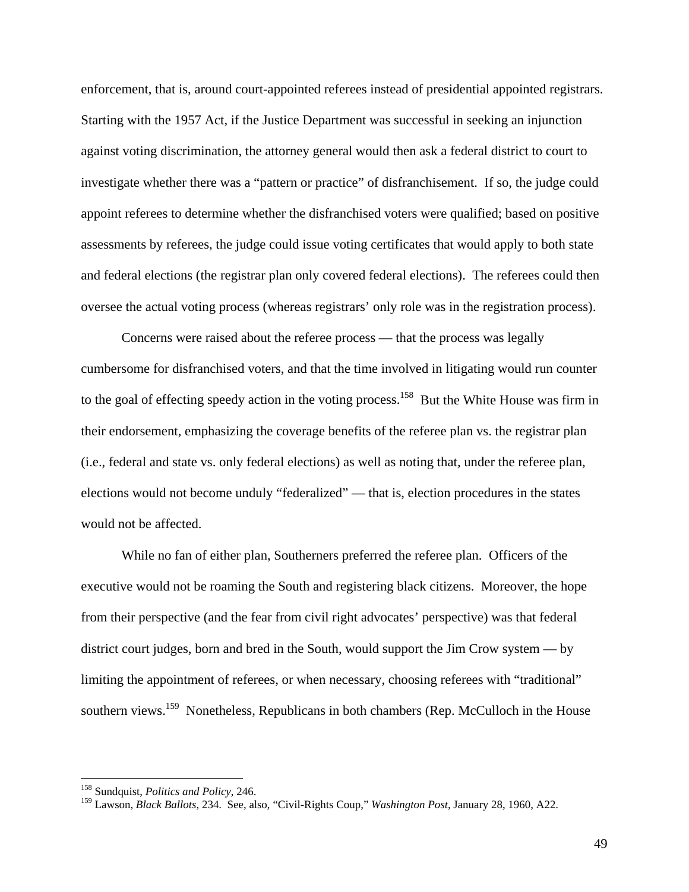enforcement, that is, around court-appointed referees instead of presidential appointed registrars. Starting with the 1957 Act, if the Justice Department was successful in seeking an injunction against voting discrimination, the attorney general would then ask a federal district to court to investigate whether there was a "pattern or practice" of disfranchisement. If so, the judge could appoint referees to determine whether the disfranchised voters were qualified; based on positive assessments by referees, the judge could issue voting certificates that would apply to both state and federal elections (the registrar plan only covered federal elections). The referees could then oversee the actual voting process (whereas registrars' only role was in the registration process).

Concerns were raised about the referee process — that the process was legally cumbersome for disfranchised voters, and that the time involved in litigating would run counter to the goal of effecting speedy action in the voting process.[158] But the White House was firm in their endorsement, emphasizing the coverage benefits of the referee plan vs. the registrar plan (i.e., federal and state vs. only federal elections) as well as noting that, under the referee plan, elections would not become unduly "federalized" — that is, election procedures in the states would not be affected.

While no fan of either plan, Southerners preferred the referee plan. Officers of the executive would not be roaming the South and registering black citizens. Moreover, the hope from their perspective (and the fear from civil right advocates' perspective) was that federal district court judges, born and bred in the South, would support the Jim Crow system — by limiting the appointment of referees, or when necessary, choosing referees with "traditional" southern views.[159] Nonetheless, Republicans in both chambers (Rep. McCulloch in the House

---

[158] Sundquist, *Politics and Policy*, 246.

[159] Lawson, *Black Ballots*, 234. See, also, "Civil-Rights Coup," *Washington Post*, January 28, 1960, A22.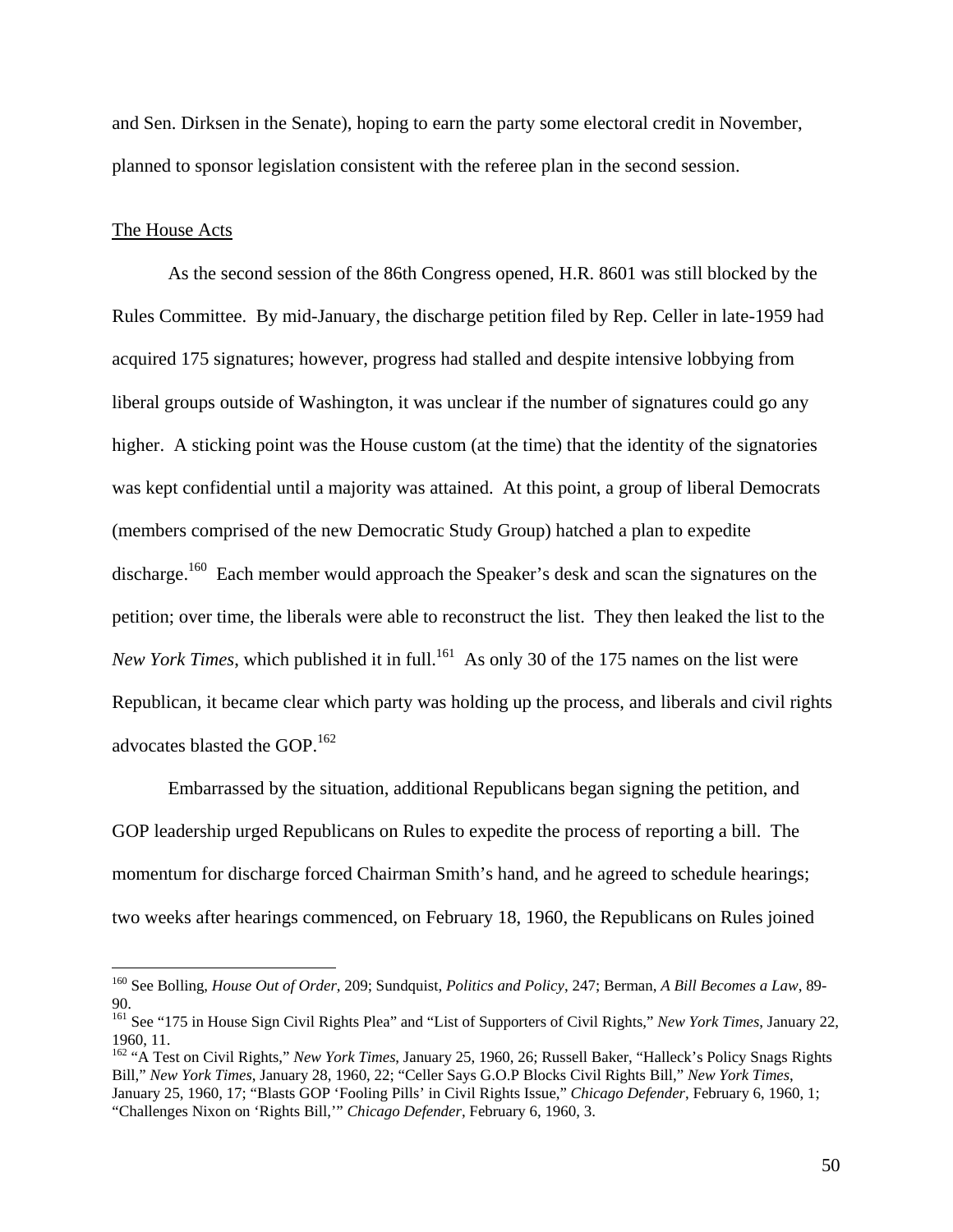and Sen. Dirksen in the Senate), hoping to earn the party some electoral credit in November, planned to sponsor legislation consistent with the referee plan in the second session.

<u>The House Acts</u>

As the second session of the 86th Congress opened, H.R. 8601 was still blocked by the Rules Committee. By mid-January, the discharge petition filed by Rep. Celler in late-1959 had acquired 175 signatures; however, progress had stalled and despite intensive lobbying from liberal groups outside of Washington, it was unclear if the number of signatures could go any higher. A sticking point was the House custom (at the time) that the identity of the signatories was kept confidential until a majority was attained. At this point, a group of liberal Democrats (members comprised of the new Democratic Study Group) hatched a plan to expedite discharge.[160] Each member would approach the Speaker's desk and scan the signatures on the petition; over time, the liberals were able to reconstruct the list. They then leaked the list to the *New York Times*, which published it in full.[161] As only 30 of the 175 names on the list were Republican, it became clear which party was holding up the process, and liberals and civil rights advocates blasted the GOP.[162]

Embarrassed by the situation, additional Republicans began signing the petition, and GOP leadership urged Republicans on Rules to expedite the process of reporting a bill. The momentum for discharge forced Chairman Smith's hand, and he agreed to schedule hearings; two weeks after hearings commenced, on February 18, 1960, the Republicans on Rules joined

---

[160] See Bolling, *House Out of Order*, 209; Sundquist, *Politics and Policy*, 247; Berman, *A Bill Becomes a Law*, 89-90.

[161] See "175 in House Sign Civil Rights Plea" and "List of Supporters of Civil Rights," *New York Times*, January 22, 1960, 11.

[162] "A Test on Civil Rights," *New York Times*, January 25, 1960, 26; Russell Baker, "Halleck's Policy Snags Rights Bill," *New York Times*, January 28, 1960, 22; "Celler Says G.O.P Blocks Civil Rights Bill," *New York Times*, January 25, 1960, 17; "Blasts GOP 'Fooling Pills' in Civil Rights Issue," *Chicago Defender*, February 6, 1960, 1; "Challenges Nixon on 'Rights Bill,'" *Chicago Defender*, February 6, 1960, 3.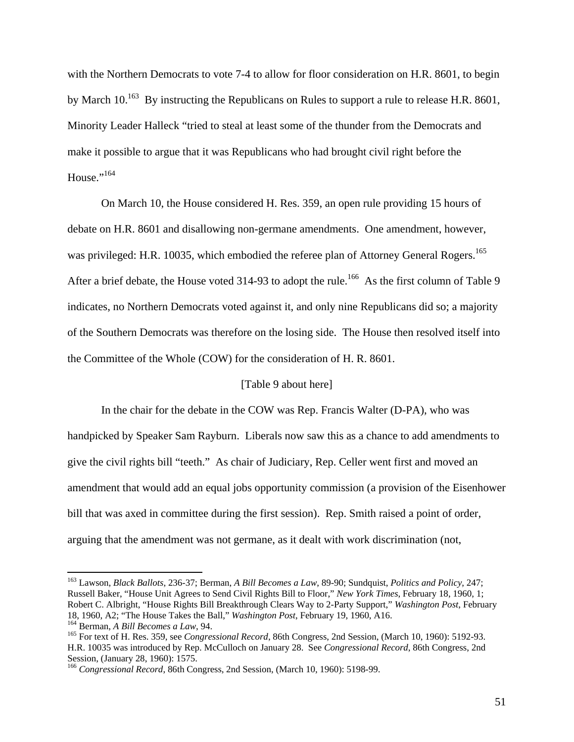with the Northern Democrats to vote 7-4 to allow for floor consideration on H.R. 8601, to begin by March 10.[163] By instructing the Republicans on Rules to support a rule to release H.R. 8601, Minority Leader Halleck "tried to steal at least some of the thunder from the Democrats and make it possible to argue that it was Republicans who had brought civil right before the House."[164]

On March 10, the House considered H. Res. 359, an open rule providing 15 hours of debate on H.R. 8601 and disallowing non-germane amendments. One amendment, however, was privileged: H.R. 10035, which embodied the referee plan of Attorney General Rogers.[165] After a brief debate, the House voted 314-93 to adopt the rule.[166] As the first column of Table 9 indicates, no Northern Democrats voted against it, and only nine Republicans did so; a majority of the Southern Democrats was therefore on the losing side. The House then resolved itself into the Committee of the Whole (COW) for the consideration of H. R. 8601.

[Table 9 about here]

In the chair for the debate in the COW was Rep. Francis Walter (D-PA), who was handpicked by Speaker Sam Rayburn. Liberals now saw this as a chance to add amendments to give the civil rights bill "teeth." As chair of Judiciary, Rep. Celler went first and moved an amendment that would add an equal jobs opportunity commission (a provision of the Eisenhower bill that was axed in committee during the first session). Rep. Smith raised a point of order, arguing that the amendment was not germane, as it dealt with work discrimination (not,

---

[163] Lawson, *Black Ballots*, 236-37; Berman, *A Bill Becomes a Law*, 89-90; Sundquist, *Politics and Policy*, 247; Russell Baker, "House Unit Agrees to Send Civil Rights Bill to Floor," *New York Times*, February 18, 1960, 1; Robert C. Albright, "House Rights Bill Breakthrough Clears Way to 2-Party Support," *Washington Post*, February 18, 1960, A2; "The House Takes the Ball," *Washington Post*, February 19, 1960, A16.

[164] Berman, *A Bill Becomes a Law*, 94.

[165] For text of H. Res. 359, see *Congressional Record*, 86th Congress, 2nd Session, (March 10, 1960): 5192-93. H.R. 10035 was introduced by Rep. McCulloch on January 28. See *Congressional Record*, 86th Congress, 2nd Session, (January 28, 1960): 1575.

[166] *Congressional Record*, 86th Congress, 2nd Session, (March 10, 1960): 5198-99.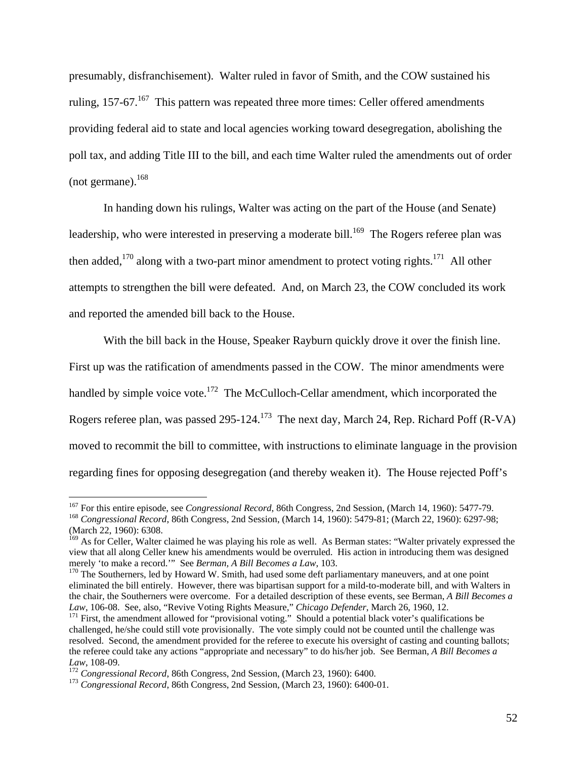presumably, disfranchisement). Walter ruled in favor of Smith, and the COW sustained his ruling, 157-67.[167] This pattern was repeated three more times: Celler offered amendments providing federal aid to state and local agencies working toward desegregation, abolishing the poll tax, and adding Title III to the bill, and each time Walter ruled the amendments out of order (not germane).[168]

In handing down his rulings, Walter was acting on the part of the House (and Senate) leadership, who were interested in preserving a moderate bill.[169] The Rogers referee plan was then added,[170] along with a two-part minor amendment to protect voting rights.[171] All other attempts to strengthen the bill were defeated. And, on March 23, the COW concluded its work and reported the amended bill back to the House.

With the bill back in the House, Speaker Rayburn quickly drove it over the finish line. First up was the ratification of amendments passed in the COW. The minor amendments were handled by simple voice vote.[172] The McCulloch-Cellar amendment, which incorporated the Rogers referee plan, was passed 295-124.[173] The next day, March 24, Rep. Richard Poff (R-VA) moved to recommit the bill to committee, with instructions to eliminate language in the provision regarding fines for opposing desegregation (and thereby weaken it). The House rejected Poff's

---

[167] For this entire episode, see *Congressional Record*, 86th Congress, 2nd Session, (March 14, 1960): 5477-79.

[168] *Congressional Record*, 86th Congress, 2nd Session, (March 14, 1960): 5479-81; (March 22, 1960): 6297-98; (March 22, 1960): 6308.

[169] As for Celler, Walter claimed he was playing his role as well. As Berman states: "Walter privately expressed the view that all along Celler knew his amendments would be overruled. His action in introducing them was designed merely 'to make a record.'" See *Berman, A Bill Becomes a Law*, 103.

[170] The Southerners, led by Howard W. Smith, had used some deft parliamentary maneuvers, and at one point eliminated the bill entirely. However, there was bipartisan support for a mild-to-moderate bill, and with Walters in the chair, the Southerners were overcome. For a detailed description of these events, see Berman, *A Bill Becomes a Law*, 106-08. See, also, "Revive Voting Rights Measure," *Chicago Defender*, March 26, 1960, 12.

[171] First, the amendment allowed for "provisional voting." Should a potential black voter's qualifications be challenged, he/she could still vote provisionally. The vote simply could not be counted until the challenge was resolved. Second, the amendment provided for the referee to execute his oversight of casting and counting ballots; the referee could take any actions "appropriate and necessary" to do his/her job. See Berman, *A Bill Becomes a Law*, 108-09.

[172] *Congressional Record*, 86th Congress, 2nd Session, (March 23, 1960): 6400.

[173] *Congressional Record*, 86th Congress, 2nd Session, (March 23, 1960): 6400-01.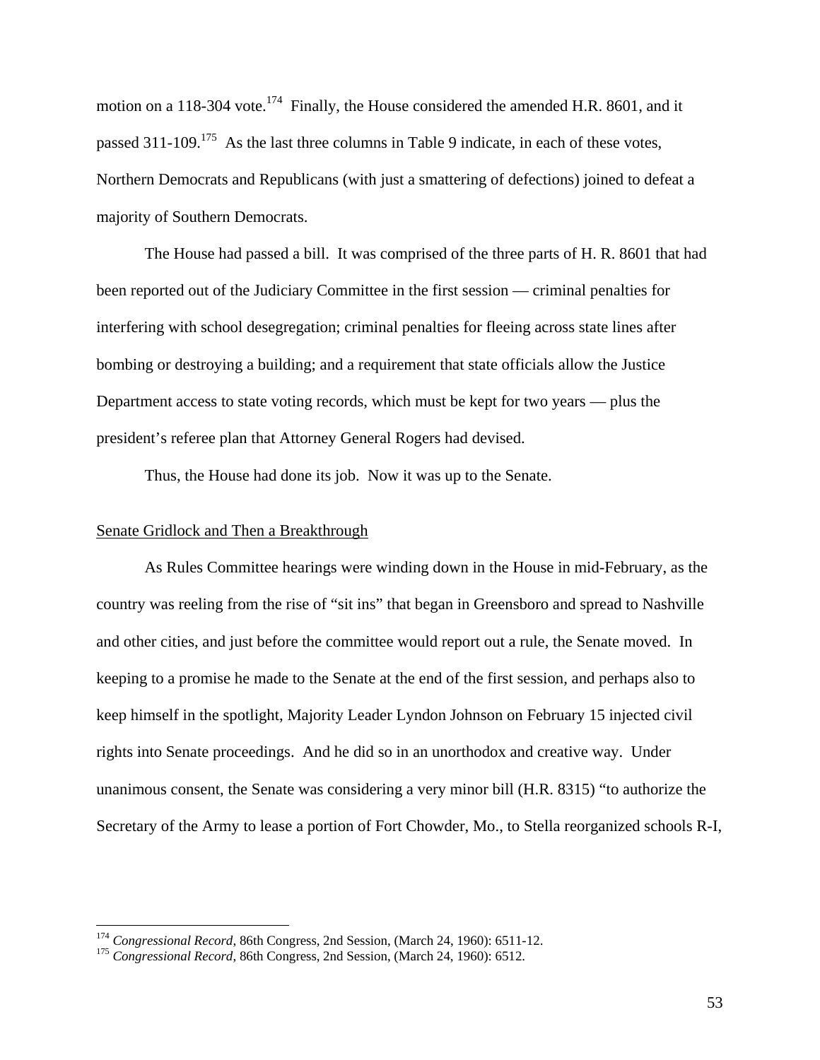motion on a 118-304 vote.[174] Finally, the House considered the amended H.R. 8601, and it passed 311-109.[175] As the last three columns in Table 9 indicate, in each of these votes, Northern Democrats and Republicans (with just a smattering of defections) joined to defeat a majority of Southern Democrats.

The House had passed a bill. It was comprised of the three parts of H. R. 8601 that had been reported out of the Judiciary Committee in the first session — criminal penalties for interfering with school desegregation; criminal penalties for fleeing across state lines after bombing or destroying a building; and a requirement that state officials allow the Justice Department access to state voting records, which must be kept for two years — plus the president's referee plan that Attorney General Rogers had devised.

Thus, the House had done its job. Now it was up to the Senate.

<u>Senate Gridlock and Then a Breakthrough</u>

As Rules Committee hearings were winding down in the House in mid-February, as the country was reeling from the rise of "sit ins" that began in Greensboro and spread to Nashville and other cities, and just before the committee would report out a rule, the Senate moved. In keeping to a promise he made to the Senate at the end of the first session, and perhaps also to keep himself in the spotlight, Majority Leader Lyndon Johnson on February 15 injected civil rights into Senate proceedings. And he did so in an unorthodox and creative way. Under unanimous consent, the Senate was considering a very minor bill (H.R. 8315) "to authorize the Secretary of the Army to lease a portion of Fort Chowder, Mo., to Stella reorganized schools R-I,

---

[174] *Congressional Record*, 86th Congress, 2nd Session, (March 24, 1960): 6511-12.
[175] *Congressional Record*, 86th Congress, 2nd Session, (March 24, 1960): 6512.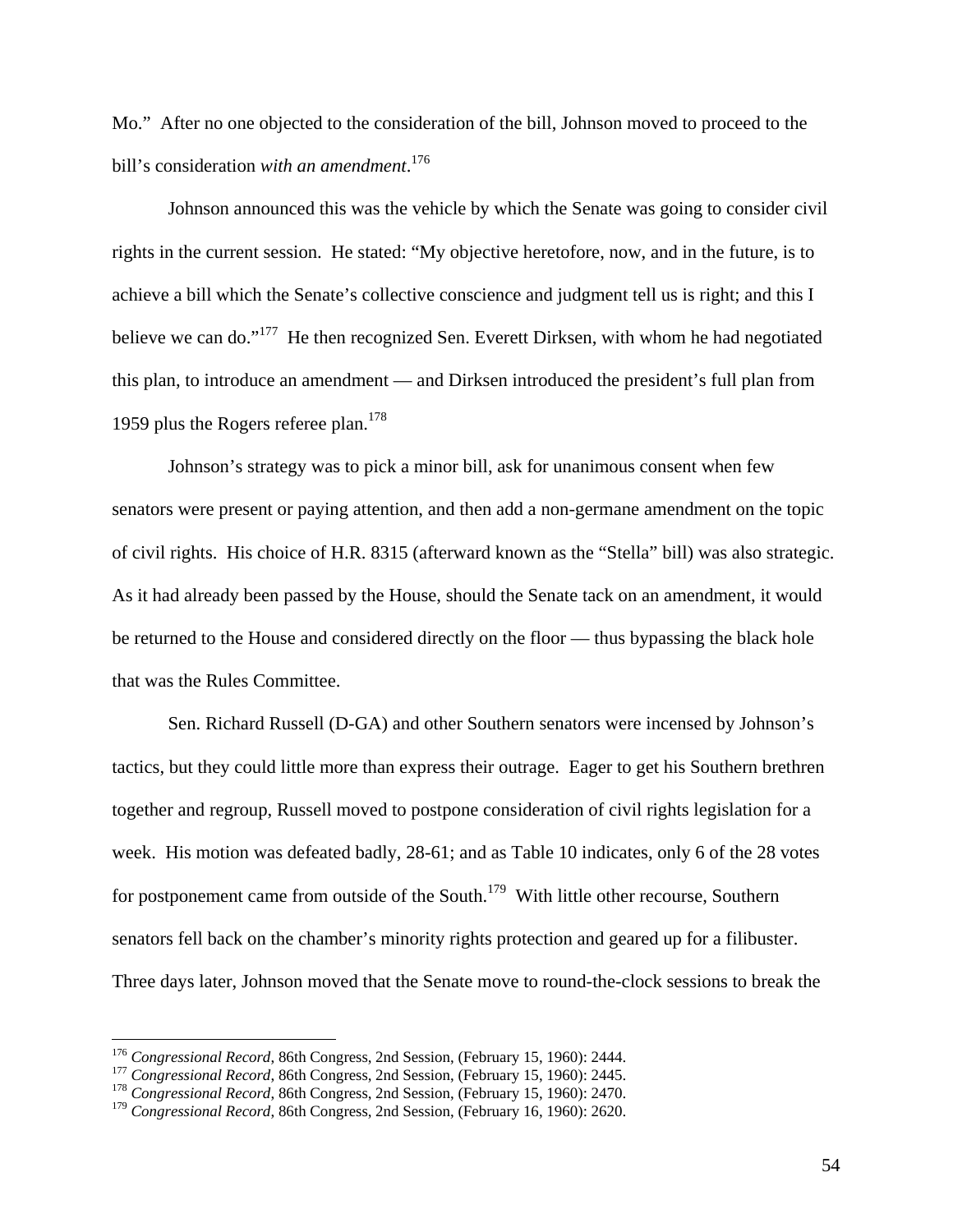Mo." After no one objected to the consideration of the bill, Johnson moved to proceed to the bill's consideration *with an amendment*.[176]

Johnson announced this was the vehicle by which the Senate was going to consider civil rights in the current session. He stated: "My objective heretofore, now, and in the future, is to achieve a bill which the Senate's collective conscience and judgment tell us is right; and this I believe we can do."[177] He then recognized Sen. Everett Dirksen, with whom he had negotiated this plan, to introduce an amendment — and Dirksen introduced the president's full plan from 1959 plus the Rogers referee plan.[178]

Johnson's strategy was to pick a minor bill, ask for unanimous consent when few senators were present or paying attention, and then add a non-germane amendment on the topic of civil rights. His choice of H.R. 8315 (afterward known as the "Stella" bill) was also strategic. As it had already been passed by the House, should the Senate tack on an amendment, it would be returned to the House and considered directly on the floor — thus bypassing the black hole that was the Rules Committee.

Sen. Richard Russell (D-GA) and other Southern senators were incensed by Johnson's tactics, but they could little more than express their outrage. Eager to get his Southern brethren together and regroup, Russell moved to postpone consideration of civil rights legislation for a week. His motion was defeated badly, 28-61; and as Table 10 indicates, only 6 of the 28 votes for postponement came from outside of the South.[179] With little other recourse, Southern senators fell back on the chamber's minority rights protection and geared up for a filibuster. Three days later, Johnson moved that the Senate move to round-the-clock sessions to break the

---

[176] *Congressional Record*, 86th Congress, 2nd Session, (February 15, 1960): 2444.
[177] *Congressional Record*, 86th Congress, 2nd Session, (February 15, 1960): 2445.
[178] *Congressional Record*, 86th Congress, 2nd Session, (February 15, 1960): 2470.
[179] *Congressional Record*, 86th Congress, 2nd Session, (February 16, 1960): 2620.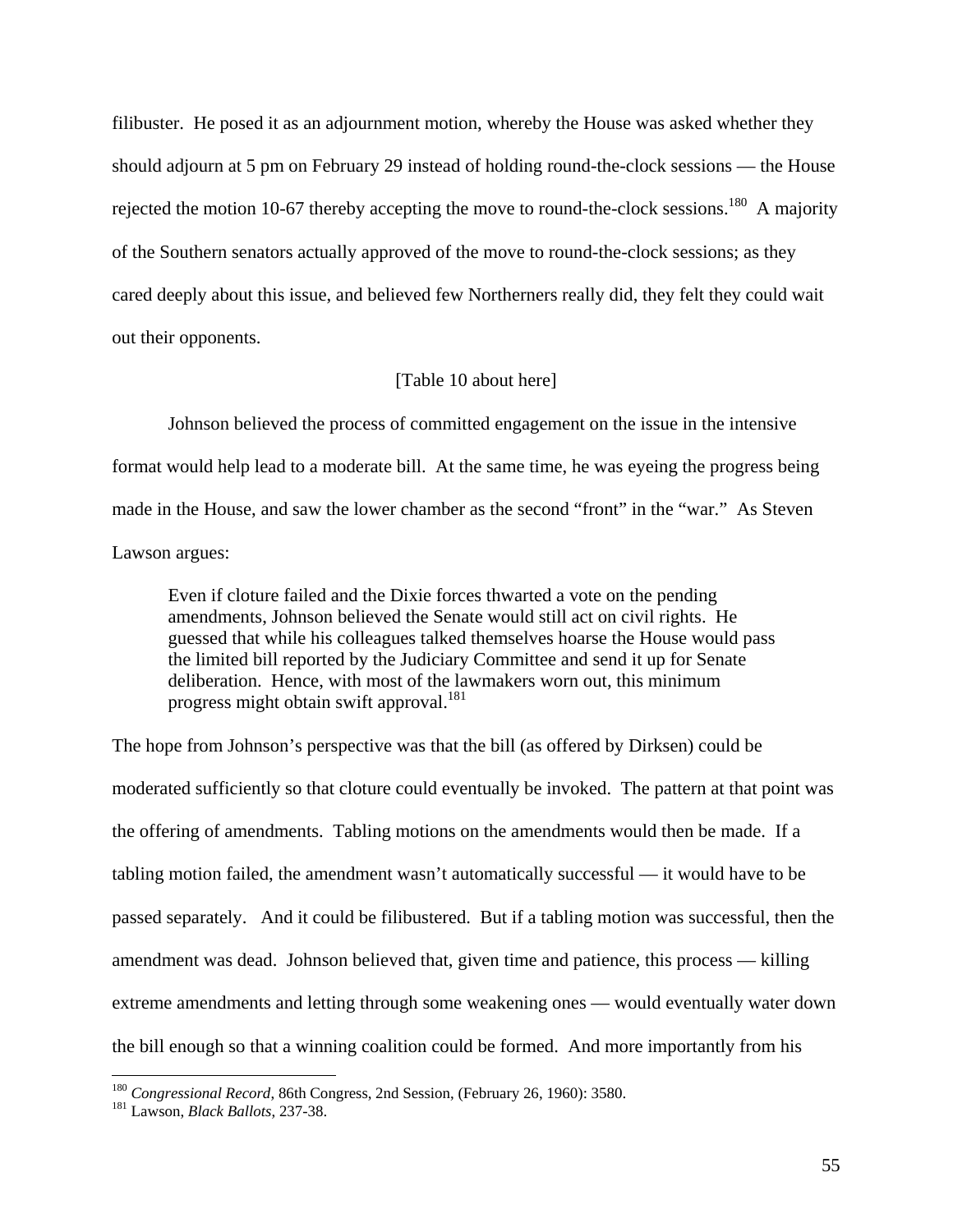filibuster. He posed it as an adjournment motion, whereby the House was asked whether they should adjourn at 5 pm on February 29 instead of holding round-the-clock sessions — the House rejected the motion 10-67 thereby accepting the move to round-the-clock sessions.[180] A majority of the Southern senators actually approved of the move to round-the-clock sessions; as they cared deeply about this issue, and believed few Northerners really did, they felt they could wait out their opponents.

[Table 10 about here]

Johnson believed the process of committed engagement on the issue in the intensive format would help lead to a moderate bill. At the same time, he was eyeing the progress being made in the House, and saw the lower chamber as the second "front" in the "war." As Steven Lawson argues:

> Even if cloture failed and the Dixie forces thwarted a vote on the pending amendments, Johnson believed the Senate would still act on civil rights. He guessed that while his colleagues talked themselves hoarse the House would pass the limited bill reported by the Judiciary Committee and send it up for Senate deliberation. Hence, with most of the lawmakers worn out, this minimum progress might obtain swift approval.[181]

The hope from Johnson's perspective was that the bill (as offered by Dirksen) could be moderated sufficiently so that cloture could eventually be invoked. The pattern at that point was the offering of amendments. Tabling motions on the amendments would then be made. If a tabling motion failed, the amendment wasn't automatically successful — it would have to be passed separately. And it could be filibustered. But if a tabling motion was successful, then the amendment was dead. Johnson believed that, given time and patience, this process — killing extreme amendments and letting through some weakening ones — would eventually water down the bill enough so that a winning coalition could be formed. And more importantly from his

[180] *Congressional Record*, 86th Congress, 2nd Session, (February 26, 1960): 3580.

[181] Lawson, *Black Ballots*, 237-38.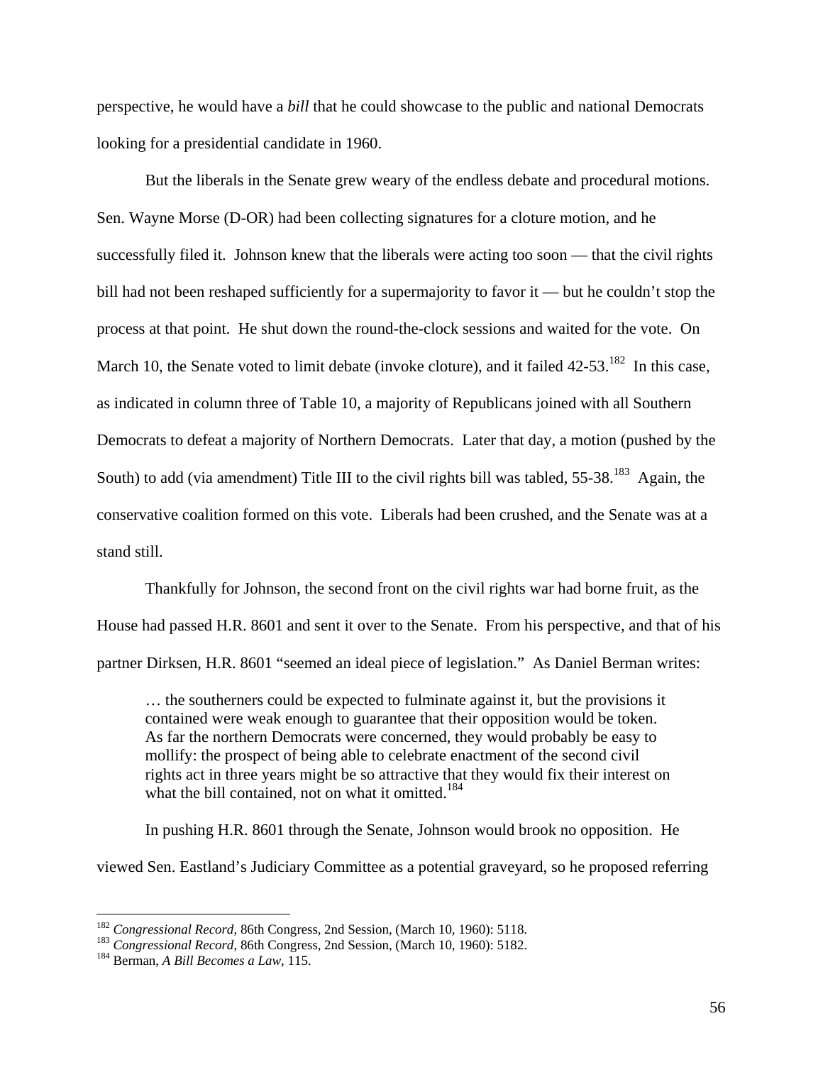perspective, he would have a *bill* that he could showcase to the public and national Democrats looking for a presidential candidate in 1960.

But the liberals in the Senate grew weary of the endless debate and procedural motions. Sen. Wayne Morse (D-OR) had been collecting signatures for a cloture motion, and he successfully filed it. Johnson knew that the liberals were acting too soon — that the civil rights bill had not been reshaped sufficiently for a supermajority to favor it — but he couldn't stop the process at that point. He shut down the round-the-clock sessions and waited for the vote. On March 10, the Senate voted to limit debate (invoke cloture), and it failed 42-53.[182] In this case, as indicated in column three of Table 10, a majority of Republicans joined with all Southern Democrats to defeat a majority of Northern Democrats. Later that day, a motion (pushed by the South) to add (via amendment) Title III to the civil rights bill was tabled, 55-38.[183] Again, the conservative coalition formed on this vote. Liberals had been crushed, and the Senate was at a stand still.

Thankfully for Johnson, the second front on the civil rights war had borne fruit, as the House had passed H.R. 8601 and sent it over to the Senate. From his perspective, and that of his partner Dirksen, H.R. 8601 "seemed an ideal piece of legislation." As Daniel Berman writes:

> … the southerners could be expected to fulminate against it, but the provisions it contained were weak enough to guarantee that their opposition would be token. As far the northern Democrats were concerned, they would probably be easy to mollify: the prospect of being able to celebrate enactment of the second civil rights act in three years might be so attractive that they would fix their interest on what the bill contained, not on what it omitted.[184]

In pushing H.R. 8601 through the Senate, Johnson would brook no opposition. He viewed Sen. Eastland's Judiciary Committee as a potential graveyard, so he proposed referring

---

[182] *Congressional Record*, 86th Congress, 2nd Session, (March 10, 1960): 5118.
[183] *Congressional Record*, 86th Congress, 2nd Session, (March 10, 1960): 5182.
[184] Berman, *A Bill Becomes a Law*, 115.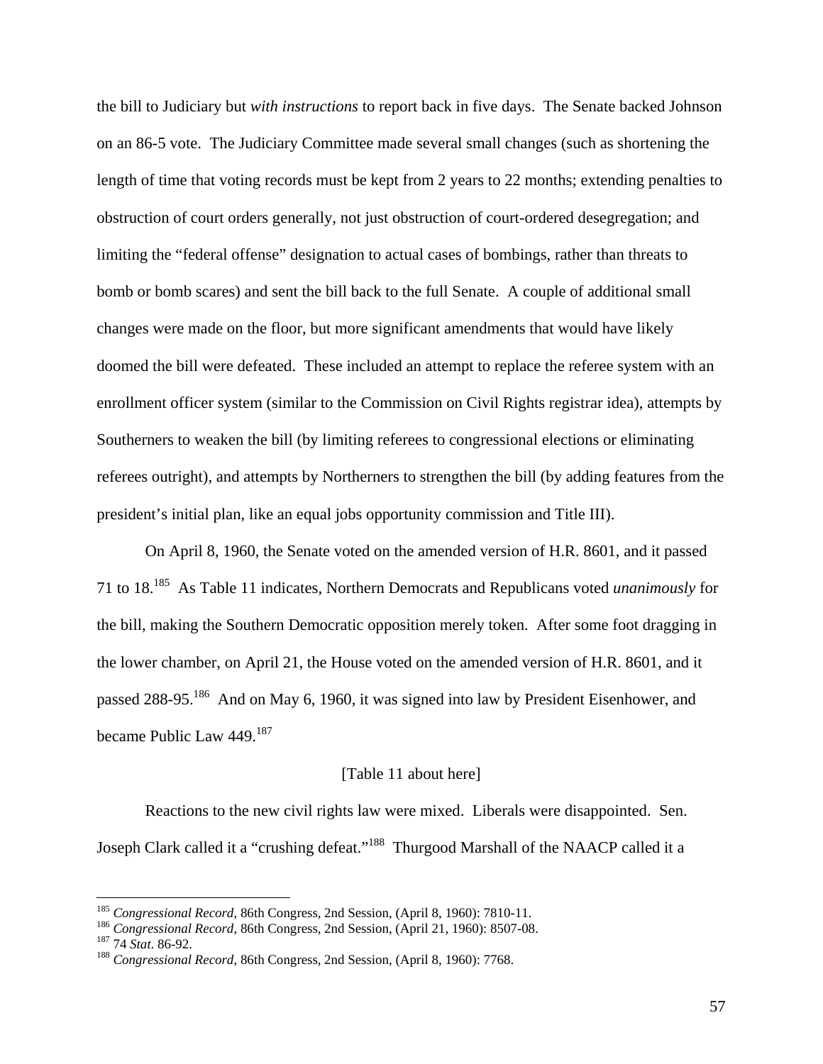the bill to Judiciary but *with instructions* to report back in five days. The Senate backed Johnson on an 86-5 vote. The Judiciary Committee made several small changes (such as shortening the length of time that voting records must be kept from 2 years to 22 months; extending penalties to obstruction of court orders generally, not just obstruction of court-ordered desegregation; and limiting the "federal offense" designation to actual cases of bombings, rather than threats to bomb or bomb scares) and sent the bill back to the full Senate. A couple of additional small changes were made on the floor, but more significant amendments that would have likely doomed the bill were defeated. These included an attempt to replace the referee system with an enrollment officer system (similar to the Commission on Civil Rights registrar idea), attempts by Southerners to weaken the bill (by limiting referees to congressional elections or eliminating referees outright), and attempts by Northerners to strengthen the bill (by adding features from the president's initial plan, like an equal jobs opportunity commission and Title III).

On April 8, 1960, the Senate voted on the amended version of H.R. 8601, and it passed 71 to 18.[185] As Table 11 indicates, Northern Democrats and Republicans voted *unanimously* for the bill, making the Southern Democratic opposition merely token. After some foot dragging in the lower chamber, on April 21, the House voted on the amended version of H.R. 8601, and it passed 288-95.[186] And on May 6, 1960, it was signed into law by President Eisenhower, and became Public Law 449.[187]

[Table 11 about here]

Reactions to the new civil rights law were mixed. Liberals were disappointed. Sen. Joseph Clark called it a "crushing defeat."[188] Thurgood Marshall of the NAACP called it a

---

[185] *Congressional Record*, 86th Congress, 2nd Session, (April 8, 1960): 7810-11.
[186] *Congressional Record*, 86th Congress, 2nd Session, (April 21, 1960): 8507-08.
[187] 74 *Stat.* 86-92.
[188] *Congressional Record*, 86th Congress, 2nd Session, (April 8, 1960): 7768.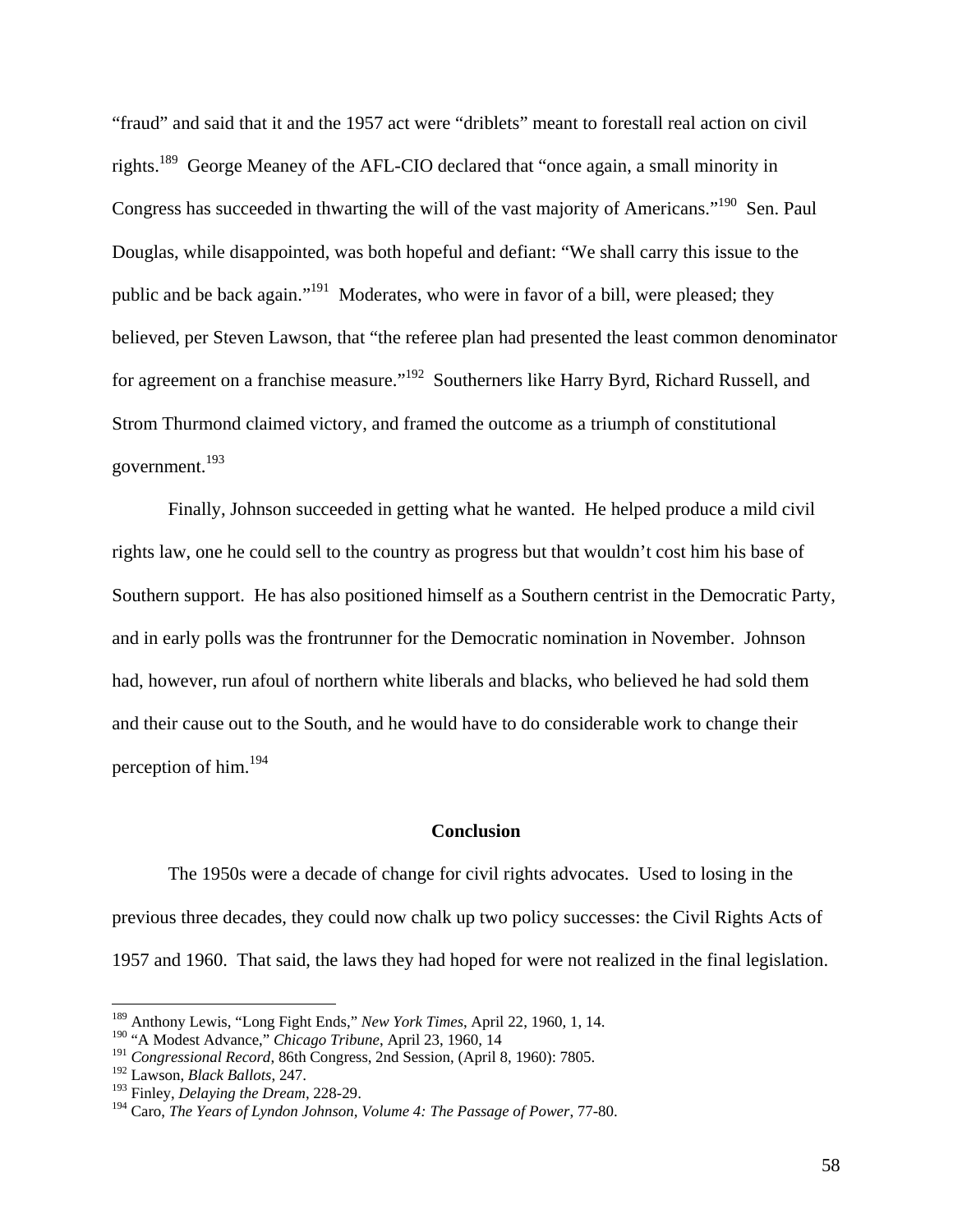"fraud" and said that it and the 1957 act were "driblets" meant to forestall real action on civil rights.[189] George Meaney of the AFL-CIO declared that "once again, a small minority in Congress has succeeded in thwarting the will of the vast majority of Americans."[190] Sen. Paul Douglas, while disappointed, was both hopeful and defiant: "We shall carry this issue to the public and be back again."[191] Moderates, who were in favor of a bill, were pleased; they believed, per Steven Lawson, that "the referee plan had presented the least common denominator for agreement on a franchise measure."[192] Southerners like Harry Byrd, Richard Russell, and Strom Thurmond claimed victory, and framed the outcome as a triumph of constitutional government.[193]

Finally, Johnson succeeded in getting what he wanted. He helped produce a mild civil rights law, one he could sell to the country as progress but that wouldn't cost him his base of Southern support. He has also positioned himself as a Southern centrist in the Democratic Party, and in early polls was the frontrunner for the Democratic nomination in November. Johnson had, however, run afoul of northern white liberals and blacks, who believed he had sold them and their cause out to the South, and he would have to do considerable work to change their perception of him.[194]

## Conclusion

The 1950s were a decade of change for civil rights advocates. Used to losing in the previous three decades, they could now chalk up two policy successes: the Civil Rights Acts of 1957 and 1960. That said, the laws they had hoped for were not realized in the final legislation.

---

[189] Anthony Lewis, "Long Fight Ends," *New York Times*, April 22, 1960, 1, 14.

[190] "A Modest Advance," *Chicago Tribune*, April 23, 1960, 14

[191] *Congressional Record*, 86th Congress, 2nd Session, (April 8, 1960): 7805.

[192] Lawson, *Black Ballots*, 247.

[193] Finley, *Delaying the Dream*, 228-29.

[194] Caro, *The Years of Lyndon Johnson, Volume 4: The Passage of Power*, 77-80.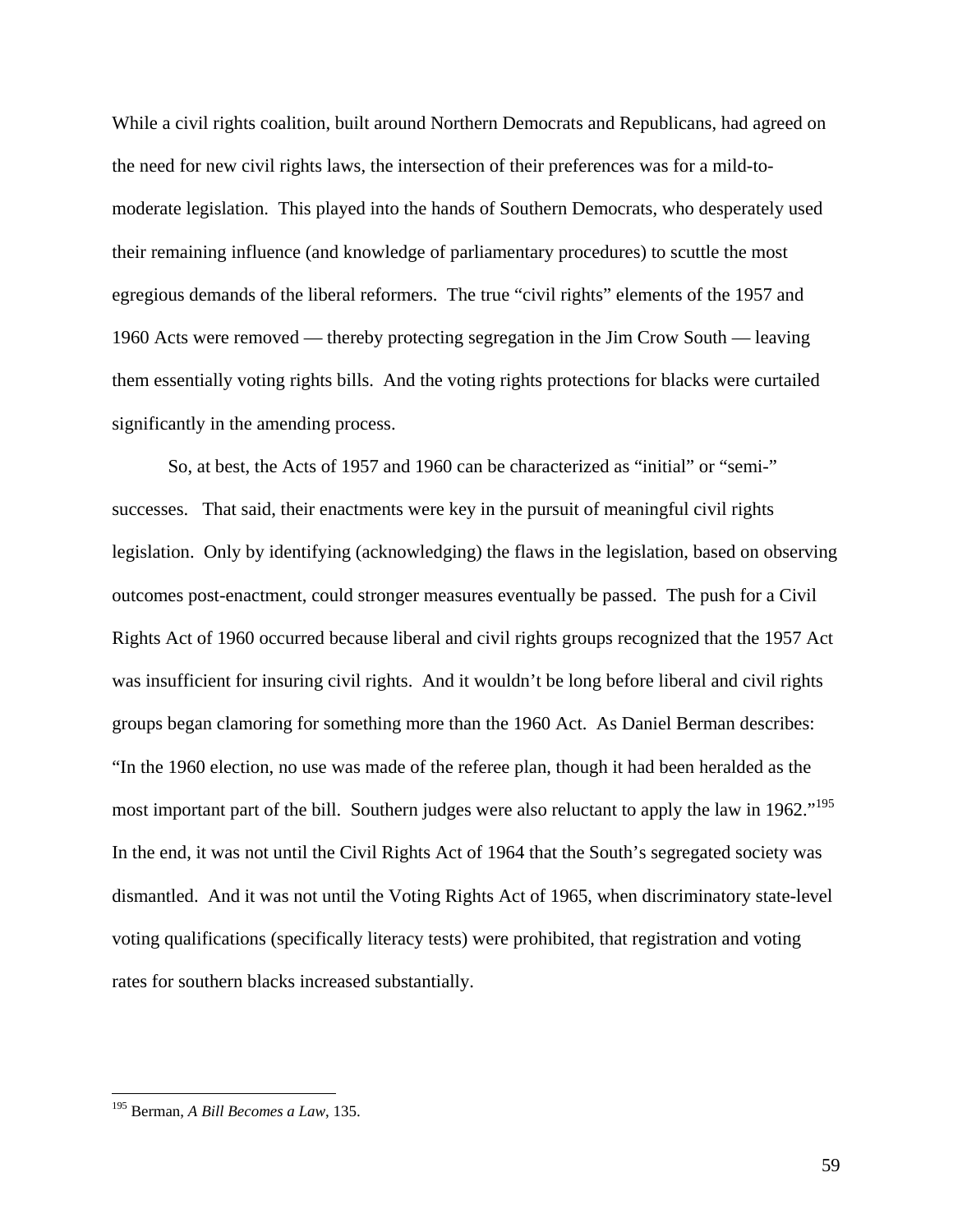While a civil rights coalition, built around Northern Democrats and Republicans, had agreed on the need for new civil rights laws, the intersection of their preferences was for a mild-to-moderate legislation. This played into the hands of Southern Democrats, who desperately used their remaining influence (and knowledge of parliamentary procedures) to scuttle the most egregious demands of the liberal reformers. The true "civil rights" elements of the 1957 and 1960 Acts were removed — thereby protecting segregation in the Jim Crow South — leaving them essentially voting rights bills. And the voting rights protections for blacks were curtailed significantly in the amending process.

So, at best, the Acts of 1957 and 1960 can be characterized as "initial" or "semi-" successes. That said, their enactments were key in the pursuit of meaningful civil rights legislation. Only by identifying (acknowledging) the flaws in the legislation, based on observing outcomes post-enactment, could stronger measures eventually be passed. The push for a Civil Rights Act of 1960 occurred because liberal and civil rights groups recognized that the 1957 Act was insufficient for insuring civil rights. And it wouldn't be long before liberal and civil rights groups began clamoring for something more than the 1960 Act. As Daniel Berman describes: "In the 1960 election, no use was made of the referee plan, though it had been heralded as the most important part of the bill. Southern judges were also reluctant to apply the law in 1962."[195] In the end, it was not until the Civil Rights Act of 1964 that the South's segregated society was dismantled. And it was not until the Voting Rights Act of 1965, when discriminatory state-level voting qualifications (specifically literacy tests) were prohibited, that registration and voting rates for southern blacks increased substantially.

---

[195] Berman, *A Bill Becomes a Law*, 135.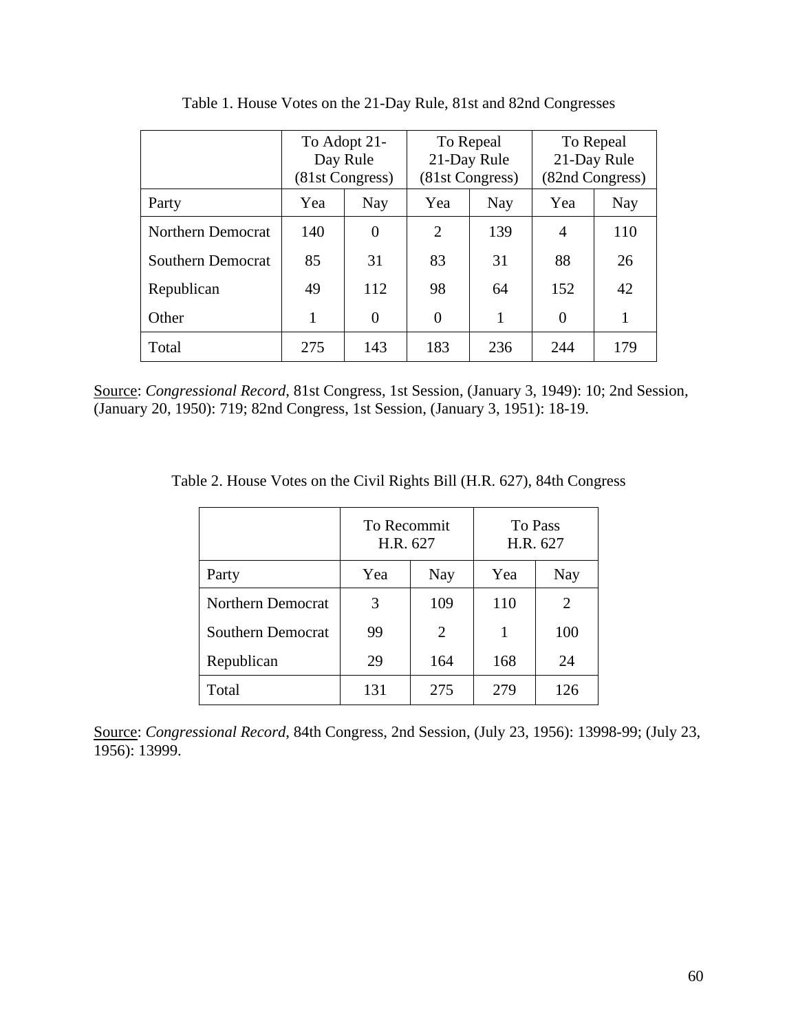Table 1. House Votes on the 21-Day Rule, 81st and 82nd Congresses

| | To Adopt 21-Day Rule (81st Congress) | | To Repeal 21-Day Rule (81st Congress) | | To Repeal 21-Day Rule (82nd Congress) | |
|---|---|---|---|---|---|---|
| Party | Yea | Nay | Yea | Nay | Yea | Nay |
| Northern Democrat | 140 | 0 | 2 | 139 | 4 | 110 |
| Southern Democrat | 85 | 31 | 83 | 31 | 88 | 26 |
| Republican | 49 | 112 | 98 | 64 | 152 | 42 |
| Other | 1 | 0 | 0 | 1 | 0 | 1 |
| Total | 275 | 143 | 183 | 236 | 244 | 179 |

Source: *Congressional Record*, 81st Congress, 1st Session, (January 3, 1949): 10; 2nd Session, (January 20, 1950): 719; 82nd Congress, 1st Session, (January 3, 1951): 18-19.

Table 2. House Votes on the Civil Rights Bill (H.R. 627), 84th Congress

| | To Recommit H.R. 627 | | To Pass H.R. 627 | |
|---|---|---|---|---|
| Party | Yea | Nay | Yea | Nay |
| Northern Democrat | 3 | 109 | 110 | 2 |
| Southern Democrat | 99 | 2 | 1 | 100 |
| Republican | 29 | 164 | 168 | 24 |
| Total | 131 | 275 | 279 | 126 |

Source: *Congressional Record*, 84th Congress, 2nd Session, (July 23, 1956): 13998-99; (July 23, 1956): 13999.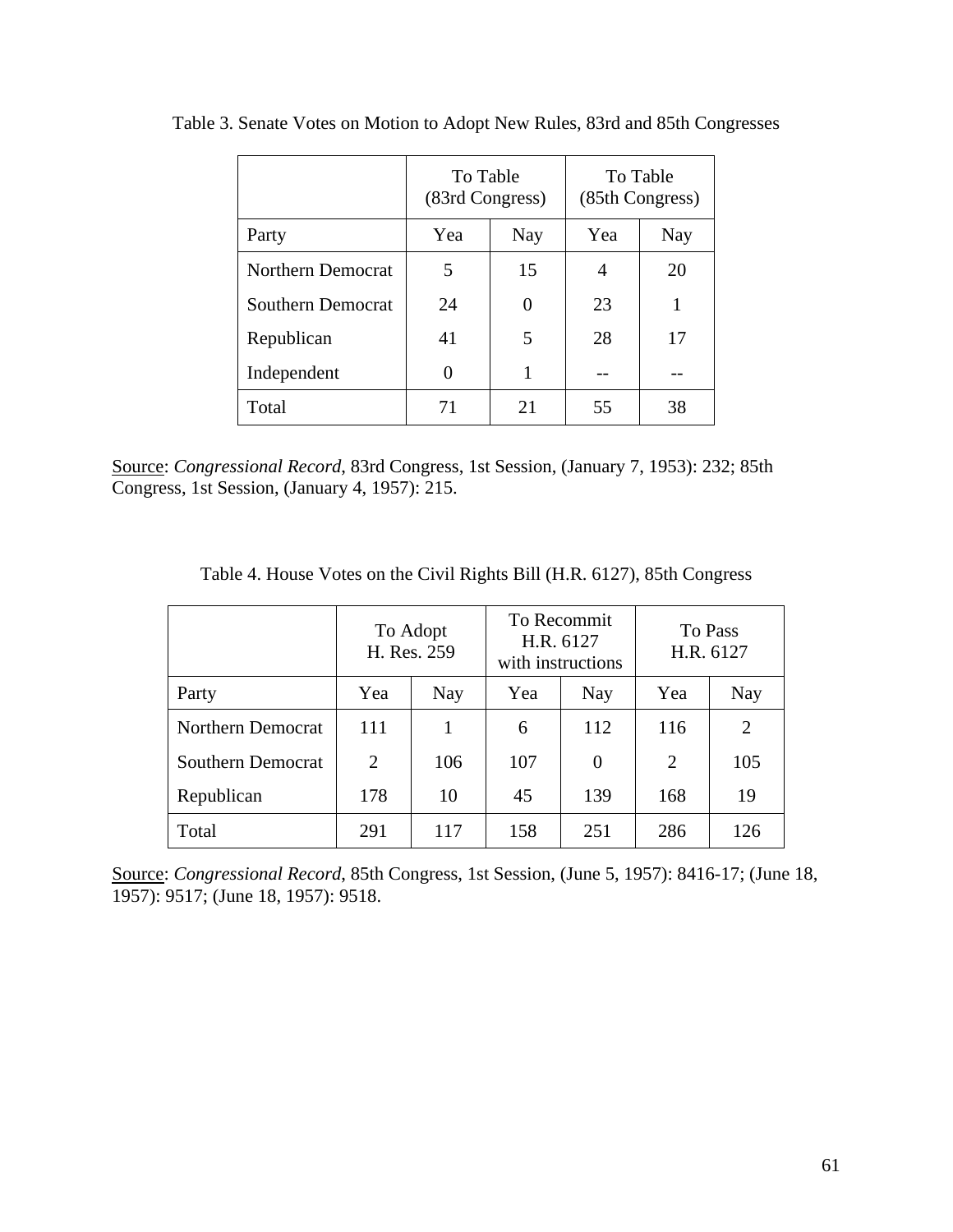Table 3. Senate Votes on Motion to Adopt New Rules, 83rd and 85th Congresses

| | To Table (83rd Congress) | | To Table (85th Congress) | |
|---|---|---|---|---|
| Party | Yea | Nay | Yea | Nay |
| Northern Democrat | 5 | 15 | 4 | 20 |
| Southern Democrat | 24 | 0 | 23 | 1 |
| Republican | 41 | 5 | 28 | 17 |
| Independent | 0 | 1 | -- | -- |
| Total | 71 | 21 | 55 | 38 |

Source: *Congressional Record*, 83rd Congress, 1st Session, (January 7, 1953): 232; 85th Congress, 1st Session, (January 4, 1957): 215.

Table 4. House Votes on the Civil Rights Bill (H.R. 6127), 85th Congress

| | To Adopt H. Res. 259 | | To Recommit H.R. 6127 with instructions | | To Pass H.R. 6127 | |
|---|---|---|---|---|---|---|
| Party | Yea | Nay | Yea | Nay | Yea | Nay |
| Northern Democrat | 111 | 1 | 6 | 112 | 116 | 2 |
| Southern Democrat | 2 | 106 | 107 | 0 | 2 | 105 |
| Republican | 178 | 10 | 45 | 139 | 168 | 19 |
| Total | 291 | 117 | 158 | 251 | 286 | 126 |

Source: *Congressional Record*, 85th Congress, 1st Session, (June 5, 1957): 8416-17; (June 18, 1957): 9517; (June 18, 1957): 9518.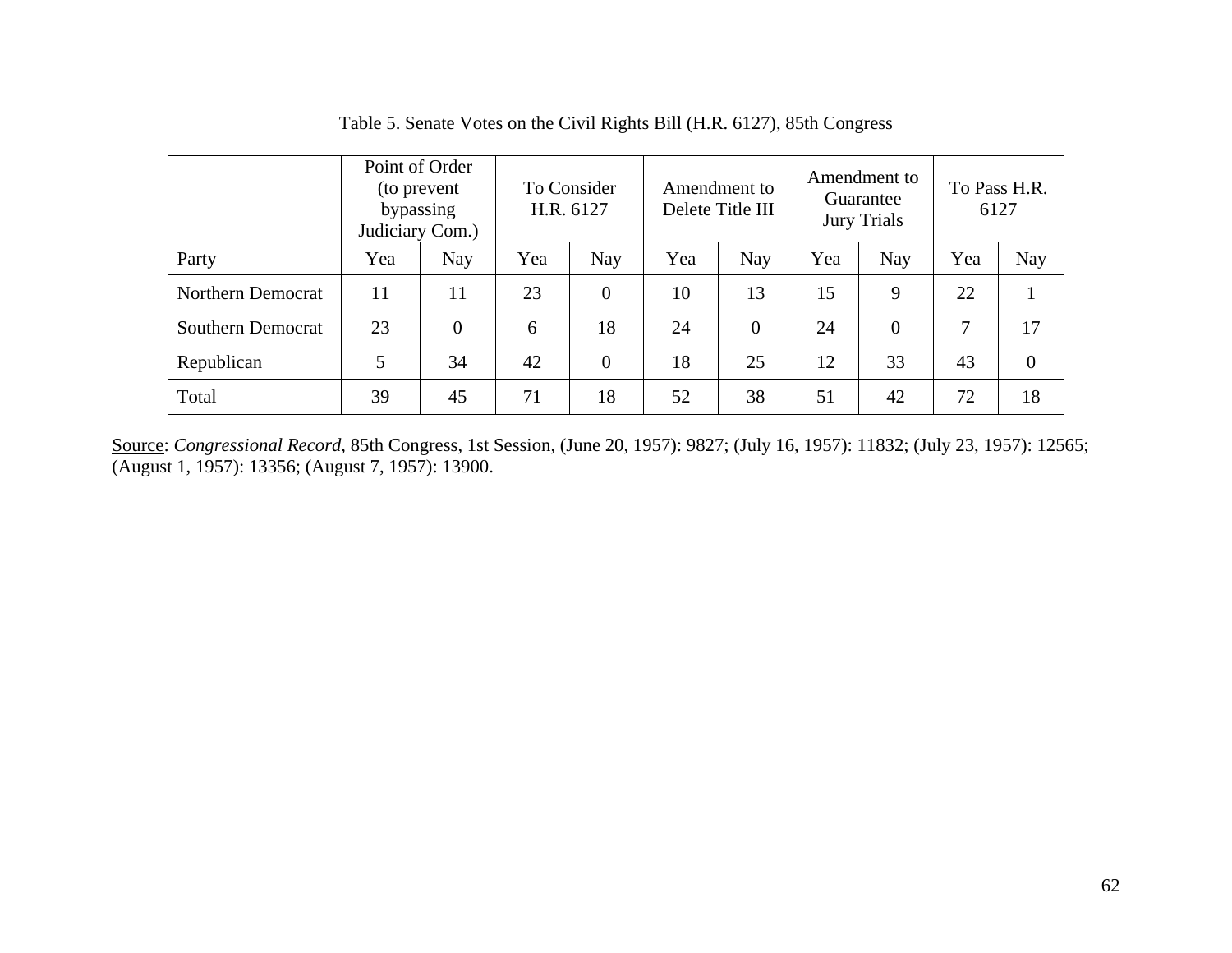Table 5. Senate Votes on the Civil Rights Bill (H.R. 6127), 85th Congress

| | Point of Order (to prevent bypassing Judiciary Com.) | | To Consider H.R. 6127 | | Amendment to Delete Title III | | Amendment to Guarantee Jury Trials | | To Pass H.R. 6127 | |
|---|---|---|---|---|---|---|---|---|---|---|
| Party | Yea | Nay | Yea | Nay | Yea | Nay | Yea | Nay | Yea | Nay |
| Northern Democrat | 11 | 11 | 23 | 0 | 10 | 13 | 15 | 9 | 22 | 1 |
| Southern Democrat | 23 | 0 | 6 | 18 | 24 | 0 | 24 | 0 | 7 | 17 |
| Republican | 5 | 34 | 42 | 0 | 18 | 25 | 12 | 33 | 43 | 0 |
| Total | 39 | 45 | 71 | 18 | 52 | 38 | 51 | 42 | 72 | 18 |

Source: *Congressional Record*, 85th Congress, 1st Session, (June 20, 1957): 9827; (July 16, 1957): 11832; (July 23, 1957): 12565; (August 1, 1957): 13356; (August 7, 1957): 13900.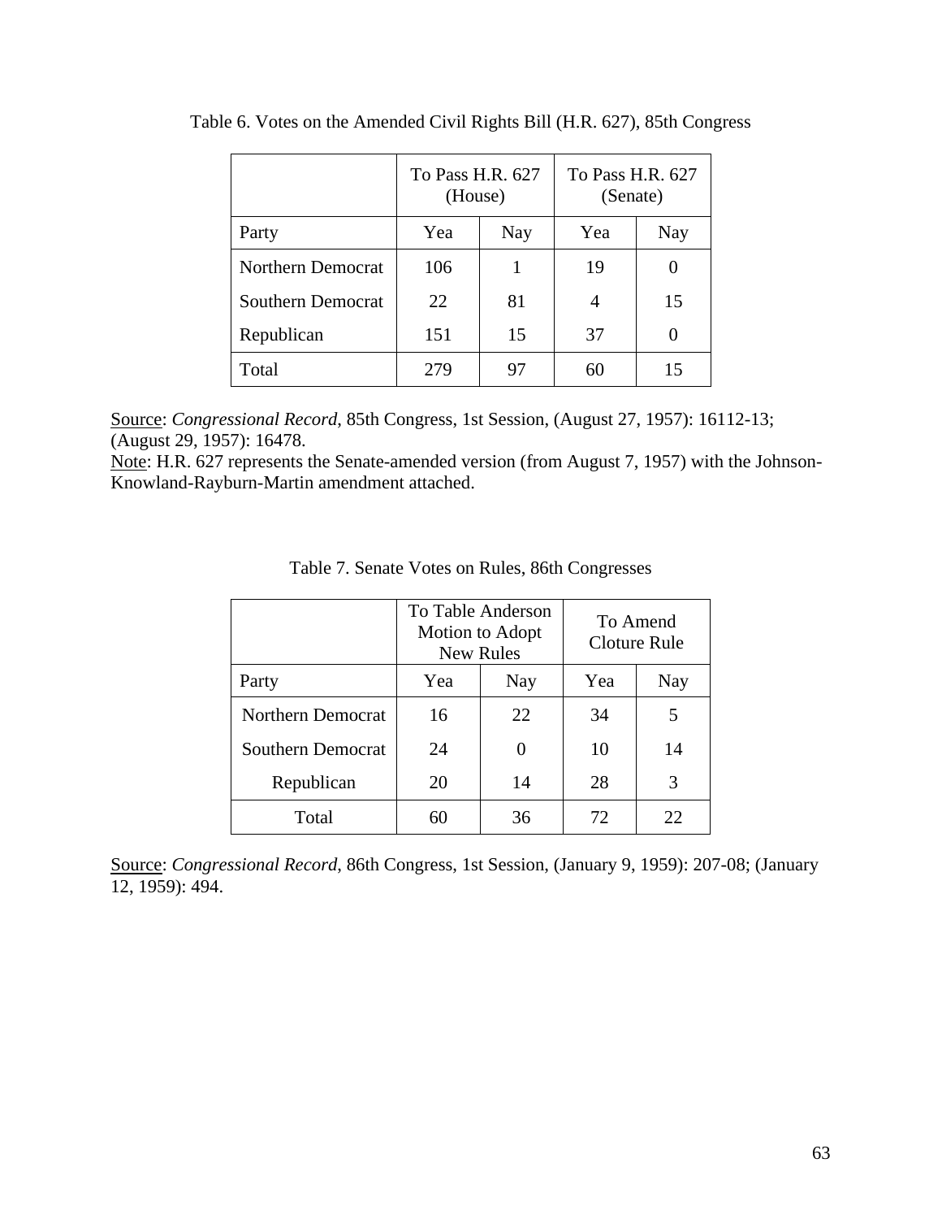Table 6. Votes on the Amended Civil Rights Bill (H.R. 627), 85th Congress

| | To Pass H.R. 627 (House) | | To Pass H.R. 627 (Senate) | |
|---|---|---|---|---|
| Party | Yea | Nay | Yea | Nay |
| Northern Democrat | 106 | 1 | 19 | 0 |
| Southern Democrat | 22 | 81 | 4 | 15 |
| Republican | 151 | 15 | 37 | 0 |
| Total | 279 | 97 | 60 | 15 |

Source: *Congressional Record*, 85th Congress, 1st Session, (August 27, 1957): 16112-13; (August 29, 1957): 16478.
Note: H.R. 627 represents the Senate-amended version (from August 7, 1957) with the Johnson-Knowland-Rayburn-Martin amendment attached.

Table 7. Senate Votes on Rules, 86th Congresses

| | To Table Anderson Motion to Adopt New Rules | | To Amend Cloture Rule | |
|---|---|---|---|---|
| Party | Yea | Nay | Yea | Nay |
| Northern Democrat | 16 | 22 | 34 | 5 |
| Southern Democrat | 24 | 0 | 10 | 14 |
| Republican | 20 | 14 | 28 | 3 |
| Total | 60 | 36 | 72 | 22 |

Source: *Congressional Record*, 86th Congress, 1st Session, (January 9, 1959): 207-08; (January 12, 1959): 494.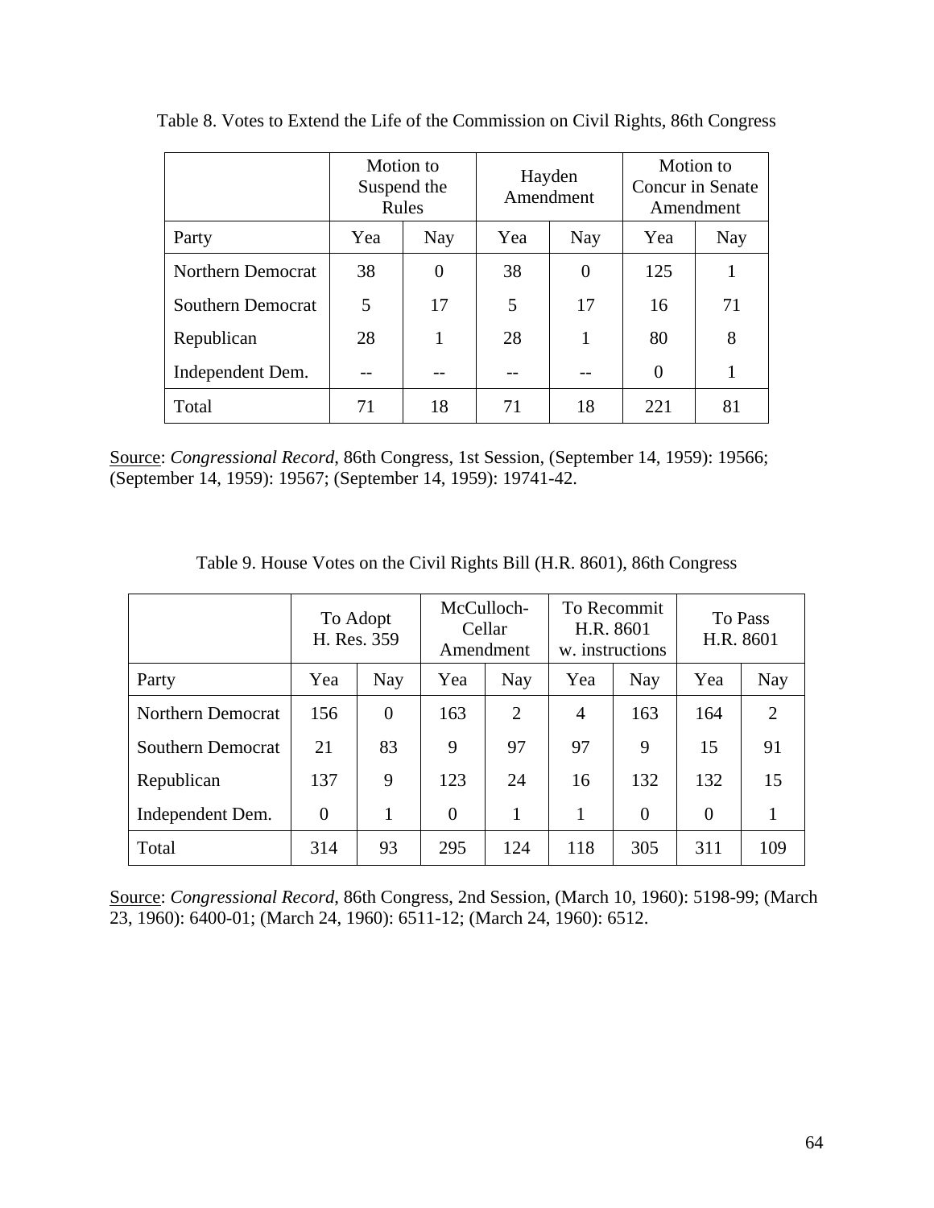Table 8. Votes to Extend the Life of the Commission on Civil Rights, 86th Congress

| | Motion to Suspend the Rules | | Hayden Amendment | | Motion to Concur in Senate Amendment | |
|---|---|---|---|---|---|---|
| Party | Yea | Nay | Yea | Nay | Yea | Nay |
| Northern Democrat | 38 | 0 | 38 | 0 | 125 | 1 |
| Southern Democrat | 5 | 17 | 5 | 17 | 16 | 71 |
| Republican | 28 | 1 | 28 | 1 | 80 | 8 |
| Independent Dem. | -- | -- | -- | -- | 0 | 1 |
| Total | 71 | 18 | 71 | 18 | 221 | 81 |

Source: *Congressional Record*, 86th Congress, 1st Session, (September 14, 1959): 19566; (September 14, 1959): 19567; (September 14, 1959): 19741-42.

Table 9. House Votes on the Civil Rights Bill (H.R. 8601), 86th Congress

| | To Adopt H. Res. 359 | | McCulloch-Cellar Amendment | | To Recommit H.R. 8601 w. instructions | | To Pass H.R. 8601 | |
|---|---|---|---|---|---|---|---|---|
| Party | Yea | Nay | Yea | Nay | Yea | Nay | Yea | Nay |
| Northern Democrat | 156 | 0 | 163 | 2 | 4 | 163 | 164 | 2 |
| Southern Democrat | 21 | 83 | 9 | 97 | 97 | 9 | 15 | 91 |
| Republican | 137 | 9 | 123 | 24 | 16 | 132 | 132 | 15 |
| Independent Dem. | 0 | 1 | 0 | 1 | 1 | 0 | 0 | 1 |
| Total | 314 | 93 | 295 | 124 | 118 | 305 | 311 | 109 |

Source: *Congressional Record*, 86th Congress, 2nd Session, (March 10, 1960): 5198-99; (March 23, 1960): 6400-01; (March 24, 1960): 6511-12; (March 24, 1960): 6512.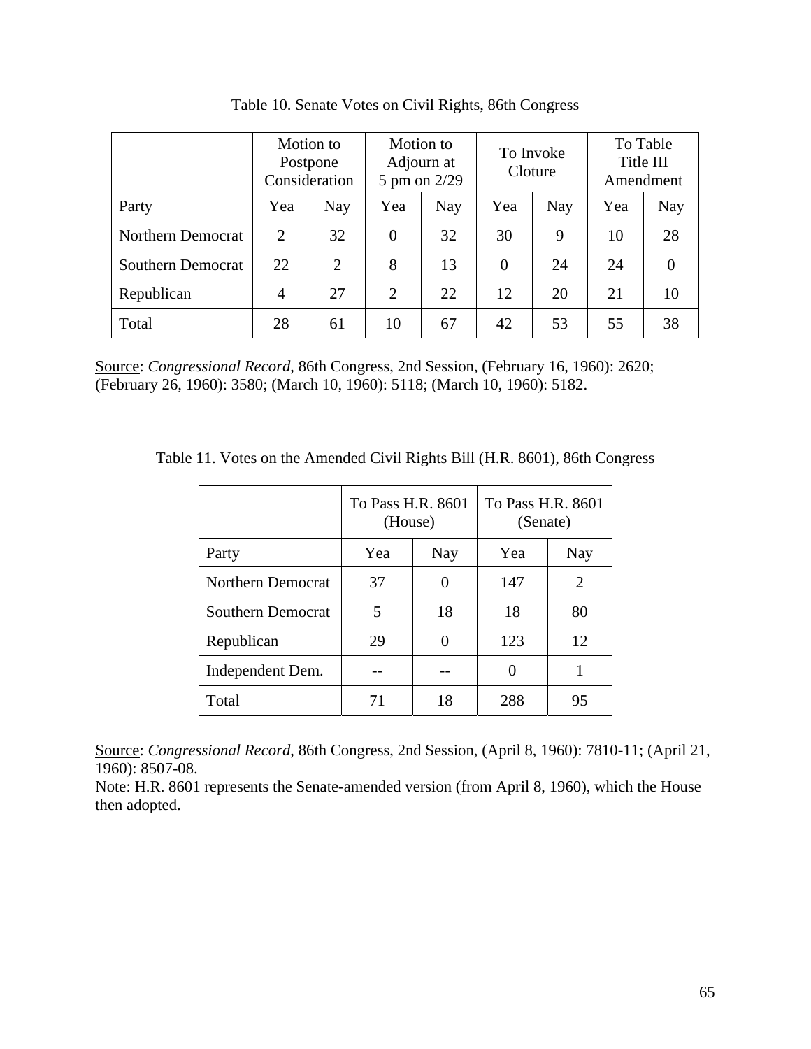Table 10. Senate Votes on Civil Rights, 86th Congress

| | Motion to Postpone Consideration | | Motion to Adjourn at 5 pm on 2/29 | | To Invoke Cloture | | To Table Title III Amendment | |
|---|---|---|---|---|---|---|---|---|
| Party | Yea | Nay | Yea | Nay | Yea | Nay | Yea | Nay |
| Northern Democrat | 2 | 32 | 0 | 32 | 30 | 9 | 10 | 28 |
| Southern Democrat | 22 | 2 | 8 | 13 | 0 | 24 | 24 | 0 |
| Republican | 4 | 27 | 2 | 22 | 12 | 20 | 21 | 10 |
| Total | 28 | 61 | 10 | 67 | 42 | 53 | 55 | 38 |

Source: *Congressional Record*, 86th Congress, 2nd Session, (February 16, 1960): 2620; (February 26, 1960): 3580; (March 10, 1960): 5118; (March 10, 1960): 5182.

Table 11. Votes on the Amended Civil Rights Bill (H.R. 8601), 86th Congress

| | To Pass H.R. 8601 (House) | | To Pass H.R. 8601 (Senate) | |
|---|---|---|---|---|
| Party | Yea | Nay | Yea | Nay |
| Northern Democrat | 37 | 0 | 147 | 2 |
| Southern Democrat | 5 | 18 | 18 | 80 |
| Republican | 29 | 0 | 123 | 12 |
| Independent Dem. | -- | -- | 0 | 1 |
| Total | 71 | 18 | 288 | 95 |

Source: *Congressional Record*, 86th Congress, 2nd Session, (April 8, 1960): 7810-11; (April 21, 1960): 8507-08.

Note: H.R. 8601 represents the Senate-amended version (from April 8, 1960), which the House then adopted.